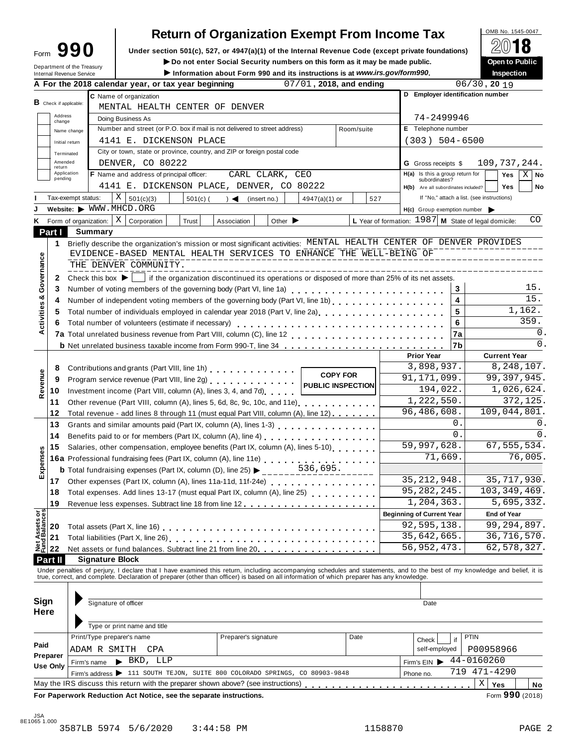# Form 990 — Return of Organization Exempt From Income Tax

OMB No. 1545-0047

**2018**

Under section 501(c), 527, or 4947(a)(1) of the Internal Revenue Code (except private foundations)

▶ Do not enter Social Security numbers on this form as it may be made public.

▶ Information about Form 990 and its instructions is at *www.irs.gov/form990*.

**Open to Public Inspection**

Department of the Treasury
Internal Revenue Service

**A** For the 2018 calendar year, or tax year beginning 07/01, 2018, and ending 06/30, 2019

**B** Check if applicable: Address change / Name change / Initial return / Terminated / Amended return / Application pending

**C** Name of organization: MENTAL HEALTH CENTER OF DENVER

Doing Business As:

Number and street (or P.O. box if mail is not delivered to street address): 4141 E. DICKENSON PLACE — Room/suite:

City or town, state or province, country, and ZIP or foreign postal code: DENVER, CO 80222

**D** Employer identification number: 74-2499946

**E** Telephone number: (303) 504-6500

**G** Gross receipts $ 109,737,244.

**F** Name and address of principal officer: CARL CLARK, CEO, 4141 E. DICKENSON PLACE, DENVER, CO 80222

**H(a)** Is this a group return for subordinates? Yes [ ] No [X]

**H(b)** Are all subordinates included? Yes [ ] No [ ] If "No," attach a list. (see instructions)

**I** Tax-exempt status: [X] 501(c)(3) [ ] 501(c) ( ) ◀ (insert no.) [ ] 4947(a)(1) or [ ] 527

**J** Website: ▶ WWW.MHCD.ORG

**H(c)** Group exemption number ▶

**K** Form of organization: [X] Corporation [ ] Trust [ ] Association [ ] Other ▶

**L** Year of formation: 1987 **M** State of legal domicile: CO

## Part I Summary

### Activities & Governance

1. Briefly describe the organization's mission or most significant activities: MENTAL HEALTH CENTER OF DENVER PROVIDES EVIDENCE-BASED MENTAL HEALTH SERVICES TO ENHANCE THE WELL-BEING OF THE DENVER COMMUNITY.
2. Check this box ▶ [ ] if the organization discontinued its operations or disposed of more than 25% of its net assets.

| Line | Description | | Value |
|---|---|---|---|
| 3 | Number of voting members of the governing body (Part VI, line 1a) | 3 | 15. |
| 4 | Number of independent voting members of the governing body (Part VI, line 1b) | 4 | 15. |
| 5 | Total number of individuals employed in calendar year 2018 (Part V, line 2a) | 5 | 1,162. |
| 6 | Total number of volunteers (estimate if necessary) | 6 | 359. |
| 7a | Total unrelated business revenue from Part VIII, column (C), line 12 | 7a | 0. |
| b | Net unrelated business taxable income from Form 990-T, line 34 | 7b | 0. |

### Revenue / Expenses

| Line | Description | Prior Year | Current Year |
|---|---|---|---|
| 8 | Contributions and grants (Part VIII, line 1h) | 3,898,937. | 8,248,107. |
| 9 | Program service revenue (Part VIII, line 2g) | 91,171,099. | 99,397,945. |
| 10 | Investment income (Part VIII, column (A), lines 3, 4, and 7d) | 194,022. | 1,026,624. |
| 11 | Other revenue (Part VIII, column (A), lines 5, 6d, 8c, 9c, 10c, and 11e) | 1,222,550. | 372,125. |
| 12 | Total revenue - add lines 8 through 11 (must equal Part VIII, column (A), line 12) | 96,486,608. | 109,044,801. |
| 13 | Grants and similar amounts paid (Part IX, column (A), lines 1-3) | 0. | 0. |
| 14 | Benefits paid to or for members (Part IX, column (A), line 4) | 0. | 0. |
| 15 | Salaries, other compensation, employee benefits (Part IX, column (A), lines 5-10) | 59,997,628. | 67,555,534. |
| 16a | Professional fundraising fees (Part IX, column (A), line 11e) | 71,669. | 76,005. |
| b | Total fundraising expenses (Part IX, column (D), line 25) ▶ 536,695. | | |
| 17 | Other expenses (Part IX, column (A), lines 11a-11d, 11f-24e) | 35,212,948. | 35,717,930. |
| 18 | Total expenses. Add lines 13-17 (must equal Part IX, column (A), line 25) | 95,282,245. | 103,349,469. |
| 19 | Revenue less expenses. Subtract line 18 from line 12 | 1,204,363. | 5,695,332. |

COPY FOR PUBLIC INSPECTION

### Net Assets or Fund Balances

| Line | Description | Beginning of Current Year | End of Year |
|---|---|---|---|
| 20 | Total assets (Part X, line 16) | 92,595,138. | 99,294,897. |
| 21 | Total liabilities (Part X, line 26) | 35,642,665. | 36,716,570. |
| 22 | Net assets or fund balances. Subtract line 21 from line 20 | 56,952,473. | 62,578,327. |

## Part II Signature Block

Under penalties of perjury, I declare that I have examined this return, including accompanying schedules and statements, and to the best of my knowledge and belief, it is true, correct, and complete. Declaration of preparer (other than officer) is based on all information of which preparer has any knowledge.

**Sign Here**

Signature of officer — Date

Type or print name and title

**Paid Preparer Use Only**

| Print/Type preparer's name | Preparer's signature | Date | Check [ ] if self-employed | PTIN |
|---|---|---|---|---|
| ADAM R SMITH CPA | | | | P00958966 |

Firm's name ▶ BKD, LLP — Firm's EIN ▶ 44-0160260

Firm's address ▶ 111 SOUTH TEJON, SUITE 800 COLORADO SPRINGS, CO 80903-9848 — Phone no. 719 471-4290

May the IRS discuss this return with the preparer shown above? (see instructions) [X] Yes [ ] No

**For Paperwork Reduction Act Notice, see the separate instructions.** Form **990** (2018)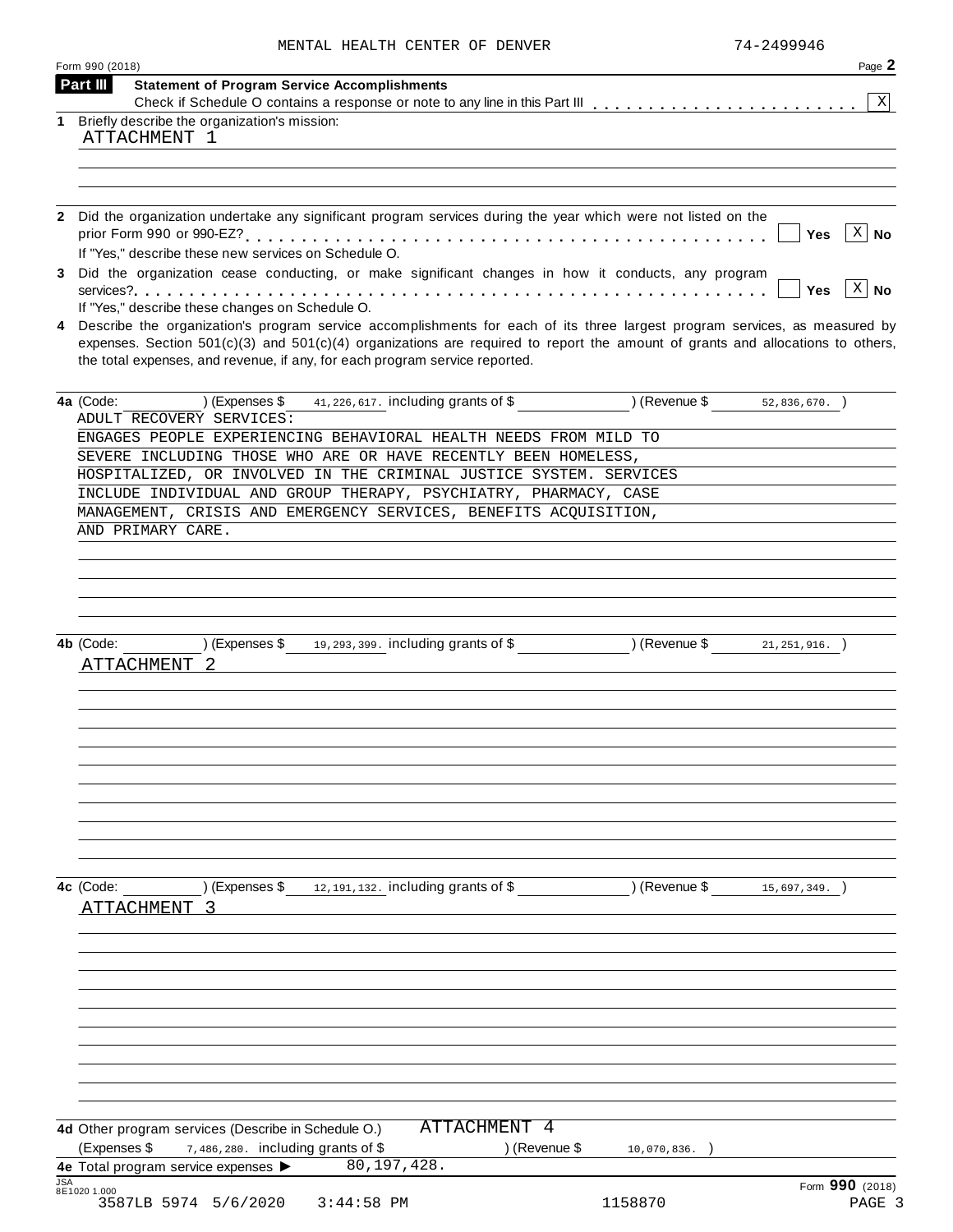MENTAL HEALTH CENTER OF DENVER 74-2499946

Form 990 (2018) Page 2

## Part III Statement of Program Service Accomplishments

Check if Schedule O contains a response or note to any line in this Part III . . . . . . . . . . . . . . . . . . . . . . . . [X]

**1** Briefly describe the organization's mission:

ATTACHMENT 1

**2** Did the organization undertake any significant program services during the year which were not listed on the prior Form 990 or 990-EZ? . . . . . . . . . . . . . . . . . . . . . . . . . . . . . . . . . . . . . . . . . . . . . [ ] Yes [X] No

If "Yes," describe these new services on Schedule O.

**3** Did the organization cease conducting, or make significant changes in how it conducts, any program services? . . . . . . . . . . . . . . . . . . . . . . . . . . . . . . . . . . . . . . . . . . . . . . . . . . . . . . . . . . [ ] Yes [X] No

If "Yes," describe these changes on Schedule O.

**4** Describe the organization's program service accomplishments for each of its three largest program services, as measured by expenses. Section 501(c)(3) and 501(c)(4) organizations are required to report the amount of grants and allocations to others, the total expenses, and revenue, if any, for each program service reported.

**4a** (Code: ) (Expenses $ 41,226,617. including grants of $ ) (Revenue $ 52,836,670. )

ADULT RECOVERY SERVICES:
ENGAGES PEOPLE EXPERIENCING BEHAVIORAL HEALTH NEEDS FROM MILD TO SEVERE INCLUDING THOSE WHO ARE OR HAVE RECENTLY BEEN HOMELESS, HOSPITALIZED, OR INVOLVED IN THE CRIMINAL JUSTICE SYSTEM. SERVICES INCLUDE INDIVIDUAL AND GROUP THERAPY, PSYCHIATRY, PHARMACY, CASE MANAGEMENT, CRISIS AND EMERGENCY SERVICES, BENEFITS ACQUISITION, AND PRIMARY CARE.

**4b** (Code: ) (Expenses $ 19,293,399. including grants of $ ) (Revenue $ 21,251,916. )

ATTACHMENT 2

**4c** (Code: ) (Expenses $ 12,191,132. including grants of $ ) (Revenue $ 15,697,349. )

ATTACHMENT 3

**4d** Other program services (Describe in Schedule O.) ATTACHMENT 4

(Expenses $ 7,486,280. including grants of $ ) (Revenue $ 10,070,836. )

**4e** Total program service expenses ▶ 80,197,428.

Form **990** (2018)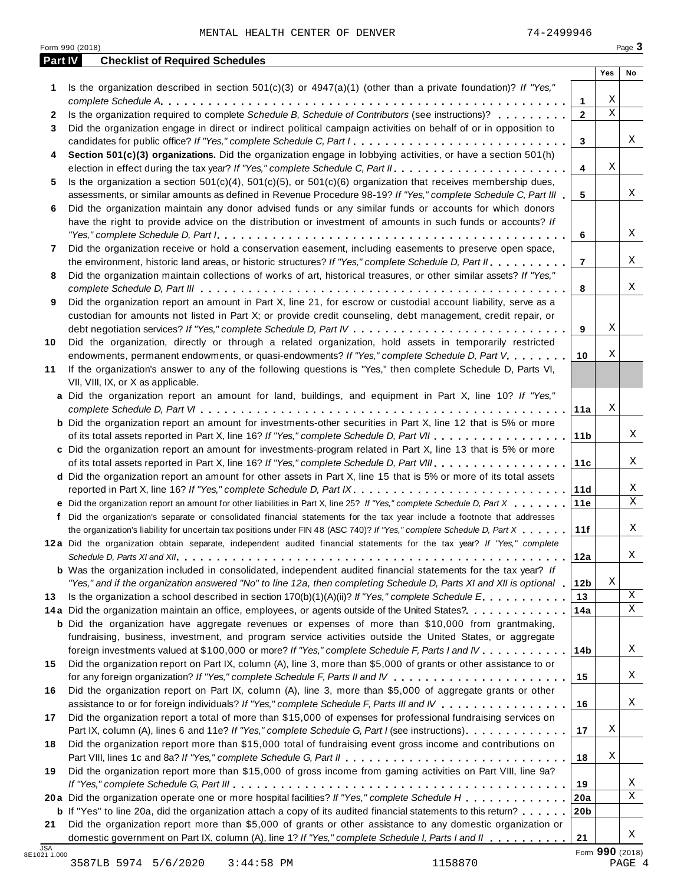MENTAL HEALTH CENTER OF DENVER 74-2499946

Form 990 (2018) Page **3**

## Part IV Checklist of Required Schedules

| | | | Yes | No |
|---|---|---|---|---|
| **1** | Is the organization described in section 501(c)(3) or 4947(a)(1) (other than a private foundation)? *If "Yes," complete Schedule A* | **1** | X | |
| **2** | Is the organization required to complete *Schedule B, Schedule of Contributors* (see instructions)? | **2** | X | |
| **3** | Did the organization engage in direct or indirect political campaign activities on behalf of or in opposition to candidates for public office? *If "Yes," complete Schedule C, Part I* | **3** | | X |
| **4** | **Section 501(c)(3) organizations.** Did the organization engage in lobbying activities, or have a section 501(h) election in effect during the tax year? *If "Yes," complete Schedule C, Part II* | **4** | X | |
| **5** | Is the organization a section 501(c)(4), 501(c)(5), or 501(c)(6) organization that receives membership dues, assessments, or similar amounts as defined in Revenue Procedure 98-19? *If "Yes," complete Schedule C, Part III* | **5** | | X |
| **6** | Did the organization maintain any donor advised funds or any similar funds or accounts for which donors have the right to provide advice on the distribution or investment of amounts in such funds or accounts? *If "Yes," complete Schedule D, Part I* | **6** | | X |
| **7** | Did the organization receive or hold a conservation easement, including easements to preserve open space, the environment, historic land areas, or historic structures? *If "Yes," complete Schedule D, Part II* | **7** | | X |
| **8** | Did the organization maintain collections of works of art, historical treasures, or other similar assets? *If "Yes," complete Schedule D, Part III* | **8** | | X |
| **9** | Did the organization report an amount in Part X, line 21, for escrow or custodial account liability, serve as a custodian for amounts not listed in Part X; or provide credit counseling, debt management, credit repair, or debt negotiation services? *If "Yes," complete Schedule D, Part IV* | **9** | X | |
| **10** | Did the organization, directly or through a related organization, hold assets in temporarily restricted endowments, permanent endowments, or quasi-endowments? *If "Yes," complete Schedule D, Part V* | **10** | X | |
| **11** | If the organization's answer to any of the following questions is "Yes," then complete Schedule D, Parts VI, VII, VIII, IX, or X as applicable. | | | |
| **a** | Did the organization report an amount for land, buildings, and equipment in Part X, line 10? *If "Yes," complete Schedule D, Part VI* | **11a** | X | |
| **b** | Did the organization report an amount for investments-other securities in Part X, line 12 that is 5% or more of its total assets reported in Part X, line 16? *If "Yes," complete Schedule D, Part VII* | **11b** | | X |
| **c** | Did the organization report an amount for investments-program related in Part X, line 13 that is 5% or more of its total assets reported in Part X, line 16? *If "Yes," complete Schedule D, Part VIII* | **11c** | | X |
| **d** | Did the organization report an amount for other assets in Part X, line 15 that is 5% or more of its total assets reported in Part X, line 16? *If "Yes," complete Schedule D, Part IX* | **11d** | | X |
| **e** | Did the organization report an amount for other liabilities in Part X, line 25? *If "Yes," complete Schedule D, Part X* | **11e** | | X |
| **f** | Did the organization's separate or consolidated financial statements for the tax year include a footnote that addresses the organization's liability for uncertain tax positions under FIN 48 (ASC 740)? *If "Yes," complete Schedule D, Part X* | **11f** | | X |
| **12a** | Did the organization obtain separate, independent audited financial statements for the tax year? *If "Yes," complete Schedule D, Parts XI and XII* | **12a** | | X |
| **b** | Was the organization included in consolidated, independent audited financial statements for the tax year? *If "Yes," and if the organization answered "No" to line 12a, then completing Schedule D, Parts XI and XII is optional* | **12b** | X | |
| **13** | Is the organization a school described in section 170(b)(1)(A)(ii)? *If "Yes," complete Schedule E* | **13** | | X |
| **14a** | Did the organization maintain an office, employees, or agents outside of the United States? | **14a** | | X |
| **b** | Did the organization have aggregate revenues or expenses of more than $10,000 from grantmaking, fundraising, business, investment, and program service activities outside the United States, or aggregate foreign investments valued at $100,000 or more? *If "Yes," complete Schedule F, Parts I and IV* | **14b** | | X |
| **15** | Did the organization report on Part IX, column (A), line 3, more than $5,000 of grants or other assistance to or for any foreign organization? *If "Yes," complete Schedule F, Parts II and IV* | **15** | | X |
| **16** | Did the organization report on Part IX, column (A), line 3, more than $5,000 of aggregate grants or other assistance to or for foreign individuals? *If "Yes," complete Schedule F, Parts III and IV* | **16** | | X |
| **17** | Did the organization report a total of more than $15,000 of expenses for professional fundraising services on Part IX, column (A), lines 6 and 11e? *If "Yes," complete Schedule G, Part I* (see instructions) | **17** | X | |
| **18** | Did the organization report more than $15,000 total of fundraising event gross income and contributions on Part VIII, lines 1c and 8a? *If "Yes," complete Schedule G, Part II* | **18** | X | |
| **19** | Did the organization report more than $15,000 of gross income from gaming activities on Part VIII, line 9a? *If "Yes," complete Schedule G, Part III* | **19** | | X |
| **20a** | Did the organization operate one or more hospital facilities? *If "Yes," complete Schedule H* | **20a** | | X |
| **b** | If "Yes" to line 20a, did the organization attach a copy of its audited financial statements to this return? | **20b** | | |
| **21** | Did the organization report more than $5,000 of grants or other assistance to any domestic organization or domestic government on Part IX, column (A), line 1? *If "Yes," complete Schedule I, Parts I and II* | **21** | | X |

JSA 8E1021 1.000

Form **990** (2018)

3587LB 5974 5/6/2020 3:44:58 PM 1158870 PAGE 4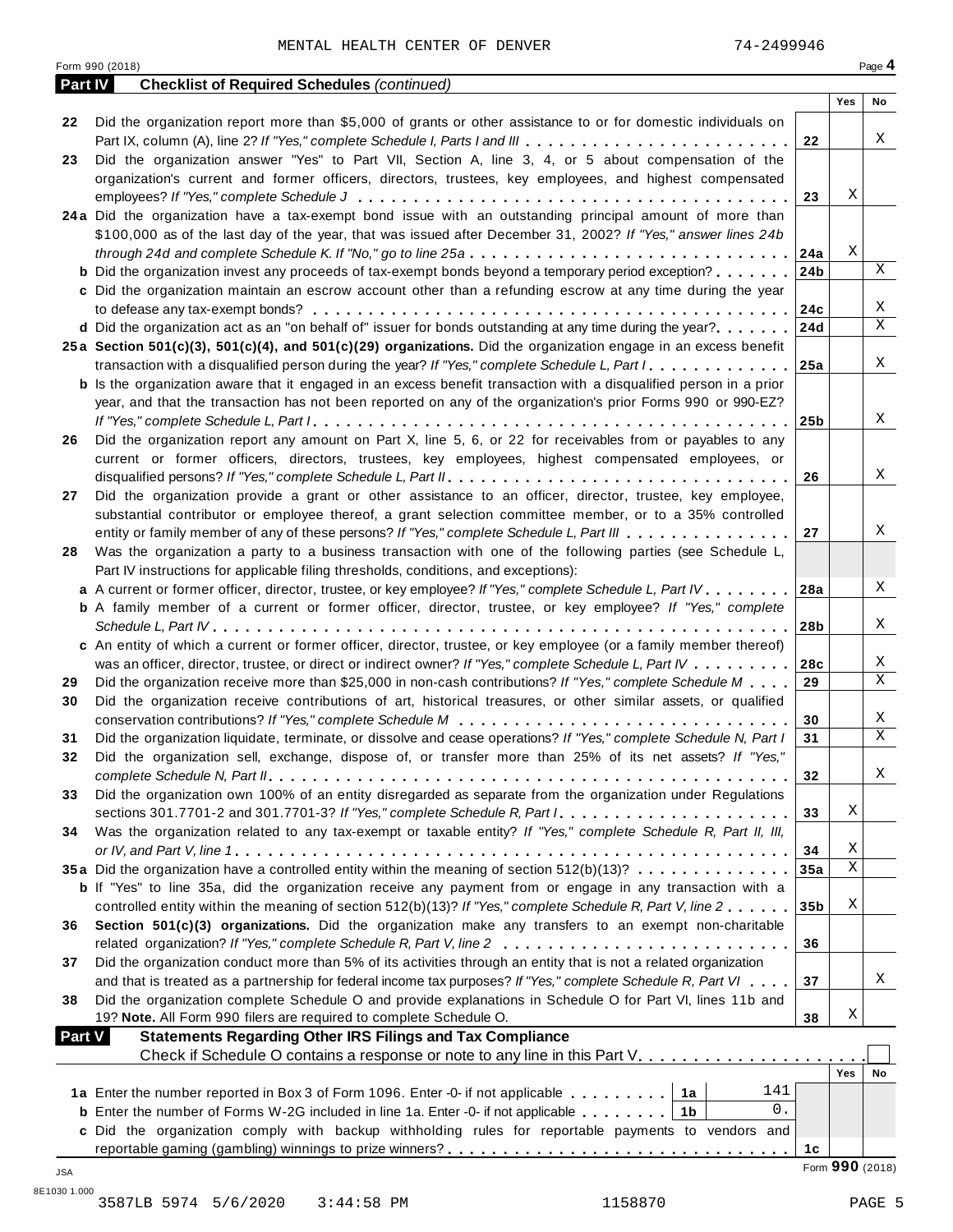MENTAL HEALTH CENTER OF DENVER 74-2499946

Form 990 (2018) Page **4**

**Part IV Checklist of Required Schedules** *(continued)*

| | | | Yes | No |
|---|---|---|---|---|
| 22 | Did the organization report more than $5,000 of grants or other assistance to or for domestic individuals on Part IX, column (A), line 2? *If "Yes," complete Schedule I, Parts I and III* | 22 | | X |
| 23 | Did the organization answer "Yes" to Part VII, Section A, line 3, 4, or 5 about compensation of the organization's current and former officers, directors, trustees, key employees, and highest compensated employees? *If "Yes," complete Schedule J* | 23 | X | |
| 24a | Did the organization have a tax-exempt bond issue with an outstanding principal amount of more than $100,000 as of the last day of the year, that was issued after December 31, 2002? *If "Yes," answer lines 24b through 24d and complete Schedule K. If "No," go to line 25a* | 24a | X | |
| b | Did the organization invest any proceeds of tax-exempt bonds beyond a temporary period exception? | 24b | | X |
| c | Did the organization maintain an escrow account other than a refunding escrow at any time during the year to defease any tax-exempt bonds? | 24c | | X |
| d | Did the organization act as an "on behalf of" issuer for bonds outstanding at any time during the year? | 24d | | X |
| 25a | **Section 501(c)(3), 501(c)(4), and 501(c)(29) organizations.** Did the organization engage in an excess benefit transaction with a disqualified person during the year? *If "Yes," complete Schedule L, Part I* | 25a | | X |
| b | Is the organization aware that it engaged in an excess benefit transaction with a disqualified person in a prior year, and that the transaction has not been reported on any of the organization's prior Forms 990 or 990-EZ? *If "Yes," complete Schedule L, Part I* | 25b | | X |
| 26 | Did the organization report any amount on Part X, line 5, 6, or 22 for receivables from or payables to any current or former officers, directors, trustees, key employees, highest compensated employees, or disqualified persons? *If "Yes," complete Schedule L, Part II* | 26 | | X |
| 27 | Did the organization provide a grant or other assistance to an officer, director, trustee, key employee, substantial contributor or employee thereof, a grant selection committee member, or to a 35% controlled entity or family member of any of these persons? *If "Yes," complete Schedule L, Part III* | 27 | | X |
| 28 | Was the organization a party to a business transaction with one of the following parties (see Schedule L, Part IV instructions for applicable filing thresholds, conditions, and exceptions): | | | |
| a | A current or former officer, director, trustee, or key employee? *If "Yes," complete Schedule L, Part IV* | 28a | | X |
| b | A family member of a current or former officer, director, trustee, or key employee? *If "Yes," complete Schedule L, Part IV* | 28b | | X |
| c | An entity of which a current or former officer, director, trustee, or key employee (or a family member thereof) was an officer, director, trustee, or direct or indirect owner? *If "Yes," complete Schedule L, Part IV* | 28c | | X |
| 29 | Did the organization receive more than $25,000 in non-cash contributions? *If "Yes," complete Schedule M* | 29 | | X |
| 30 | Did the organization receive contributions of art, historical treasures, or other similar assets, or qualified conservation contributions? *If "Yes," complete Schedule M* | 30 | | X |
| 31 | Did the organization liquidate, terminate, or dissolve and cease operations? *If "Yes," complete Schedule N, Part I* | 31 | | X |
| 32 | Did the organization sell, exchange, dispose of, or transfer more than 25% of its net assets? *If "Yes," complete Schedule N, Part II* | 32 | | X |
| 33 | Did the organization own 100% of an entity disregarded as separate from the organization under Regulations sections 301.7701-2 and 301.7701-3? *If "Yes," complete Schedule R, Part I* | 33 | X | |
| 34 | Was the organization related to any tax-exempt or taxable entity? *If "Yes," complete Schedule R, Part II, III, or IV, and Part V, line 1* | 34 | X | |
| 35a | Did the organization have a controlled entity within the meaning of section 512(b)(13)? | 35a | X | |
| b | If "Yes" to line 35a, did the organization receive any payment from or engage in any transaction with a controlled entity within the meaning of section 512(b)(13)? *If "Yes," complete Schedule R, Part V, line 2* | 35b | X | |
| 36 | **Section 501(c)(3) organizations.** Did the organization make any transfers to an exempt non-charitable related organization? *If "Yes," complete Schedule R, Part V, line 2* | 36 | | |
| 37 | Did the organization conduct more than 5% of its activities through an entity that is not a related organization and that is treated as a partnership for federal income tax purposes? *If "Yes," complete Schedule R, Part VI* | 37 | | X |
| 38 | Did the organization complete Schedule O and provide explanations in Schedule O for Part VI, lines 11b and 19? **Note.** All Form 990 filers are required to complete Schedule O. | 38 | X | |

**Part V Statements Regarding Other IRS Filings and Tax Compliance**

Check if Schedule O contains a response or note to any line in this Part V ☐

| | | | | | Yes | No |
|---|---|---|---|---|---|---|
| 1a | Enter the number reported in Box 3 of Form 1096. Enter -0- if not applicable | 1a | 141 | | | |
| b | Enter the number of Forms W-2G included in line 1a. Enter -0- if not applicable | 1b | 0. | | | |
| c | Did the organization comply with backup withholding rules for reportable payments to vendors and reportable gaming (gambling) winnings to prize winners? | | | 1c | | |

Form **990** (2018)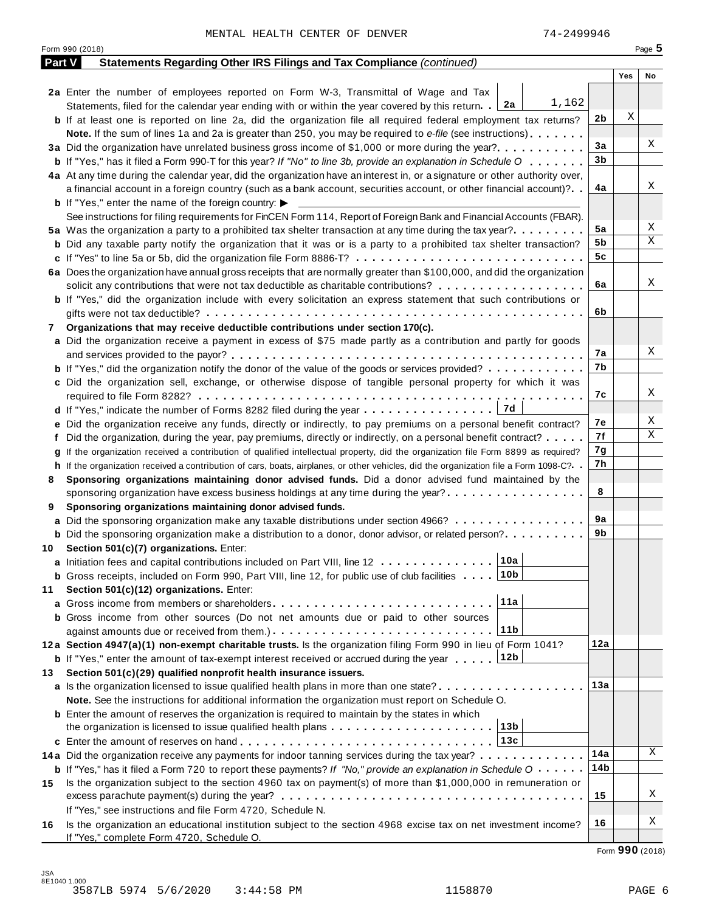MENTAL HEALTH CENTER OF DENVER 74-2499946

## Part V Statements Regarding Other IRS Filings and Tax Compliance *(continued)*

| | | | Yes | No |
|---|---|---|---|---|
| **2a** | Enter the number of employees reported on Form W-3, Transmittal of Wage and Tax Statements, filed for the calendar year ending with or within the year covered by this return . . **2a** 1,162 | | | |
| **b** | If at least one is reported on line 2a, did the organization file all required federal employment tax returns? | 2b | X | |
| | **Note.** If the sum of lines 1a and 2a is greater than 250, you may be required to *e-file* (see instructions) | | | |
| **3a** | Did the organization have unrelated business gross income of $1,000 or more during the year? | 3a | | X |
| **b** | If "Yes," has it filed a Form 990-T for this year? *If "No" to line 3b, provide an explanation in Schedule O* | 3b | | |
| **4a** | At any time during the calendar year, did the organization have an interest in, or a signature or other authority over, a financial account in a foreign country (such as a bank account, securities account, or other financial account)? | 4a | | X |
| **b** | If "Yes," enter the name of the foreign country: ▶ | | | |
| | See instructions for filing requirements for FinCEN Form 114, Report of Foreign Bank and Financial Accounts (FBAR). | | | |
| **5a** | Was the organization a party to a prohibited tax shelter transaction at any time during the tax year? | 5a | | X |
| **b** | Did any taxable party notify the organization that it was or is a party to a prohibited tax shelter transaction? | 5b | | X |
| **c** | If "Yes" to line 5a or 5b, did the organization file Form 8886-T? | 5c | | |
| **6a** | Does the organization have annual gross receipts that are normally greater than $100,000, and did the organization solicit any contributions that were not tax deductible as charitable contributions? | 6a | | X |
| **b** | If "Yes," did the organization include with every solicitation an express statement that such contributions or gifts were not tax deductible? | 6b | | |
| **7** | **Organizations that may receive deductible contributions under section 170(c).** | | | |
| **a** | Did the organization receive a payment in excess of $75 made partly as a contribution and partly for goods and services provided to the payor? | 7a | | X |
| **b** | If "Yes," did the organization notify the donor of the value of the goods or services provided? | 7b | | |
| **c** | Did the organization sell, exchange, or otherwise dispose of tangible personal property for which it was required to file Form 8282? | 7c | | X |
| **d** | If "Yes," indicate the number of Forms 8282 filed during the year . . . **7d** | | | |
| **e** | Did the organization receive any funds, directly or indirectly, to pay premiums on a personal benefit contract? | 7e | | X |
| **f** | Did the organization, during the year, pay premiums, directly or indirectly, on a personal benefit contract? | 7f | | X |
| **g** | If the organization received a contribution of qualified intellectual property, did the organization file Form 8899 as required? | 7g | | |
| **h** | If the organization received a contribution of cars, boats, airplanes, or other vehicles, did the organization file a Form 1098-C? | 7h | | |
| **8** | **Sponsoring organizations maintaining donor advised funds.** Did a donor advised fund maintained by the sponsoring organization have excess business holdings at any time during the year? | 8 | | |
| **9** | **Sponsoring organizations maintaining donor advised funds.** | | | |
| **a** | Did the sponsoring organization make any taxable distributions under section 4966? | 9a | | |
| **b** | Did the sponsoring organization make a distribution to a donor, donor advisor, or related person? | 9b | | |
| **10** | **Section 501(c)(7) organizations.** Enter: | | | |
| **a** | Initiation fees and capital contributions included on Part VIII, line 12 . . . **10a** | | | |
| **b** | Gross receipts, included on Form 990, Part VIII, line 12, for public use of club facilities . . . **10b** | | | |
| **11** | **Section 501(c)(12) organizations.** Enter: | | | |
| **a** | Gross income from members or shareholders . . . **11a** | | | |
| **b** | Gross income from other sources (Do not net amounts due or paid to other sources against amounts due or received from them.) . . . **11b** | | | |
| **12a** | **Section 4947(a)(1) non-exempt charitable trusts.** Is the organization filing Form 990 in lieu of Form 1041? | 12a | | |
| **b** | If "Yes," enter the amount of tax-exempt interest received or accrued during the year . . . **12b** | | | |
| **13** | **Section 501(c)(29) qualified nonprofit health insurance issuers.** | | | |
| **a** | Is the organization licensed to issue qualified health plans in more than one state? | 13a | | |
| | **Note.** See the instructions for additional information the organization must report on Schedule O. | | | |
| **b** | Enter the amount of reserves the organization is required to maintain by the states in which the organization is licensed to issue qualified health plans . . . **13b** | | | |
| **c** | Enter the amount of reserves on hand . . . **13c** | | | |
| **14a** | Did the organization receive any payments for indoor tanning services during the tax year? | 14a | | X |
| **b** | If "Yes," has it filed a Form 720 to report these payments? *If "No," provide an explanation in Schedule O* | 14b | | |
| **15** | Is the organization subject to the section 4960 tax on payment(s) of more than $1,000,000 in remuneration or excess parachute payment(s) during the year? | 15 | | X |
| | If "Yes," see instructions and file Form 4720, Schedule N. | | | |
| **16** | Is the organization an educational institution subject to the section 4968 excise tax on net investment income? | 16 | | X |
| | If "Yes," complete Form 4720, Schedule O. | | | |

Form **990** (2018)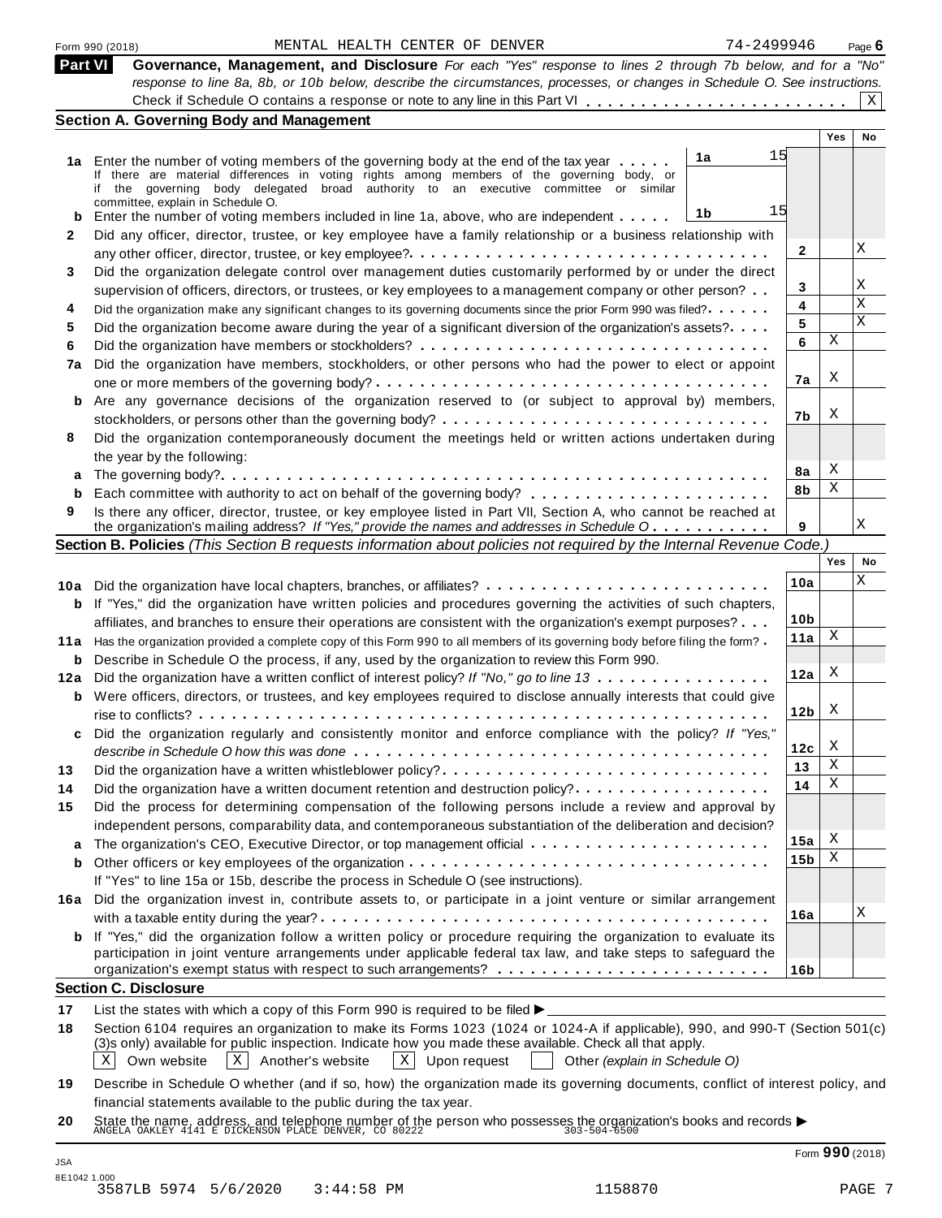Form 990 (2018) MENTAL HEALTH CENTER OF DENVER 74-2499946 Page 6

**Part VI** **Governance, Management, and Disclosure** *For each "Yes" response to lines 2 through 7b below, and for a "No" response to line 8a, 8b, or 10b below, describe the circumstances, processes, or changes in Schedule O. See instructions.*

Check if Schedule O contains a response or note to any line in this Part VI . . . . . . . . . . . . . . . . . . . . . . . . . X

## Section A. Governing Body and Management

| | | | | Yes | No |
|---|---|---|---|---|---|
| **1a** | Enter the number of voting members of the governing body at the end of the tax year . . . . . If there are material differences in voting rights among members of the governing body, or if the governing body delegated broad authority to an executive committee or similar committee, explain in Schedule O. | 1a | 15 | | |
| **b** | Enter the number of voting members included in line 1a, above, who are independent . . . . . | 1b | 15 | | |
| **2** | Did any officer, director, trustee, or key employee have a family relationship or a business relationship with any other officer, director, trustee, or key employee? | | 2 | | X |
| **3** | Did the organization delegate control over management duties customarily performed by or under the direct supervision of officers, directors, or trustees, or key employees to a management company or other person? | | 3 | | X |
| **4** | Did the organization make any significant changes to its governing documents since the prior Form 990 was filed? | | 4 | | X |
| **5** | Did the organization become aware during the year of a significant diversion of the organization's assets? | | 5 | | X |
| **6** | Did the organization have members or stockholders? | | 6 | X | |
| **7a** | Did the organization have members, stockholders, or other persons who had the power to elect or appoint one or more members of the governing body? | | 7a | X | |
| **b** | Are any governance decisions of the organization reserved to (or subject to approval by) members, stockholders, or persons other than the governing body? | | 7b | X | |
| **8** | Did the organization contemporaneously document the meetings held or written actions undertaken during the year by the following: | | | | |
| **a** | The governing body? | | 8a | X | |
| **b** | Each committee with authority to act on behalf of the governing body? | | 8b | X | |
| **9** | Is there any officer, director, trustee, or key employee listed in Part VII, Section A, who cannot be reached at the organization's mailing address? *If "Yes," provide the names and addresses in Schedule O* | | 9 | | X |

## Section B. Policies *(This Section B requests information about policies not required by the Internal Revenue Code.)*

| | | | Yes | No |
|---|---|---|---|---|
| **10a** | Did the organization have local chapters, branches, or affiliates? | 10a | | X |
| **b** | If "Yes," did the organization have written policies and procedures governing the activities of such chapters, affiliates, and branches to ensure their operations are consistent with the organization's exempt purposes? | 10b | | |
| **11a** | Has the organization provided a complete copy of this Form 990 to all members of its governing body before filing the form? | 11a | X | |
| **b** | Describe in Schedule O the process, if any, used by the organization to review this Form 990. | | | |
| **12a** | Did the organization have a written conflict of interest policy? *If "No," go to line 13* | 12a | X | |
| **b** | Were officers, directors, or trustees, and key employees required to disclose annually interests that could give rise to conflicts? | 12b | X | |
| **c** | Did the organization regularly and consistently monitor and enforce compliance with the policy? *If "Yes," describe in Schedule O how this was done* | 12c | X | |
| **13** | Did the organization have a written whistleblower policy? | 13 | X | |
| **14** | Did the organization have a written document retention and destruction policy? | 14 | X | |
| **15** | Did the process for determining compensation of the following persons include a review and approval by independent persons, comparability data, and contemporaneous substantiation of the deliberation and decision? | | | |
| **a** | The organization's CEO, Executive Director, or top management official | 15a | X | |
| **b** | Other officers or key employees of the organization | 15b | X | |
| | If "Yes" to line 15a or 15b, describe the process in Schedule O (see instructions). | | | |
| **16a** | Did the organization invest in, contribute assets to, or participate in a joint venture or similar arrangement with a taxable entity during the year? | 16a | | X |
| **b** | If "Yes," did the organization follow a written policy or procedure requiring the organization to evaluate its participation in joint venture arrangements under applicable federal tax law, and take steps to safeguard the organization's exempt status with respect to such arrangements? | 16b | | |

## Section C. Disclosure

**17** List the states with which a copy of this Form 990 is required to be filed ▶

**18** Section 6104 requires an organization to make its Forms 1023 (1024 or 1024-A if applicable), 990, and 990-T (Section 501(c)(3)s only) available for public inspection. Indicate how you made these available. Check all that apply.

[X] Own website [X] Another's website [X] Upon request [ ] Other *(explain in Schedule O)*

**19** Describe in Schedule O whether (and if so, how) the organization made its governing documents, conflict of interest policy, and financial statements available to the public during the tax year.

**20** State the name, address, and telephone number of the person who possesses the organization's books and records ▶
ANGELA OAKLEY 4141 E DICKENSON PLACE DENVER, CO 80222 303-504-6500

Form **990** (2018)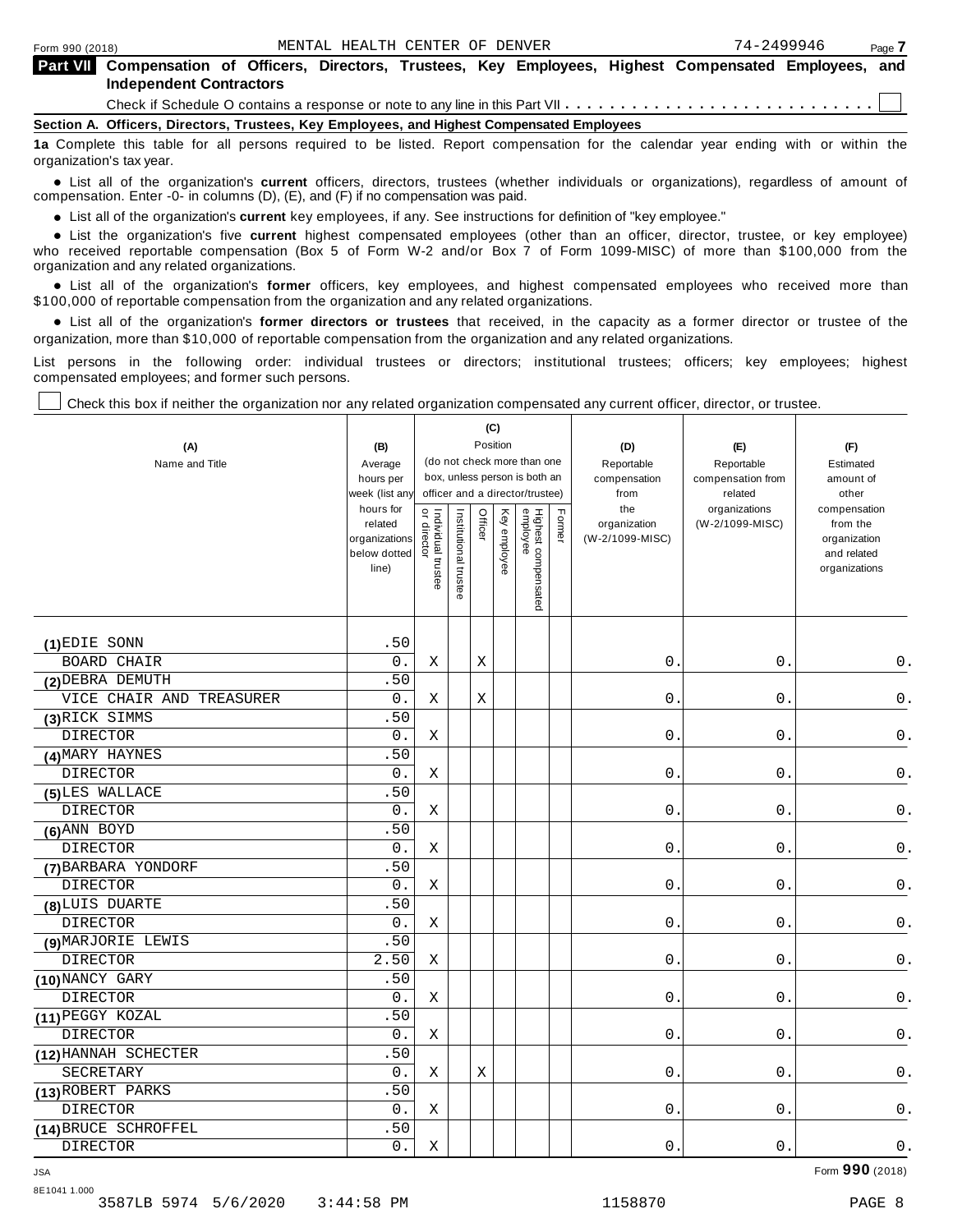Form 990 (2018) MENTAL HEALTH CENTER OF DENVER 74-2499946 Page **7**

## Part VII Compensation of Officers, Directors, Trustees, Key Employees, Highest Compensated Employees, and Independent Contractors

Check if Schedule O contains a response or note to any line in this Part VII . . . . . . . . . . . . . . . . . . . . . . . . . . . . ☐

### Section A. Officers, Directors, Trustees, Key Employees, and Highest Compensated Employees

**1a** Complete this table for all persons required to be listed. Report compensation for the calendar year ending with or within the organization's tax year.

- List all of the organization's **current** officers, directors, trustees (whether individuals or organizations), regardless of amount of compensation. Enter -0- in columns (D), (E), and (F) if no compensation was paid.
- List all of the organization's **current** key employees, if any. See instructions for definition of "key employee."
- List the organization's five **current** highest compensated employees (other than an officer, director, trustee, or key employee) who received reportable compensation (Box 5 of Form W-2 and/or Box 7 of Form 1099-MISC) of more than $100,000 from the organization and any related organizations.
- List all of the organization's **former** officers, key employees, and highest compensated employees who received more than $100,000 of reportable compensation from the organization and any related organizations.
- List all of the organization's **former directors or trustees** that received, in the capacity as a former director or trustee of the organization, more than $10,000 of reportable compensation from the organization and any related organizations.

List persons in the following order: individual trustees or directors; institutional trustees; officers; key employees; highest compensated employees; and former such persons.

☐ Check this box if neither the organization nor any related organization compensated any current officer, director, or trustee.

| (A) Name and Title | (B) Average hours per week (list any hours for related organizations below dotted line) | (C) Position: Individual trustee or director | Institutional trustee | Officer | Key employee | Highest compensated employee | Former | (D) Reportable compensation from the organization (W-2/1099-MISC) | (E) Reportable compensation from related organizations (W-2/1099-MISC) | (F) Estimated amount of other compensation from the organization and related organizations |
|---|---|---|---|---|---|---|---|---|---|---|
| (1) EDIE SONN<br>BOARD CHAIR | .50<br>0. | X | | X | | | | 0. | 0. | 0. |
| (2) DEBRA DEMUTH<br>VICE CHAIR AND TREASURER | .50<br>0. | X | | X | | | | 0. | 0. | 0. |
| (3) RICK SIMMS<br>DIRECTOR | .50<br>0. | X | | | | | | 0. | 0. | 0. |
| (4) MARY HAYNES<br>DIRECTOR | .50<br>0. | X | | | | | | 0. | 0. | 0. |
| (5) LES WALLACE<br>DIRECTOR | .50<br>0. | X | | | | | | 0. | 0. | 0. |
| (6) ANN BOYD<br>DIRECTOR | .50<br>0. | X | | | | | | 0. | 0. | 0. |
| (7) BARBARA YONDORF<br>DIRECTOR | .50<br>0. | X | | | | | | 0. | 0. | 0. |
| (8) LUIS DUARTE<br>DIRECTOR | .50<br>0. | X | | | | | | 0. | 0. | 0. |
| (9) MARJORIE LEWIS<br>DIRECTOR | .50<br>2.50 | X | | | | | | 0. | 0. | 0. |
| (10) NANCY GARY<br>DIRECTOR | .50<br>0. | X | | | | | | 0. | 0. | 0. |
| (11) PEGGY KOZAL<br>DIRECTOR | .50<br>0. | X | | | | | | 0. | 0. | 0. |
| (12) HANNAH SCHECTER<br>SECRETARY | .50<br>0. | X | | X | | | | 0. | 0. | 0. |
| (13) ROBERT PARKS<br>DIRECTOR | .50<br>0. | X | | | | | | 0. | 0. | 0. |
| (14) BRUCE SCHROFFEL<br>DIRECTOR | .50<br>0. | X | | | | | | 0. | 0. | 0. |

Form **990** (2018)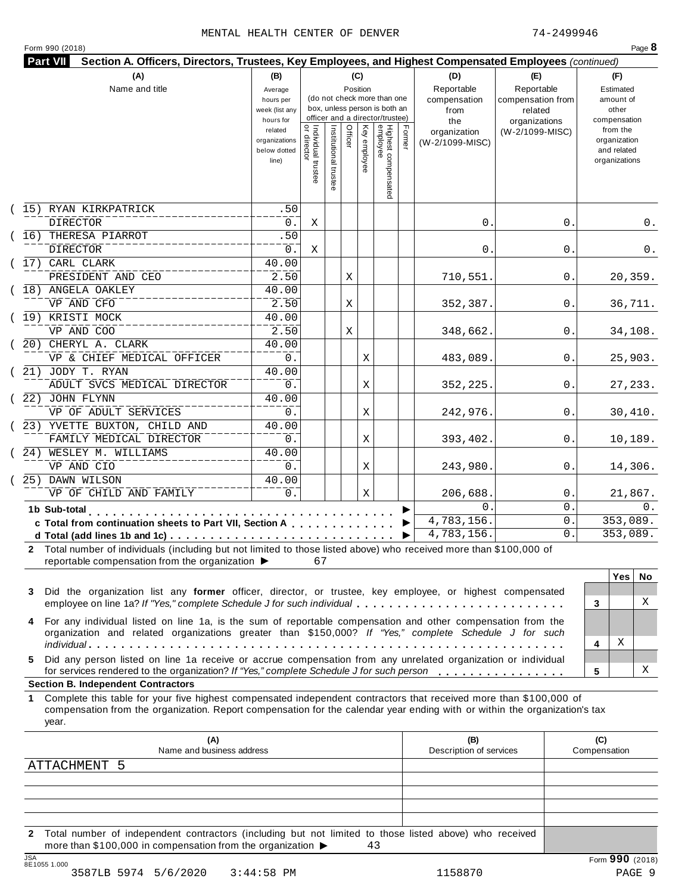MENTAL HEALTH CENTER OF DENVER 74-2499946

Form 990 (2018) Page **8**

**Part VII Section A. Officers, Directors, Trustees, Key Employees, and Highest Compensated Employees** *(continued)*

| (A) Name and title | (B) Average hours per week (list any hours for related organizations below dotted line) | (C) Position: Individual trustee or director | Institutional trustee | Officer | Key employee | Highest compensated employee | Former | (D) Reportable compensation from the organization (W-2/1099-MISC) | (E) Reportable compensation from related organizations (W-2/1099-MISC) | (F) Estimated amount of other compensation from the organization and related organizations |
|---|---|---|---|---|---|---|---|---|---|---|
| (15) RYAN KIRKPATRICK<br>DIRECTOR | .50<br>0. | X | | | | | | 0. | 0. | 0. |
| (16) THERESA PIARROT<br>DIRECTOR | .50<br>0. | X | | | | | | 0. | 0. | 0. |
| (17) CARL CLARK<br>PRESIDENT AND CEO | 40.00<br>2.50 | | | X | | | | 710,551. | 0. | 20,359. |
| (18) ANGELA OAKLEY<br>VP AND CFO | 40.00<br>2.50 | | | X | | | | 352,387. | 0. | 36,711. |
| (19) KRISTI MOCK<br>VP AND COO | 40.00<br>2.50 | | | X | | | | 348,662. | 0. | 34,108. |
| (20) CHERYL A. CLARK<br>VP & CHIEF MEDICAL OFFICER | 40.00<br>0. | | | | X | | | 483,089. | 0. | 25,903. |
| (21) JODY T. RYAN<br>ADULT SVCS MEDICAL DIRECTOR | 40.00<br>0. | | | | X | | | 352,225. | 0. | 27,233. |
| (22) JOHN FLYNN<br>VP OF ADULT SERVICES | 40.00<br>0. | | | | X | | | 242,976. | 0. | 30,410. |
| (23) YVETTE BUXTON, CHILD AND<br>FAMILY MEDICAL DIRECTOR | 40.00<br>0. | | | | X | | | 393,402. | 0. | 10,189. |
| (24) WESLEY M. WILLIAMS<br>VP AND CIO | 40.00<br>0. | | | | X | | | 243,980. | 0. | 14,306. |
| (25) DAWN WILSON<br>VP OF CHILD AND FAMILY | 40.00<br>0. | | | | X | | | 206,688. | 0. | 21,867. |
| **1b Sub-total** | | | | | | | | 0. | 0. | 0. |
| **c Total from continuation sheets to Part VII, Section A** | | | | | | | | 4,783,156. | 0. | 353,089. |
| **d Total (add lines 1b and 1c)** | | | | | | | | 4,783,156. | 0. | 353,089. |

**2** Total number of individuals (including but not limited to those listed above) who received more than $100,000 of reportable compensation from the organization ▶ 67

| | | Yes | No |
|---|---|---|---|
| **3** Did the organization list any **former** officer, director, or trustee, key employee, or highest compensated employee on line 1a? *If "Yes," complete Schedule J for such individual* | 3 | | X |
| **4** For any individual listed on line 1a, is the sum of reportable compensation and other compensation from the organization and related organizations greater than $150,000? *If "Yes," complete Schedule J for such individual* | 4 | X | |
| **5** Did any person listed on line 1a receive or accrue compensation from any unrelated organization or individual for services rendered to the organization? *If "Yes," complete Schedule J for such person* | 5 | | X |

**Section B. Independent Contractors**

**1** Complete this table for your five highest compensated independent contractors that received more than $100,000 of compensation from the organization. Report compensation for the calendar year ending with or within the organization's tax year.

| (A) Name and business address | (B) Description of services | (C) Compensation |
|---|---|---|
| ATTACHMENT 5 | | |
| | | |
| | | |
| | | |
| | | |

**2** Total number of independent contractors (including but not limited to those listed above) who received more than $100,000 in compensation from the organization ▶ 43

Form **990** (2018)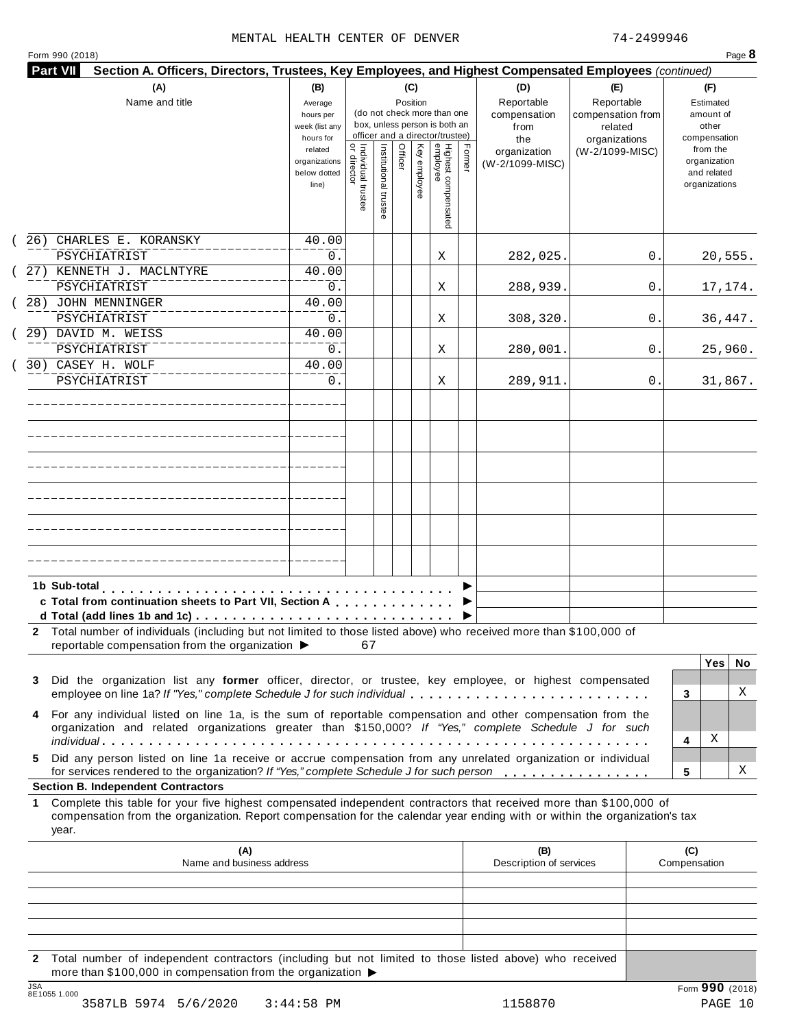MENTAL HEALTH CENTER OF DENVER 74-2499946

Form 990 (2018) Page **8**

**Part VII Section A. Officers, Directors, Trustees, Key Employees, and Highest Compensated Employees** *(continued)*

| (A) Name and title | (B) Average hours per week (list any hours for related organizations below dotted line) | (C) Position: Individual trustee or director | Institutional trustee | Officer | Key employee | Highest compensated employee | Former | (D) Reportable compensation from the organization (W-2/1099-MISC) | (E) Reportable compensation from related organizations (W-2/1099-MISC) | (F) Estimated amount of other compensation from the organization and related organizations |
|---|---|---|---|---|---|---|---|---|---|---|
| (26) CHARLES E. KORANSKY<br>PSYCHIATRIST | 40.00<br>0. | | | | | X | | 282,025. | 0. | 20,555. |
| (27) KENNETH J. MACLNTYRE<br>PSYCHIATRIST | 40.00<br>0. | | | | | X | | 288,939. | 0. | 17,174. |
| (28) JOHN MENNINGER<br>PSYCHIATRIST | 40.00<br>0. | | | | | X | | 308,320. | 0. | 36,447. |
| (29) DAVID M. WEISS<br>PSYCHIATRIST | 40.00<br>0. | | | | | X | | 280,001. | 0. | 25,960. |
| (30) CASEY H. WOLF<br>PSYCHIATRIST | 40.00<br>0. | | | | | X | | 289,911. | 0. | 31,867. |
| | | | | | | | | | | |
| | | | | | | | | | | |
| | | | | | | | | | | |
| | | | | | | | | | | |
| | | | | | | | | | | |
| | | | | | | | | | | |
| **1b Sub-total** ▶ | | | | | | | | | | |
| **c Total from continuation sheets to Part VII, Section A** ▶ | | | | | | | | | | |
| **d Total (add lines 1b and 1c)** ▶ | | | | | | | | | | |

**2** Total number of individuals (including but not limited to those listed above) who received more than $100,000 of reportable compensation from the organization ▶ 67

| | | Yes | No |
|---|---|---|---|
| **3** Did the organization list any **former** officer, director, or trustee, key employee, or highest compensated employee on line 1a? *If "Yes," complete Schedule J for such individual* | 3 | | X |
| **4** For any individual listed on line 1a, is the sum of reportable compensation and other compensation from the organization and related organizations greater than $150,000? *If "Yes," complete Schedule J for such individual* | 4 | X | |
| **5** Did any person listed on line 1a receive or accrue compensation from any unrelated organization or individual for services rendered to the organization? *If "Yes," complete Schedule J for such person* | 5 | | X |

**Section B. Independent Contractors**

**1** Complete this table for your five highest compensated independent contractors that received more than $100,000 of compensation from the organization. Report compensation for the calendar year ending with or within the organization's tax year.

| (A) Name and business address | (B) Description of services | (C) Compensation |
|---|---|---|
| | | |
| | | |
| | | |
| | | |
| | | |

**2** Total number of independent contractors (including but not limited to those listed above) who received more than $100,000 in compensation from the organization ▶

JSA 8E1055 1.000 Form **990** (2018)

3587LB 5974 5/6/2020 3:44:58 PM 1158870 PAGE 10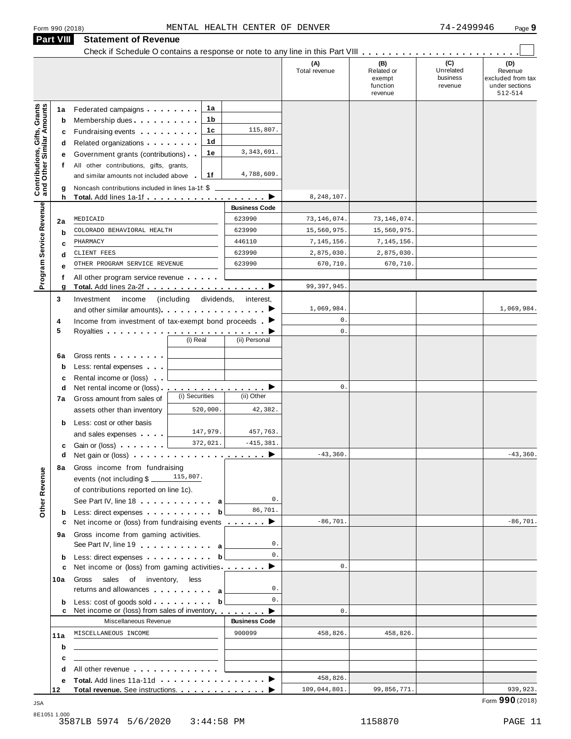Form 990 (2018) MENTAL HEALTH CENTER OF DENVER 74-2499946 Page **9**

## Part VIII Statement of Revenue

Check if Schedule O contains a response or note to any line in this Part VIII . . . . . . . . . . . . . . . . . . . . . . . ☐

| | | | | (A) Total revenue | (B) Related or exempt function revenue | (C) Unrelated business revenue | (D) Revenue excluded from tax under sections 512-514 |
|---|---|---|---|---|---|---|---|
| **Contributions, Gifts, Grants and Other Similar Amounts** | 1a | Federated campaigns . . . 1a | | | | | |
| | b | Membership dues . . . 1b | | | | | |
| | c | Fundraising events . . . 1c | 115,807. | | | | |
| | d | Related organizations . . . 1d | | | | | |
| | e | Government grants (contributions) . . 1e | 3,343,691. | | | | |
| | f | All other contributions, gifts, grants, and similar amounts not included above . 1f | 4,788,609. | | | | |
| | g | Noncash contributions included in lines 1a-1f: $ | | | | | |
| | h | **Total.** Add lines 1a-1f . . . ▶ | | 8,248,107. | | | |
| **Program Service Revenue** | | | **Business Code** | | | | |
| | 2a | MEDICAID | 623990 | 73,146,074. | 73,146,074. | | |
| | b | COLORADO BEHAVIORAL HEALTH | 623990 | 15,560,975. | 15,560,975. | | |
| | c | PHARMACY | 446110 | 7,145,156. | 7,145,156. | | |
| | d | CLIENT FEES | 623990 | 2,875,030. | 2,875,030. | | |
| | e | OTHER PROGRAM SERVICE REVENUE | 623990 | 670,710. | 670,710. | | |
| | f | All other program service revenue . . . | | | | | |
| | g | **Total.** Add lines 2a-2f . . . ▶ | | 99,397,945. | | | |
| | 3 | Investment income (including dividends, interest, and other similar amounts) . . . ▶ | | 1,069,984. | | | 1,069,984. |
| | 4 | Income from investment of tax-exempt bond proceeds . ▶ | | 0. | | | |
| | 5 | Royalties . . . ▶ | | 0. | | | |
| | | | (i) Real / (ii) Personal | | | | |
| | 6a | Gross rents . . . | | | | | |
| | b | Less: rental expenses . . . | | | | | |
| | c | Rental income or (loss) . . | | | | | |
| | d | Net rental income or (loss) . . . ▶ | | 0. | | | |
| | | | (i) Securities / (ii) Other | | | | |
| | 7a | Gross amount from sales of assets other than inventory | 520,000. / 42,382. | | | | |
| | b | Less: cost or other basis and sales expenses . . . | 147,979. / 457,763. | | | | |
| | c | Gain or (loss) . . . | 372,021. / -415,381. | | | | |
| | d | Net gain or (loss) . . . ▶ | | -43,360. | | | -43,360. |
| **Other Revenue** | 8a | Gross income from fundraising events (not including $ 115,807. of contributions reported on line 1c). See Part IV, line 18 . . . a | 0. | | | | |
| | b | Less: direct expenses . . . b | 86,701. | | | | |
| | c | Net income or (loss) from fundraising events . . . ▶ | | -86,701. | | | -86,701. |
| | 9a | Gross income from gaming activities. See Part IV, line 19 . . . a | 0. | | | | |
| | b | Less: direct expenses . . . b | 0. | | | | |
| | c | Net income or (loss) from gaming activities . . . ▶ | | 0. | | | |
| | 10a | Gross sales of inventory, less returns and allowances . . . a | 0. | | | | |
| | b | Less: cost of goods sold . . . b | 0. | | | | |
| | c | Net income or (loss) from sales of inventory . . . ▶ | | 0. | | | |
| | | Miscellaneous Revenue | **Business Code** | | | | |
| | 11a | MISCELLANEOUS INCOME | 900099 | 458,826. | 458,826. | | |
| | b | | | | | | |
| | c | | | | | | |
| | d | All other revenue . . . | | | | | |
| | e | **Total.** Add lines 11a-11d . . . ▶ | | 458,826. | | | |
| | 12 | **Total revenue.** See instructions. . . . ▶ | | 109,044,801. | 99,856,771. | | 939,923. |

Form **990** (2018)

JSA 8E1051 1.000

3587LB 5974 5/6/2020 3:44:58 PM 1158870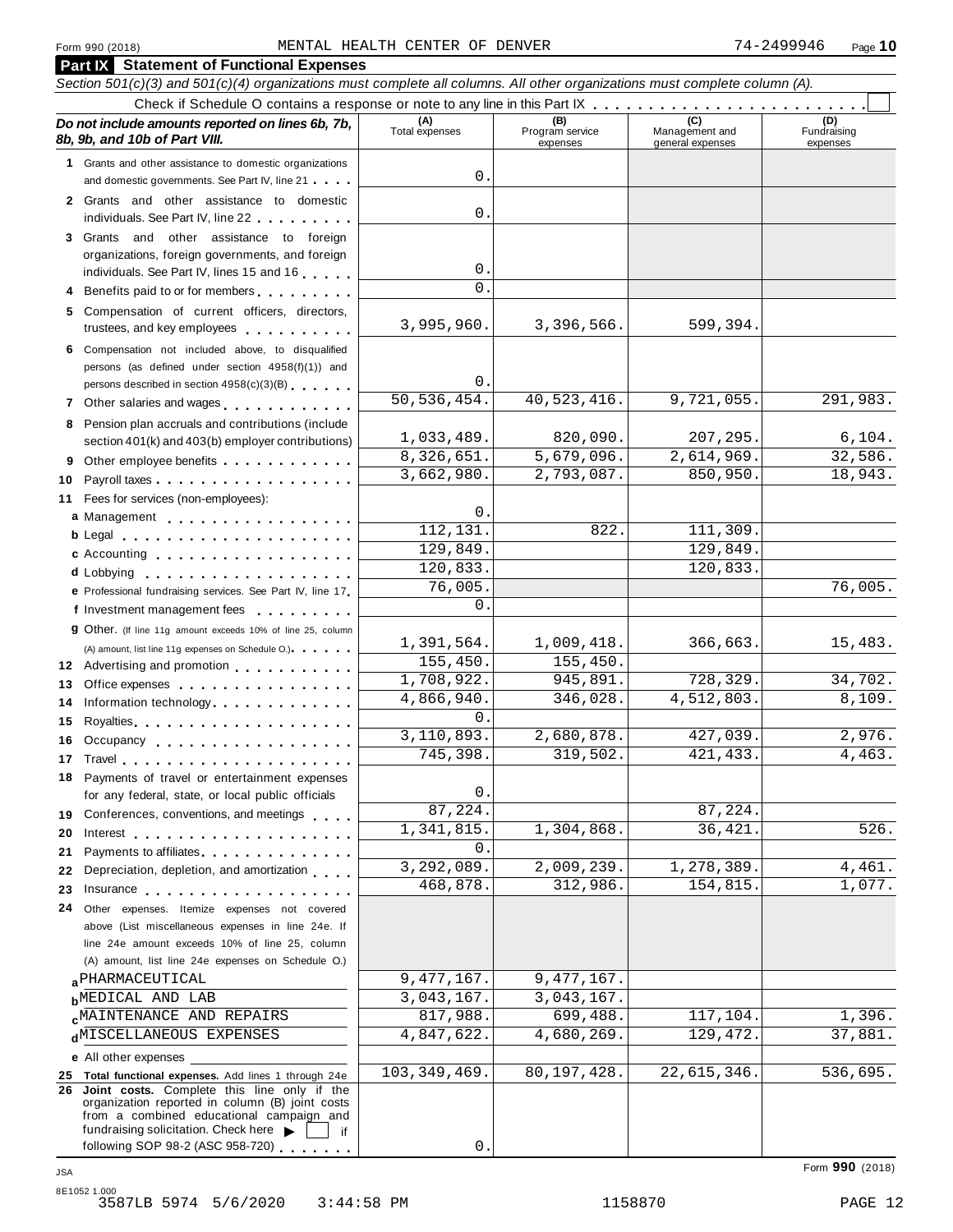Form 990 (2018) MENTAL HEALTH CENTER OF DENVER 74-2499946 Page 10

## Part IX Statement of Functional Expenses

*Section 501(c)(3) and 501(c)(4) organizations must complete all columns. All other organizations must complete column (A).*

Check if Schedule O contains a response or note to any line in this Part IX . . . . . . . . . . . . . . . . . . . . . . . .

| *Do not include amounts reported on lines 6b, 7b, 8b, 9b, and 10b of Part VIII.* | (A) Total expenses | (B) Program service expenses | (C) Management and general expenses | (D) Fundraising expenses |
|---|---|---|---|---|
| **1** Grants and other assistance to domestic organizations and domestic governments. See Part IV, line 21 | 0. | | | |
| **2** Grants and other assistance to domestic individuals. See Part IV, line 22 | 0. | | | |
| **3** Grants and other assistance to foreign organizations, foreign governments, and foreign individuals. See Part IV, lines 15 and 16 | 0. | | | |
| **4** Benefits paid to or for members | 0. | | | |
| **5** Compensation of current officers, directors, trustees, and key employees | 3,995,960. | 3,396,566. | 599,394. | |
| **6** Compensation not included above, to disqualified persons (as defined under section 4958(f)(1)) and persons described in section 4958(c)(3)(B) | 0. | | | |
| **7** Other salaries and wages | 50,536,454. | 40,523,416. | 9,721,055. | 291,983. |
| **8** Pension plan accruals and contributions (include section 401(k) and 403(b) employer contributions) | 1,033,489. | 820,090. | 207,295. | 6,104. |
| **9** Other employee benefits | 8,326,651. | 5,679,096. | 2,614,969. | 32,586. |
| **10** Payroll taxes | 3,662,980. | 2,793,087. | 850,950. | 18,943. |
| **11** Fees for services (non-employees): | | | | |
| **a** Management | 0. | | | |
| **b** Legal | 112,131. | 822. | 111,309. | |
| **c** Accounting | 129,849. | | 129,849. | |
| **d** Lobbying | 120,833. | | 120,833. | |
| **e** Professional fundraising services. See Part IV, line 17 | 76,005. | | | 76,005. |
| **f** Investment management fees | 0. | | | |
| **g** Other. (If line 11g amount exceeds 10% of line 25, column (A) amount, list line 11g expenses on Schedule O.) | 1,391,564. | 1,009,418. | 366,663. | 15,483. |
| **12** Advertising and promotion | 155,450. | 155,450. | | |
| **13** Office expenses | 1,708,922. | 945,891. | 728,329. | 34,702. |
| **14** Information technology | 4,866,940. | 346,028. | 4,512,803. | 8,109. |
| **15** Royalties | 0. | | | |
| **16** Occupancy | 3,110,893. | 2,680,878. | 427,039. | 2,976. |
| **17** Travel | 745,398. | 319,502. | 421,433. | 4,463. |
| **18** Payments of travel or entertainment expenses for any federal, state, or local public officials | 0. | | | |
| **19** Conferences, conventions, and meetings | 87,224. | | 87,224. | |
| **20** Interest | 1,341,815. | 1,304,868. | 36,421. | 526. |
| **21** Payments to affiliates | 0. | | | |
| **22** Depreciation, depletion, and amortization | 3,292,089. | 2,009,239. | 1,278,389. | 4,461. |
| **23** Insurance | 468,878. | 312,986. | 154,815. | 1,077. |
| **24** Other expenses. Itemize expenses not covered above (List miscellaneous expenses in line 24e. If line 24e amount exceeds 10% of line 25, column (A) amount, list line 24e expenses on Schedule O.) | | | | |
| **a** PHARMACEUTICAL | 9,477,167. | 9,477,167. | | |
| **b** MEDICAL AND LAB | 3,043,167. | 3,043,167. | | |
| **c** MAINTENANCE AND REPAIRS | 817,988. | 699,488. | 117,104. | 1,396. |
| **d** MISCELLANEOUS EXPENSES | 4,847,622. | 4,680,269. | 129,472. | 37,881. |
| **e** All other expenses | | | | |
| **25 Total functional expenses.** Add lines 1 through 24e | 103,349,469. | 80,197,428. | 22,615,346. | 536,695. |
| **26 Joint costs.** Complete this line only if the organization reported in column (B) joint costs from a combined educational campaign and fundraising solicitation. Check here ▶ ☐ if following SOP 98-2 (ASC 958-720) | 0. | | | |

Form **990** (2018)

JSA 8E1052 1.000
3587LB 5974 5/6/2020 3:44:58 PM 1158870 PAGE 12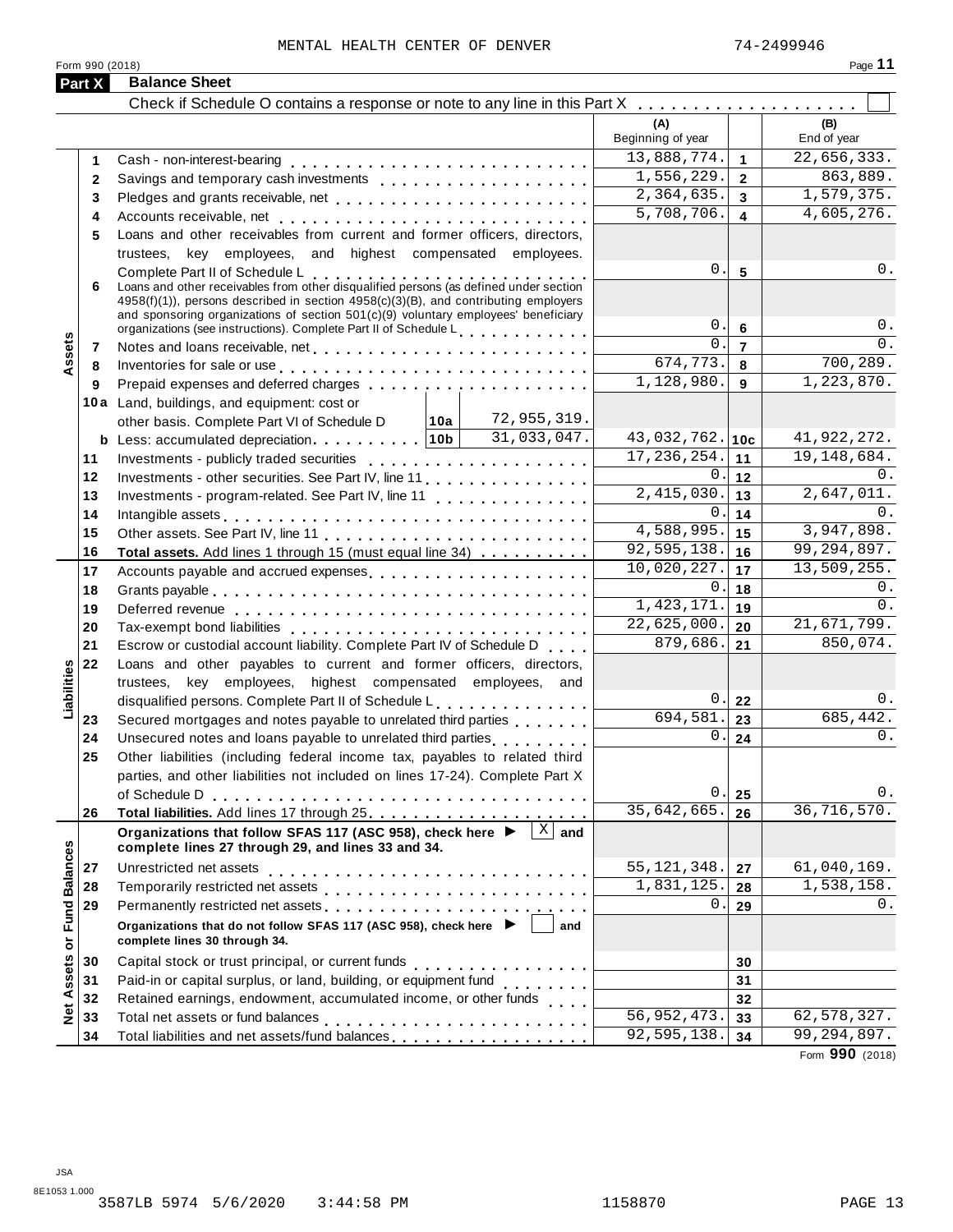MENTAL HEALTH CENTER OF DENVER 74-2499946

## Part X Balance Sheet

Check if Schedule O contains a response or note to any line in this Part X . . . . . . . . . . . . . . . . . . . . ☐

| | | | (A) Beginning of year | | (B) End of year |
|---|---|---|---|---|---|
| **Assets** | 1 | Cash - non-interest-bearing | 13,888,774. | 1 | 22,656,333. |
| | 2 | Savings and temporary cash investments | 1,556,229. | 2 | 863,889. |
| | 3 | Pledges and grants receivable, net | 2,364,635. | 3 | 1,579,375. |
| | 4 | Accounts receivable, net | 5,708,706. | 4 | 4,605,276. |
| | 5 | Loans and other receivables from current and former officers, directors, trustees, key employees, and highest compensated employees. Complete Part II of Schedule L | 0. | 5 | 0. |
| | 6 | Loans and other receivables from other disqualified persons (as defined under section 4958(f)(1)), persons described in section 4958(c)(3)(B), and contributing employers and sponsoring organizations of section 501(c)(9) voluntary employees' beneficiary organizations (see instructions). Complete Part II of Schedule L | 0. | 6 | 0. |
| | 7 | Notes and loans receivable, net | 0. | 7 | 0. |
| | 8 | Inventories for sale or use | 674,773. | 8 | 700,289. |
| | 9 | Prepaid expenses and deferred charges | 1,128,980. | 9 | 1,223,870. |
| | 10a | Land, buildings, and equipment: cost or other basis. Complete Part VI of Schedule D — 10a: 72,955,319. | | | |
| | b | Less: accumulated depreciation — 10b: 31,033,047. | 43,032,762. | 10c | 41,922,272. |
| | 11 | Investments - publicly traded securities | 17,236,254. | 11 | 19,148,684. |
| | 12 | Investments - other securities. See Part IV, line 11 | 0. | 12 | 0. |
| | 13 | Investments - program-related. See Part IV, line 11 | 2,415,030. | 13 | 2,647,011. |
| | 14 | Intangible assets | 0. | 14 | 0. |
| | 15 | Other assets. See Part IV, line 11 | 4,588,995. | 15 | 3,947,898. |
| | 16 | **Total assets.** Add lines 1 through 15 (must equal line 34) | 92,595,138. | 16 | 99,294,897. |
| **Liabilities** | 17 | Accounts payable and accrued expenses | 10,020,227. | 17 | 13,509,255. |
| | 18 | Grants payable | 0. | 18 | 0. |
| | 19 | Deferred revenue | 1,423,171. | 19 | 0. |
| | 20 | Tax-exempt bond liabilities | 22,625,000. | 20 | 21,671,799. |
| | 21 | Escrow or custodial account liability. Complete Part IV of Schedule D | 879,686. | 21 | 850,074. |
| | 22 | Loans and other payables to current and former officers, directors, trustees, key employees, highest compensated employees, and disqualified persons. Complete Part II of Schedule L | 0. | 22 | 0. |
| | 23 | Secured mortgages and notes payable to unrelated third parties | 694,581. | 23 | 685,442. |
| | 24 | Unsecured notes and loans payable to unrelated third parties | 0. | 24 | 0. |
| | 25 | Other liabilities (including federal income tax, payables to related third parties, and other liabilities not included on lines 17-24). Complete Part X of Schedule D | 0. | 25 | 0. |
| | 26 | **Total liabilities.** Add lines 17 through 25 | 35,642,665. | 26 | 36,716,570. |
| **Net Assets or Fund Balances** | | **Organizations that follow SFAS 117 (ASC 958), check here ▶ ☒ and complete lines 27 through 29, and lines 33 and 34.** | | | |
| | 27 | Unrestricted net assets | 55,121,348. | 27 | 61,040,169. |
| | 28 | Temporarily restricted net assets | 1,831,125. | 28 | 1,538,158. |
| | 29 | Permanently restricted net assets | 0. | 29 | 0. |
| | | **Organizations that do not follow SFAS 117 (ASC 958), check here ▶ ☐ and complete lines 30 through 34.** | | | |
| | 30 | Capital stock or trust principal, or current funds | | 30 | |
| | 31 | Paid-in or capital surplus, or land, building, or equipment fund | | 31 | |
| | 32 | Retained earnings, endowment, accumulated income, or other funds | | 32 | |
| | 33 | Total net assets or fund balances | 56,952,473. | 33 | 62,578,327. |
| | 34 | Total liabilities and net assets/fund balances | 92,595,138. | 34 | 99,294,897. |

Form **990** (2018)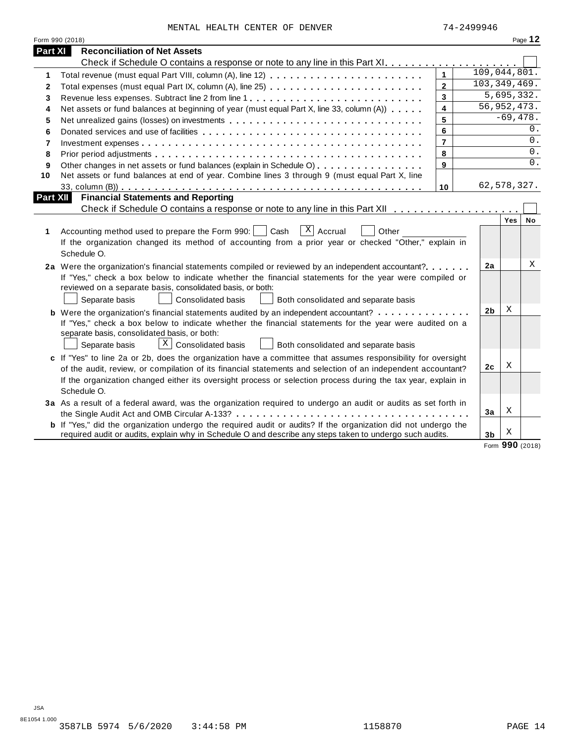MENTAL HEALTH CENTER OF DENVER 74-2499946

Form 990 (2018) Page **12**

## Part XI Reconciliation of Net Assets

Check if Schedule O contains a response or note to any line in this Part XI . . . . . . . . . . . . . . . . . . . . ☐

| | | | |
|---|---|---|---|
| 1 | Total revenue (must equal Part VIII, column (A), line 12) | 1 | 109,044,801. |
| 2 | Total expenses (must equal Part IX, column (A), line 25) | 2 | 103,349,469. |
| 3 | Revenue less expenses. Subtract line 2 from line 1 | 3 | 5,695,332. |
| 4 | Net assets or fund balances at beginning of year (must equal Part X, line 33, column (A)) | 4 | 56,952,473. |
| 5 | Net unrealized gains (losses) on investments | 5 | -69,478. |
| 6 | Donated services and use of facilities | 6 | 0. |
| 7 | Investment expenses | 7 | 0. |
| 8 | Prior period adjustments | 8 | 0. |
| 9 | Other changes in net assets or fund balances (explain in Schedule O) | 9 | 0. |
| 10 | Net assets or fund balances at end of year. Combine lines 3 through 9 (must equal Part X, line 33, column (B)) | 10 | 62,578,327. |

## Part XII Financial Statements and Reporting

Check if Schedule O contains a response or note to any line in this Part XII . . . . . . . . . . . . . . . . . . . ☐

| | | | Yes | No |
|---|---|---|---|---|
| 1 | Accounting method used to prepare the Form 990: ☐ Cash ☒ Accrual ☐ Other<br>If the organization changed its method of accounting from a prior year or checked "Other," explain in Schedule O. | | | |
| 2a | Were the organization's financial statements compiled or reviewed by an independent accountant?<br>If "Yes," check a box below to indicate whether the financial statements for the year were compiled or reviewed on a separate basis, consolidated basis, or both:<br>☐ Separate basis ☐ Consolidated basis ☐ Both consolidated and separate basis | 2a | | X |
| b | Were the organization's financial statements audited by an independent accountant?<br>If "Yes," check a box below to indicate whether the financial statements for the year were audited on a separate basis, consolidated basis, or both:<br>☐ Separate basis ☒ Consolidated basis ☐ Both consolidated and separate basis | 2b | X | |
| c | If "Yes" to line 2a or 2b, does the organization have a committee that assumes responsibility for oversight of the audit, review, or compilation of its financial statements and selection of an independent accountant?<br>If the organization changed either its oversight process or selection process during the tax year, explain in Schedule O. | 2c | X | |
| 3a | As a result of a federal award, was the organization required to undergo an audit or audits as set forth in the Single Audit Act and OMB Circular A-133? | 3a | X | |
| b | If "Yes," did the organization undergo the required audit or audits? If the organization did not undergo the required audit or audits, explain why in Schedule O and describe any steps taken to undergo such audits. | 3b | X | |

Form **990** (2018)

JSA
8E1054 1.000
3587LB 5974 5/6/2020 3:44:58 PM 1158870 PAGE 14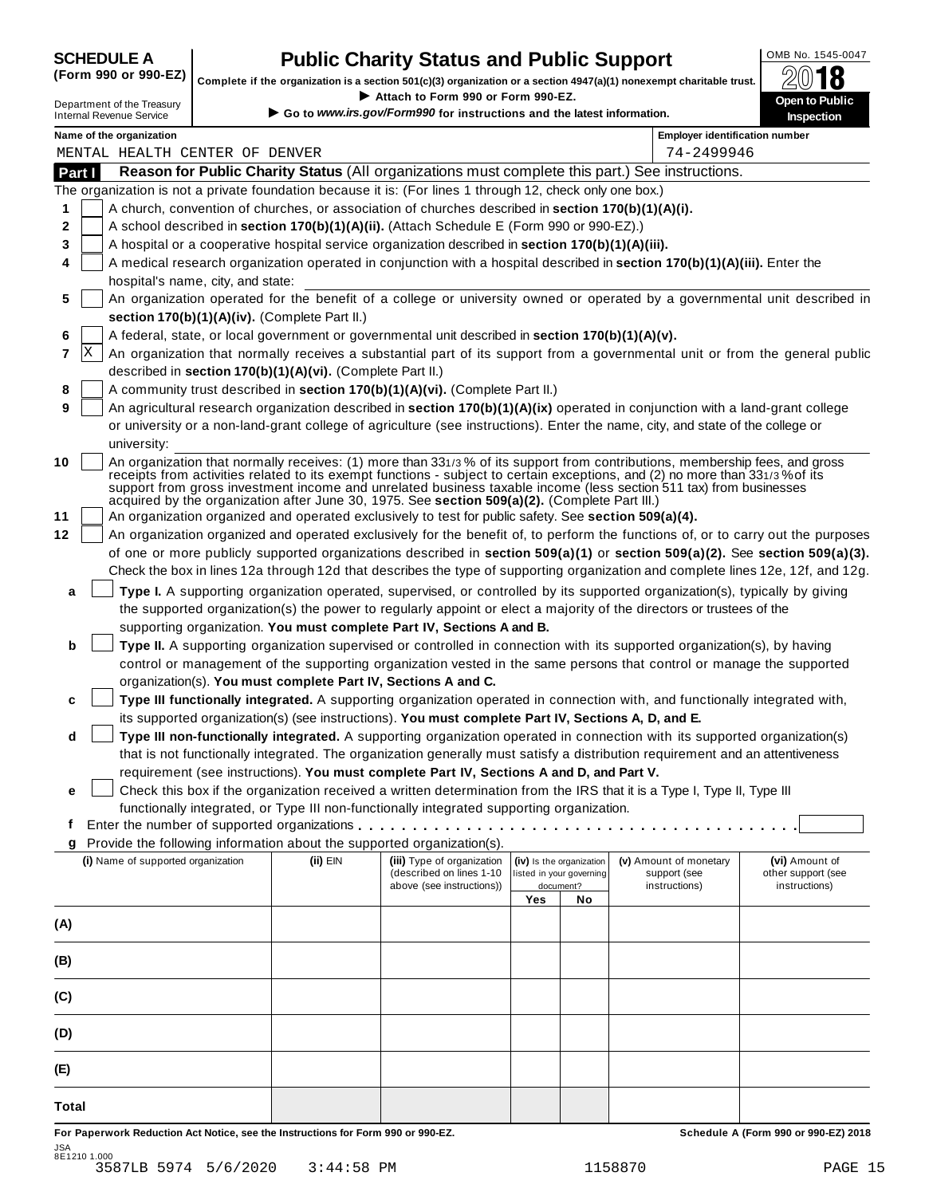**SCHEDULE A (Form 990 or 990-EZ)**

Department of the Treasury
Internal Revenue Service

# Public Charity Status and Public Support

**Complete if the organization is a section 501(c)(3) organization or a section 4947(a)(1) nonexempt charitable trust.**
▶ Attach to Form 990 or Form 990-EZ.
▶ Go to *www.irs.gov/Form990* for instructions and the latest information.

OMB No. 1545-0047
**2018**
**Open to Public Inspection**

| Name of the organization | Employer identification number |
|---|---|
| MENTAL HEALTH CENTER OF DENVER | 74-2499946 |

## Part I Reason for Public Charity Status (All organizations must complete this part.) See instructions.

The organization is not a private foundation because it is: (For lines 1 through 12, check only one box.)

1. [ ] A church, convention of churches, or association of churches described in **section 170(b)(1)(A)(i).**
2. [ ] A school described in **section 170(b)(1)(A)(ii).** (Attach Schedule E (Form 990 or 990-EZ).)
3. [ ] A hospital or a cooperative hospital service organization described in **section 170(b)(1)(A)(iii).**
4. [ ] A medical research organization operated in conjunction with a hospital described in **section 170(b)(1)(A)(iii).** Enter the hospital's name, city, and state:
5. [ ] An organization operated for the benefit of a college or university owned or operated by a governmental unit described in **section 170(b)(1)(A)(iv).** (Complete Part II.)
6. [ ] A federal, state, or local government or governmental unit described in **section 170(b)(1)(A)(v).**
7. [X] An organization that normally receives a substantial part of its support from a governmental unit or from the general public described in **section 170(b)(1)(A)(vi).** (Complete Part II.)
8. [ ] A community trust described in **section 170(b)(1)(A)(vi).** (Complete Part II.)
9. [ ] An agricultural research organization described in **section 170(b)(1)(A)(ix)** operated in conjunction with a land-grant college or university or a non-land-grant college of agriculture (see instructions). Enter the name, city, and state of the college or university:
10. [ ] An organization that normally receives: (1) more than 33 1/3 % of its support from contributions, membership fees, and gross receipts from activities related to its exempt functions - subject to certain exceptions, and (2) no more than 33 1/3 % of its support from gross investment income and unrelated business taxable income (less section 511 tax) from businesses acquired by the organization after June 30, 1975. See **section 509(a)(2).** (Complete Part III.)
11. [ ] An organization organized and operated exclusively to test for public safety. See **section 509(a)(4).**
12. [ ] An organization organized and operated exclusively for the benefit of, to perform the functions of, or to carry out the purposes of one or more publicly supported organizations described in **section 509(a)(1)** or **section 509(a)(2).** See **section 509(a)(3).** Check the box in lines 12a through 12d that describes the type of supporting organization and complete lines 12e, 12f, and 12g.
   - **a** [ ] **Type I.** A supporting organization operated, supervised, or controlled by its supported organization(s), typically by giving the supported organization(s) the power to regularly appoint or elect a majority of the directors or trustees of the supporting organization. **You must complete Part IV, Sections A and B.**
   - **b** [ ] **Type II.** A supporting organization supervised or controlled in connection with its supported organization(s), by having control or management of the supporting organization vested in the same persons that control or manage the supported organization(s). **You must complete Part IV, Sections A and C.**
   - **c** [ ] **Type III functionally integrated.** A supporting organization operated in connection with, and functionally integrated with, its supported organization(s) (see instructions). **You must complete Part IV, Sections A, D, and E.**
   - **d** [ ] **Type III non-functionally integrated.** A supporting organization operated in connection with its supported organization(s) that is not functionally integrated. The organization generally must satisfy a distribution requirement and an attentiveness requirement (see instructions). **You must complete Part IV, Sections A and D, and Part V.**
   - **e** [ ] Check this box if the organization received a written determination from the IRS that it is a Type I, Type II, Type III functionally integrated, or Type III non-functionally integrated supporting organization.
   - **f** Enter the number of supported organizations . . . . . . . . . . . . . . . . . . . . . . . . . . . . . . . . . . . .
   - **g** Provide the following information about the supported organization(s).

| (i) Name of supported organization | (ii) EIN | (iii) Type of organization (described on lines 1-10 above (see instructions)) | (iv) Is the organization listed in your governing document? Yes | No | (v) Amount of monetary support (see instructions) | (vi) Amount of other support (see instructions) |
|---|---|---|---|---|---|---|
| (A) | | | | | | |
| (B) | | | | | | |
| (C) | | | | | | |
| (D) | | | | | | |
| (E) | | | | | | |
| **Total** | | | | | | |

**For Paperwork Reduction Act Notice, see the Instructions for Form 990 or 990-EZ.** **Schedule A (Form 990 or 990-EZ) 2018**

JSA
8E1210 1.000
3587LB 5974 5/6/2020 3:44:58 PM 1158870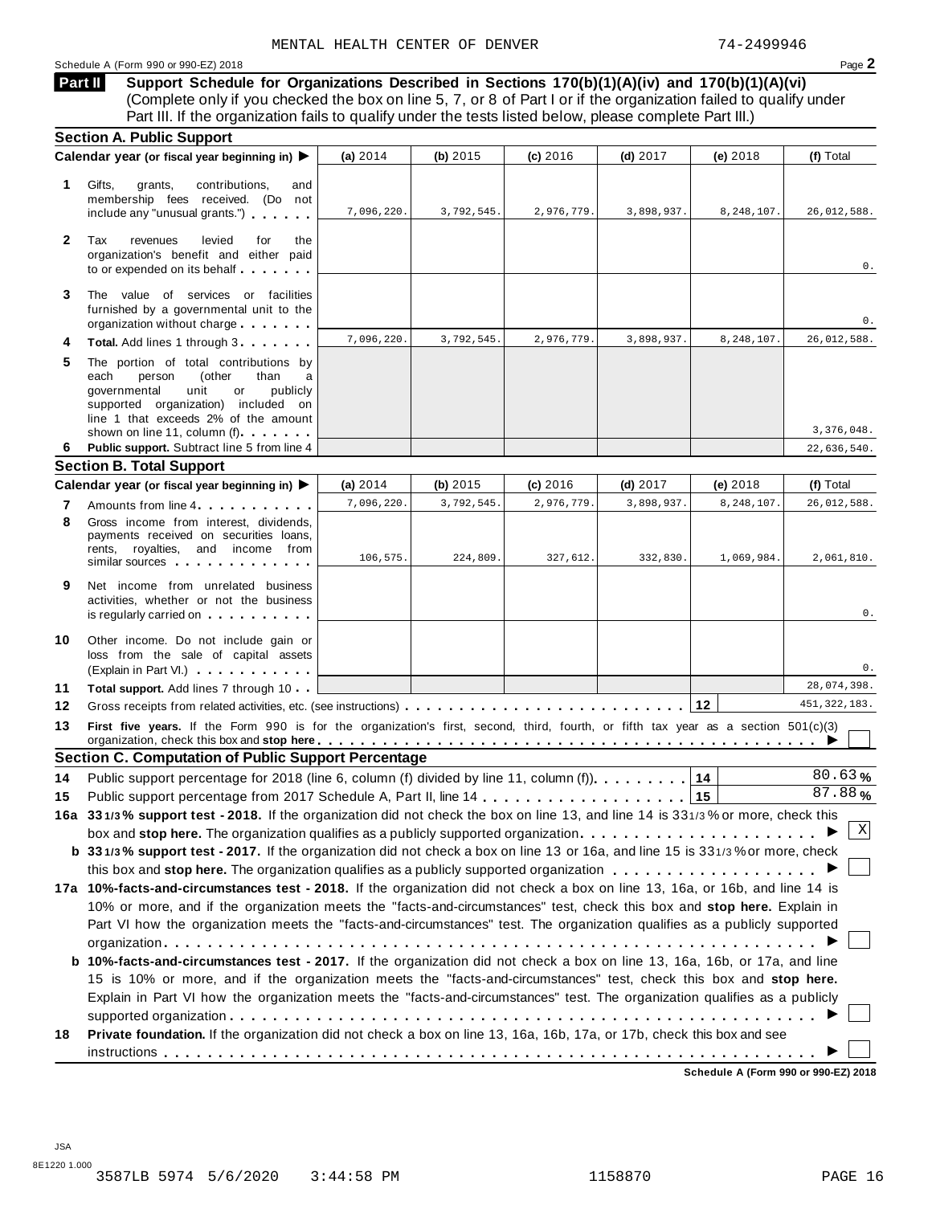MENTAL HEALTH CENTER OF DENVER 74-2499946

Schedule A (Form 990 or 990-EZ) 2018

## Part II Support Schedule for Organizations Described in Sections 170(b)(1)(A)(iv) and 170(b)(1)(A)(vi)

(Complete only if you checked the box on line 5, 7, or 8 of Part I or if the organization failed to qualify under Part III. If the organization fails to qualify under the tests listed below, please complete Part III.)

### Section A. Public Support

| Calendar year (or fiscal year beginning in) ▶ | (a) 2014 | (b) 2015 | (c) 2016 | (d) 2017 | (e) 2018 | (f) Total |
|---|---|---|---|---|---|---|
| **1** Gifts, grants, contributions, and membership fees received. (Do not include any "unusual grants.") | 7,096,220. | 3,792,545. | 2,976,779. | 3,898,937. | 8,248,107. | 26,012,588. |
| **2** Tax revenues levied for the organization's benefit and either paid to or expended on its behalf | | | | | | 0. |
| **3** The value of services or facilities furnished by a governmental unit to the organization without charge | | | | | | 0. |
| **4** **Total.** Add lines 1 through 3 | 7,096,220. | 3,792,545. | 2,976,779. | 3,898,937. | 8,248,107. | 26,012,588. |
| **5** The portion of total contributions by each person (other than a governmental unit or publicly supported organization) included on line 1 that exceeds 2% of the amount shown on line 11, column (f) | | | | | | 3,376,048. |
| **6** **Public support.** Subtract line 5 from line 4 | | | | | | 22,636,540. |

### Section B. Total Support

| Calendar year (or fiscal year beginning in) ▶ | (a) 2014 | (b) 2015 | (c) 2016 | (d) 2017 | (e) 2018 | (f) Total |
|---|---|---|---|---|---|---|
| **7** Amounts from line 4 | 7,096,220. | 3,792,545. | 2,976,779. | 3,898,937. | 8,248,107. | 26,012,588. |
| **8** Gross income from interest, dividends, payments received on securities loans, rents, royalties, and income from similar sources | 106,575. | 224,809. | 327,612. | 332,830. | 1,069,984. | 2,061,810. |
| **9** Net income from unrelated business activities, whether or not the business is regularly carried on | | | | | | 0. |
| **10** Other income. Do not include gain or loss from the sale of capital assets (Explain in Part VI.) | | | | | | 0. |
| **11** **Total support.** Add lines 7 through 10 | | | | | | 28,074,398. |
| **12** Gross receipts from related activities, etc. (see instructions) | | | | | **12** | 451,322,183. |

**13** **First five years.** If the Form 990 is for the organization's first, second, third, fourth, or fifth tax year as a section 501(c)(3) organization, check this box and **stop here** ▶ ☐

### Section C. Computation of Public Support Percentage

**14** Public support percentage for 2018 (line 6, column (f) divided by line 11, column (f)) **14** 80.63 %

**15** Public support percentage from 2017 Schedule A, Part II, line 14 **15** 87.88 %

**16a** **33 1/3 % support test - 2018.** If the organization did not check the box on line 13, and line 14 is 33 1/3 % or more, check this box and **stop here.** The organization qualifies as a publicly supported organization ▶ ☒

**b** **33 1/3 % support test - 2017.** If the organization did not check a box on line 13 or 16a, and line 15 is 33 1/3 % or more, check this box and **stop here.** The organization qualifies as a publicly supported organization ▶ ☐

**17a** **10%-facts-and-circumstances test - 2018.** If the organization did not check a box on line 13, 16a, or 16b, and line 14 is 10% or more, and if the organization meets the "facts-and-circumstances" test, check this box and **stop here.** Explain in Part VI how the organization meets the "facts-and-circumstances" test. The organization qualifies as a publicly supported organization ▶ ☐

**b** **10%-facts-and-circumstances test - 2017.** If the organization did not check a box on line 13, 16a, 16b, or 17a, and line 15 is 10% or more, and if the organization meets the "facts-and-circumstances" test, check this box and **stop here.** Explain in Part VI how the organization meets the "facts-and-circumstances" test. The organization qualifies as a publicly supported organization ▶ ☐

**18** **Private foundation.** If the organization did not check a box on line 13, 16a, 16b, 17a, or 17b, check this box and see instructions ▶ ☐

**Schedule A (Form 990 or 990-EZ) 2018**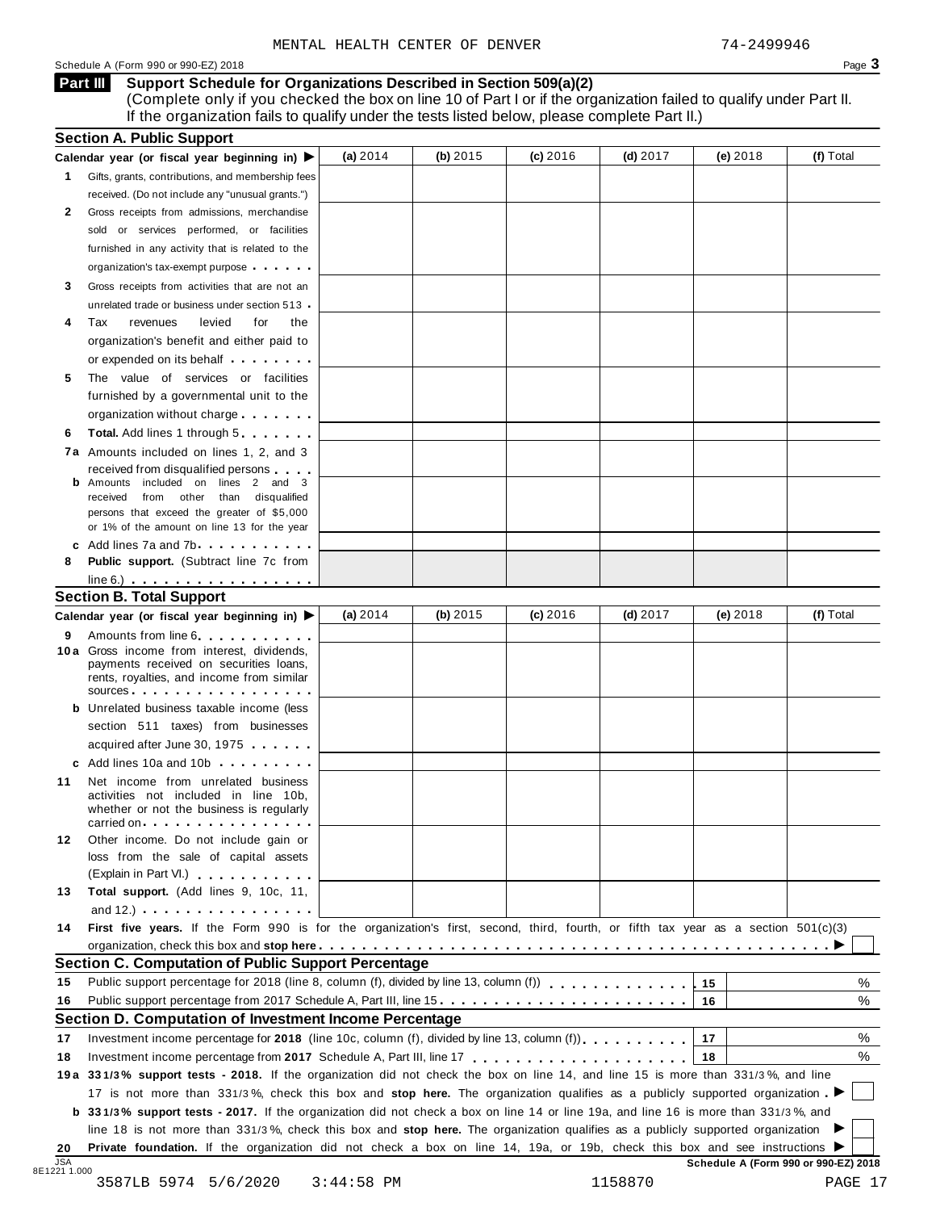MENTAL HEALTH CENTER OF DENVER 74-2499946

Schedule A (Form 990 or 990-EZ) 2018 Page **3**

## Part III Support Schedule for Organizations Described in Section 509(a)(2)

(Complete only if you checked the box on line 10 of Part I or if the organization failed to qualify under Part II. If the organization fails to qualify under the tests listed below, please complete Part II.)

### Section A. Public Support

| Calendar year (or fiscal year beginning in) ▶ | (a) 2014 | (b) 2015 | (c) 2016 | (d) 2017 | (e) 2018 | (f) Total |
|---|---|---|---|---|---|---|
| **1** Gifts, grants, contributions, and membership fees received. (Do not include any "unusual grants.") | | | | | | |
| **2** Gross receipts from admissions, merchandise sold or services performed, or facilities furnished in any activity that is related to the organization's tax-exempt purpose | | | | | | |
| **3** Gross receipts from activities that are not an unrelated trade or business under section 513 | | | | | | |
| **4** Tax revenues levied for the organization's benefit and either paid to or expended on its behalf | | | | | | |
| **5** The value of services or facilities furnished by a governmental unit to the organization without charge | | | | | | |
| **6** **Total.** Add lines 1 through 5 | | | | | | |
| **7a** Amounts included on lines 1, 2, and 3 received from disqualified persons | | | | | | |
| **b** Amounts included on lines 2 and 3 received from other than disqualified persons that exceed the greater of $5,000 or 1% of the amount on line 13 for the year | | | | | | |
| **c** Add lines 7a and 7b | | | | | | |
| **8** **Public support.** (Subtract line 7c from line 6.) | | | | | | |

### Section B. Total Support

| Calendar year (or fiscal year beginning in) ▶ | (a) 2014 | (b) 2015 | (c) 2016 | (d) 2017 | (e) 2018 | (f) Total |
|---|---|---|---|---|---|---|
| **9** Amounts from line 6 | | | | | | |
| **10a** Gross income from interest, dividends, payments received on securities loans, rents, royalties, and income from similar sources | | | | | | |
| **b** Unrelated business taxable income (less section 511 taxes) from businesses acquired after June 30, 1975 | | | | | | |
| **c** Add lines 10a and 10b | | | | | | |
| **11** Net income from unrelated business activities not included in line 10b, whether or not the business is regularly carried on | | | | | | |
| **12** Other income. Do not include gain or loss from the sale of capital assets (Explain in Part VI.) | | | | | | |
| **13** **Total support.** (Add lines 9, 10c, 11, and 12.) | | | | | | |

**14** **First five years.** If the Form 990 is for the organization's first, second, third, fourth, or fifth tax year as a section 501(c)(3) organization, check this box and **stop here** ▶ ☐

### Section C. Computation of Public Support Percentage

| | | | |
|---|---|---|---|
| **15** | Public support percentage for 2018 (line 8, column (f), divided by line 13, column (f)) | 15 | % |
| **16** | Public support percentage from 2017 Schedule A, Part III, line 15 | 16 | % |

### Section D. Computation of Investment Income Percentage

| | | | |
|---|---|---|---|
| **17** | Investment income percentage for **2018** (line 10c, column (f), divided by line 13, column (f)) | 17 | % |
| **18** | Investment income percentage from **2017** Schedule A, Part III, line 17 | 18 | % |

**19a** **33 1/3% support tests - 2018.** If the organization did not check the box on line 14, and line 15 is more than 33 1/3%, and line 17 is not more than 33 1/3%, check this box and **stop here.** The organization qualifies as a publicly supported organization ▶ ☐

**b** **33 1/3% support tests - 2017.** If the organization did not check a box on line 14 or line 19a, and line 16 is more than 33 1/3%, and line 18 is not more than 33 1/3%, check this box and **stop here.** The organization qualifies as a publicly supported organization ▶ ☐

**20** **Private foundation.** If the organization did not check a box on line 14, 19a, or 19b, check this box and see instructions ▶ ☐

Schedule A (Form 990 or 990-EZ) 2018

JSA 8E1221 1.000

3587LB 5974 5/6/2020 3:44:58 PM 1158870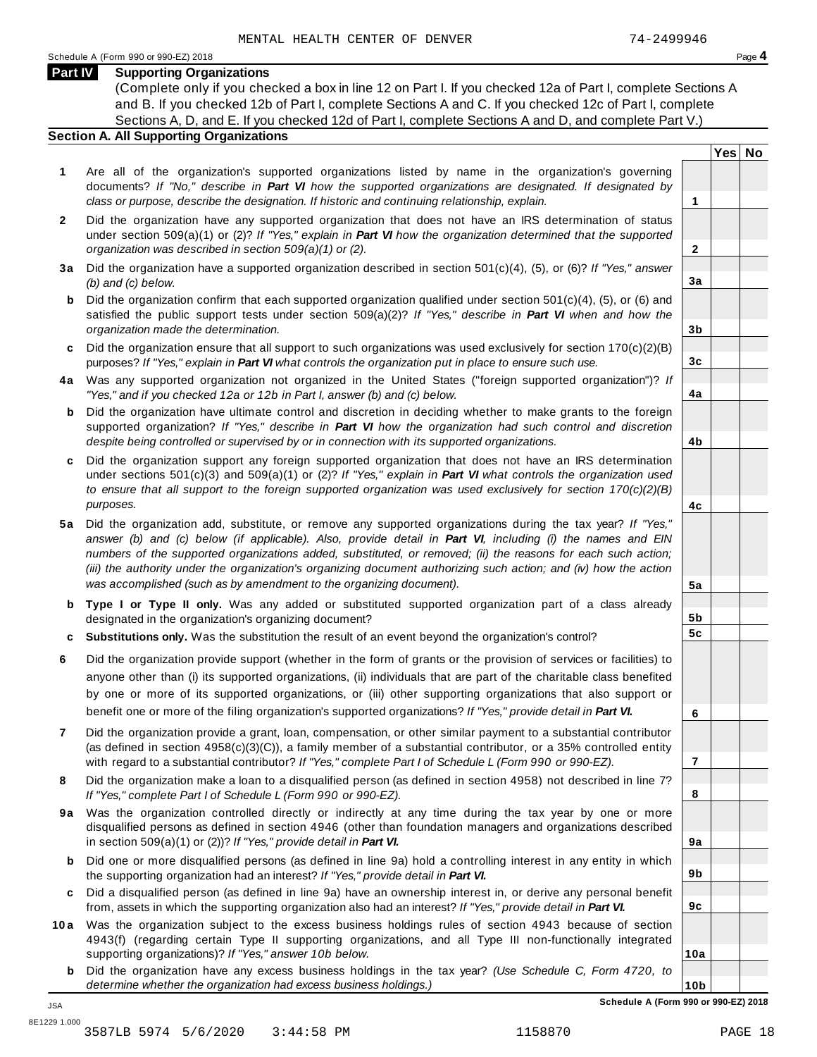MENTAL HEALTH CENTER OF DENVER 74-2499946

Schedule A (Form 990 or 990-EZ) 2018

## Part IV Supporting Organizations

(Complete only if you checked a box in line 12 on Part I. If you checked 12a of Part I, complete Sections A and B. If you checked 12b of Part I, complete Sections A and C. If you checked 12c of Part I, complete Sections A, D, and E. If you checked 12d of Part I, complete Sections A and D, and complete Part V.)

### Section A. All Supporting Organizations

| | | | Yes | No |
|---|---|---|---|---|
| **1** | Are all of the organization's supported organizations listed by name in the organization's governing documents? *If "No," describe in **Part VI** how the supported organizations are designated. If designated by class or purpose, describe the designation. If historic and continuing relationship, explain.* | 1 | | |
| **2** | Did the organization have any supported organization that does not have an IRS determination of status under section 509(a)(1) or (2)? *If "Yes," explain in **Part VI** how the organization determined that the supported organization was described in section 509(a)(1) or (2).* | 2 | | |
| **3a** | Did the organization have a supported organization described in section 501(c)(4), (5), or (6)? *If "Yes," answer (b) and (c) below.* | 3a | | |
| **b** | Did the organization confirm that each supported organization qualified under section 501(c)(4), (5), or (6) and satisfied the public support tests under section 509(a)(2)? *If "Yes," describe in **Part VI** when and how the organization made the determination.* | 3b | | |
| **c** | Did the organization ensure that all support to such organizations was used exclusively for section 170(c)(2)(B) purposes? *If "Yes," explain in **Part VI** what controls the organization put in place to ensure such use.* | 3c | | |
| **4a** | Was any supported organization not organized in the United States ("foreign supported organization")? *If "Yes," and if you checked 12a or 12b in Part I, answer (b) and (c) below.* | 4a | | |
| **b** | Did the organization have ultimate control and discretion in deciding whether to make grants to the foreign supported organization? *If "Yes," describe in **Part VI** how the organization had such control and discretion despite being controlled or supervised by or in connection with its supported organizations.* | 4b | | |
| **c** | Did the organization support any foreign supported organization that does not have an IRS determination under sections 501(c)(3) and 509(a)(1) or (2)? *If "Yes," explain in **Part VI** what controls the organization used to ensure that all support to the foreign supported organization was used exclusively for section 170(c)(2)(B) purposes.* | 4c | | |
| **5a** | Did the organization add, substitute, or remove any supported organizations during the tax year? *If "Yes," answer (b) and (c) below (if applicable). Also, provide detail in **Part VI**, including (i) the names and EIN numbers of the supported organizations added, substituted, or removed; (ii) the reasons for each such action; (iii) the authority under the organization's organizing document authorizing such action; and (iv) how the action was accomplished (such as by amendment to the organizing document).* | 5a | | |
| **b** | **Type I or Type II only.** Was any added or substituted supported organization part of a class already designated in the organization's organizing document? | 5b | | |
| **c** | **Substitutions only.** Was the substitution the result of an event beyond the organization's control? | 5c | | |
| **6** | Did the organization provide support (whether in the form of grants or the provision of services or facilities) to anyone other than (i) its supported organizations, (ii) individuals that are part of the charitable class benefited by one or more of its supported organizations, or (iii) other supporting organizations that also support or benefit one or more of the filing organization's supported organizations? *If "Yes," provide detail in **Part VI.*** | 6 | | |
| **7** | Did the organization provide a grant, loan, compensation, or other similar payment to a substantial contributor (as defined in section 4958(c)(3)(C)), a family member of a substantial contributor, or a 35% controlled entity with regard to a substantial contributor? *If "Yes," complete Part I of Schedule L (Form 990 or 990-EZ).* | 7 | | |
| **8** | Did the organization make a loan to a disqualified person (as defined in section 4958) not described in line 7? *If "Yes," complete Part I of Schedule L (Form 990 or 990-EZ).* | 8 | | |
| **9a** | Was the organization controlled directly or indirectly at any time during the tax year by one or more disqualified persons as defined in section 4946 (other than foundation managers and organizations described in section 509(a)(1) or (2))? *If "Yes," provide detail in **Part VI.*** | 9a | | |
| **b** | Did one or more disqualified persons (as defined in line 9a) hold a controlling interest in any entity in which the supporting organization had an interest? *If "Yes," provide detail in **Part VI.*** | 9b | | |
| **c** | Did a disqualified person (as defined in line 9a) have an ownership interest in, or derive any personal benefit from, assets in which the supporting organization also had an interest? *If "Yes," provide detail in **Part VI.*** | 9c | | |
| **10a** | Was the organization subject to the excess business holdings rules of section 4943 because of section 4943(f) (regarding certain Type II supporting organizations, and all Type III non-functionally integrated supporting organizations)? *If "Yes," answer 10b below.* | 10a | | |
| **b** | Did the organization have any excess business holdings in the tax year? *(Use Schedule C, Form 4720, to determine whether the organization had excess business holdings.)* | 10b | | |

**Schedule A (Form 990 or 990-EZ) 2018**

JSA
8E1229 1.000
3587LB 5974 5/6/2020 3:44:58 PM 1158870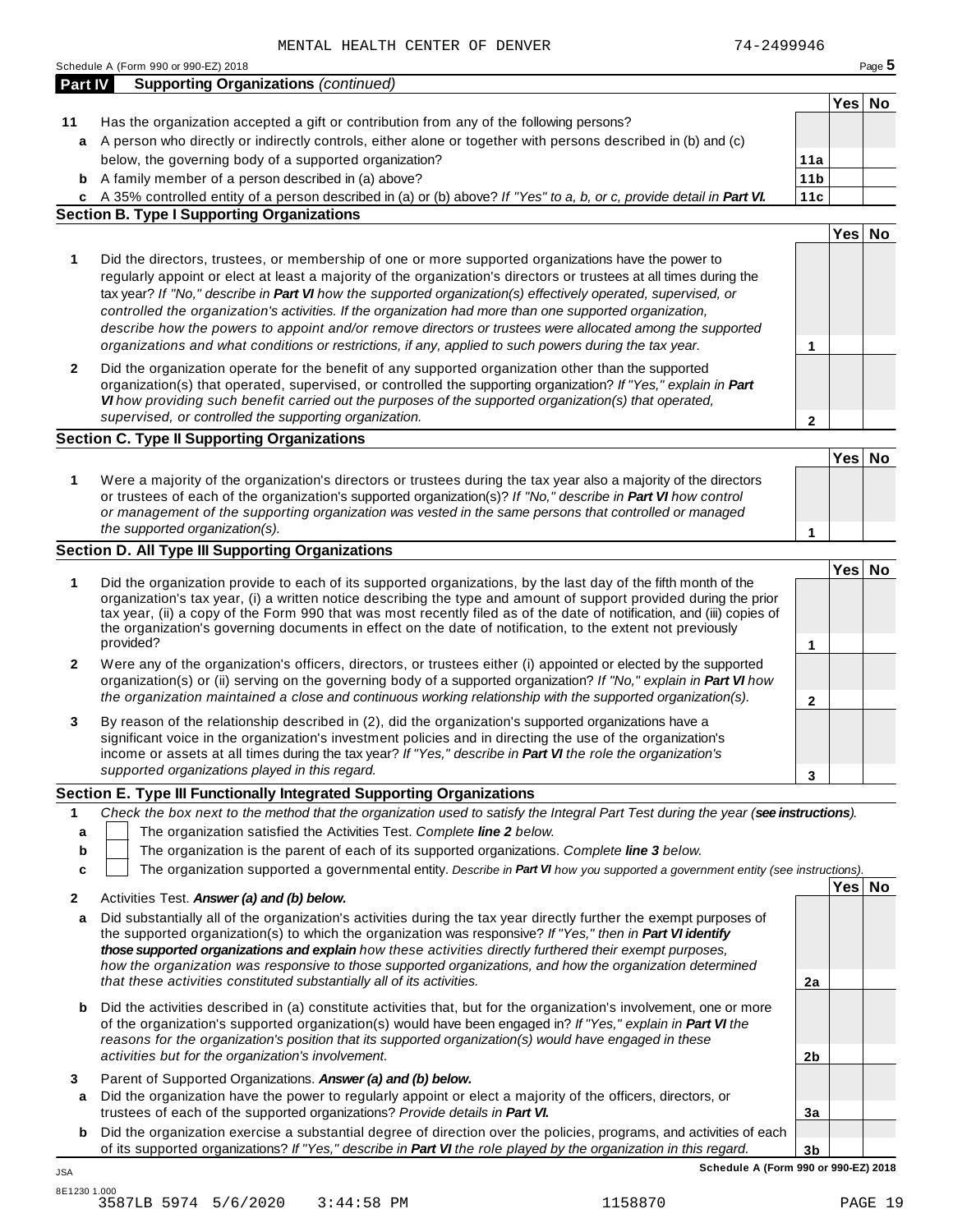MENTAL HEALTH CENTER OF DENVER 74-2499946

Schedule A (Form 990 or 990-EZ) 2018

## Part IV Supporting Organizations *(continued)*

| | | | Yes | No |
|---|---|---|---|---|
| **11** | Has the organization accepted a gift or contribution from any of the following persons? | | | |
| **a** | A person who directly or indirectly controls, either alone or together with persons described in (b) and (c) below, the governing body of a supported organization? | **11a** | | |
| **b** | A family member of a person described in (a) above? | **11b** | | |
| **c** | A 35% controlled entity of a person described in (a) or (b) above? *If "Yes" to a, b, or c, provide detail in* ***Part VI.*** | **11c** | | |

### Section B. Type I Supporting Organizations

| | | | Yes | No |
|---|---|---|---|---|
| **1** | Did the directors, trustees, or membership of one or more supported organizations have the power to regularly appoint or elect at least a majority of the organization's directors or trustees at all times during the tax year? *If "No," describe in* ***Part VI*** *how the supported organization(s) effectively operated, supervised, or controlled the organization's activities. If the organization had more than one supported organization, describe how the powers to appoint and/or remove directors or trustees were allocated among the supported organizations and what conditions or restrictions, if any, applied to such powers during the tax year.* | **1** | | |
| **2** | Did the organization operate for the benefit of any supported organization other than the supported organization(s) that operated, supervised, or controlled the supporting organization? *If "Yes," explain in* ***Part VI*** *how providing such benefit carried out the purposes of the supported organization(s) that operated, supervised, or controlled the supporting organization.* | **2** | | |

### Section C. Type II Supporting Organizations

| | | | Yes | No |
|---|---|---|---|---|
| **1** | Were a majority of the organization's directors or trustees during the tax year also a majority of the directors or trustees of each of the organization's supported organization(s)? *If "No," describe in* ***Part VI*** *how control or management of the supporting organization was vested in the same persons that controlled or managed the supported organization(s).* | **1** | | |

### Section D. All Type III Supporting Organizations

| | | | Yes | No |
|---|---|---|---|---|
| **1** | Did the organization provide to each of its supported organizations, by the last day of the fifth month of the organization's tax year, (i) a written notice describing the type and amount of support provided during the prior tax year, (ii) a copy of the Form 990 that was most recently filed as of the date of notification, and (iii) copies of the organization's governing documents in effect on the date of notification, to the extent not previously provided? | **1** | | |
| **2** | Were any of the organization's officers, directors, or trustees either (i) appointed or elected by the supported organization(s) or (ii) serving on the governing body of a supported organization? *If "No," explain in* ***Part VI*** *how the organization maintained a close and continuous working relationship with the supported organization(s).* | **2** | | |
| **3** | By reason of the relationship described in (2), did the organization's supported organizations have a significant voice in the organization's investment policies and in directing the use of the organization's income or assets at all times during the tax year? *If "Yes," describe in* ***Part VI*** *the role the organization's supported organizations played in this regard.* | **3** | | |

### Section E. Type III Functionally Integrated Supporting Organizations

**1** *Check the box next to the method that the organization used to satisfy the Integral Part Test during the year (****see instructions****).*

- **a** ☐ The organization satisfied the Activities Test. *Complete* ***line 2*** *below.*
- **b** ☐ The organization is the parent of each of its supported organizations. *Complete* ***line 3*** *below.*
- **c** ☐ The organization supported a governmental entity. *Describe in* ***Part VI*** *how you supported a government entity (see instructions).*

| | | | Yes | No |
|---|---|---|---|---|
| **2** | Activities Test. ***Answer (a) and (b) below.*** | | | |
| **a** | Did substantially all of the organization's activities during the tax year directly further the exempt purposes of the supported organization(s) to which the organization was responsive? *If "Yes," then in* ***Part VI identify those supported organizations and explain*** *how these activities directly furthered their exempt purposes, how the organization was responsive to those supported organizations, and how the organization determined that these activities constituted substantially all of its activities.* | **2a** | | |
| **b** | Did the activities described in (a) constitute activities that, but for the organization's involvement, one or more of the organization's supported organization(s) would have been engaged in? *If "Yes," explain in* ***Part VI*** *the reasons for the organization's position that its supported organization(s) would have engaged in these activities but for the organization's involvement.* | **2b** | | |
| **3** | Parent of Supported Organizations. ***Answer (a) and (b) below.*** | | | |
| **a** | Did the organization have the power to regularly appoint or elect a majority of the officers, directors, or trustees of each of the supported organizations? *Provide details in* ***Part VI.*** | **3a** | | |
| **b** | Did the organization exercise a substantial degree of direction over the policies, programs, and activities of each of its supported organizations? *If "Yes," describe in* ***Part VI*** *the role played by the organization in this regard.* | **3b** | | |

**Schedule A (Form 990 or 990-EZ) 2018**

JSA
8E1230 1.000
3587LB 5974 5/6/2020 3:44:58 PM 1158870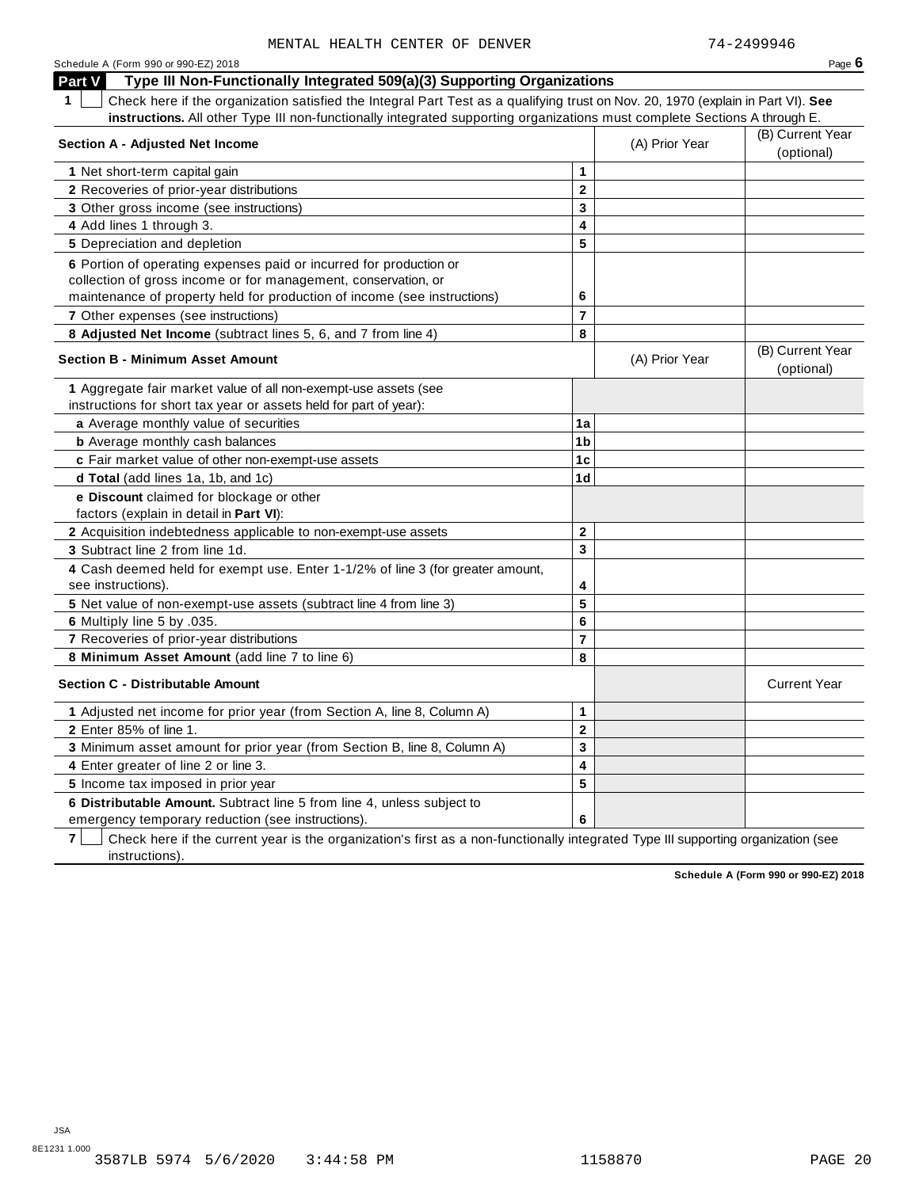MENTAL HEALTH CENTER OF DENVER 74-2499946

Schedule A (Form 990 or 990-EZ) 2018

## Part V Type III Non-Functionally Integrated 509(a)(3) Supporting Organizations

**1** ☐ Check here if the organization satisfied the Integral Part Test as a qualifying trust on Nov. 20, 1970 (explain in Part VI). **See instructions.** All other Type III non-functionally integrated supporting organizations must complete Sections A through E.

| **Section A - Adjusted Net Income** | | (A) Prior Year | (B) Current Year (optional) |
|---|---|---|---|
| **1** Net short-term capital gain | **1** | | |
| **2** Recoveries of prior-year distributions | **2** | | |
| **3** Other gross income (see instructions) | **3** | | |
| **4** Add lines 1 through 3. | **4** | | |
| **5** Depreciation and depletion | **5** | | |
| **6** Portion of operating expenses paid or incurred for production or collection of gross income or for management, conservation, or maintenance of property held for production of income (see instructions) | **6** | | |
| **7** Other expenses (see instructions) | **7** | | |
| **8 Adjusted Net Income** (subtract lines 5, 6, and 7 from line 4) | **8** | | |

| **Section B - Minimum Asset Amount** | | (A) Prior Year | (B) Current Year (optional) |
|---|---|---|---|
| **1** Aggregate fair market value of all non-exempt-use assets (see instructions for short tax year or assets held for part of year): | | | |
| **a** Average monthly value of securities | **1a** | | |
| **b** Average monthly cash balances | **1b** | | |
| **c** Fair market value of other non-exempt-use assets | **1c** | | |
| **d Total** (add lines 1a, 1b, and 1c) | **1d** | | |
| **e Discount** claimed for blockage or other factors (explain in detail in **Part VI**): | | | |
| **2** Acquisition indebtedness applicable to non-exempt-use assets | **2** | | |
| **3** Subtract line 2 from line 1d. | **3** | | |
| **4** Cash deemed held for exempt use. Enter 1-1/2% of line 3 (for greater amount, see instructions). | **4** | | |
| **5** Net value of non-exempt-use assets (subtract line 4 from line 3) | **5** | | |
| **6** Multiply line 5 by .035. | **6** | | |
| **7** Recoveries of prior-year distributions | **7** | | |
| **8 Minimum Asset Amount** (add line 7 to line 6) | **8** | | |

| **Section C - Distributable Amount** | | | Current Year |
|---|---|---|---|
| **1** Adjusted net income for prior year (from Section A, line 8, Column A) | **1** | | |
| **2** Enter 85% of line 1. | **2** | | |
| **3** Minimum asset amount for prior year (from Section B, line 8, Column A) | **3** | | |
| **4** Enter greater of line 2 or line 3. | **4** | | |
| **5** Income tax imposed in prior year | **5** | | |
| **6 Distributable Amount.** Subtract line 5 from line 4, unless subject to emergency temporary reduction (see instructions). | **6** | | |

**7** ☐ Check here if the current year is the organization's first as a non-functionally integrated Type III supporting organization (see instructions).

**Schedule A (Form 990 or 990-EZ) 2018**

JSA
8E1231 1.000
3587LB 5974 5/6/2020 3:44:58 PM 1158870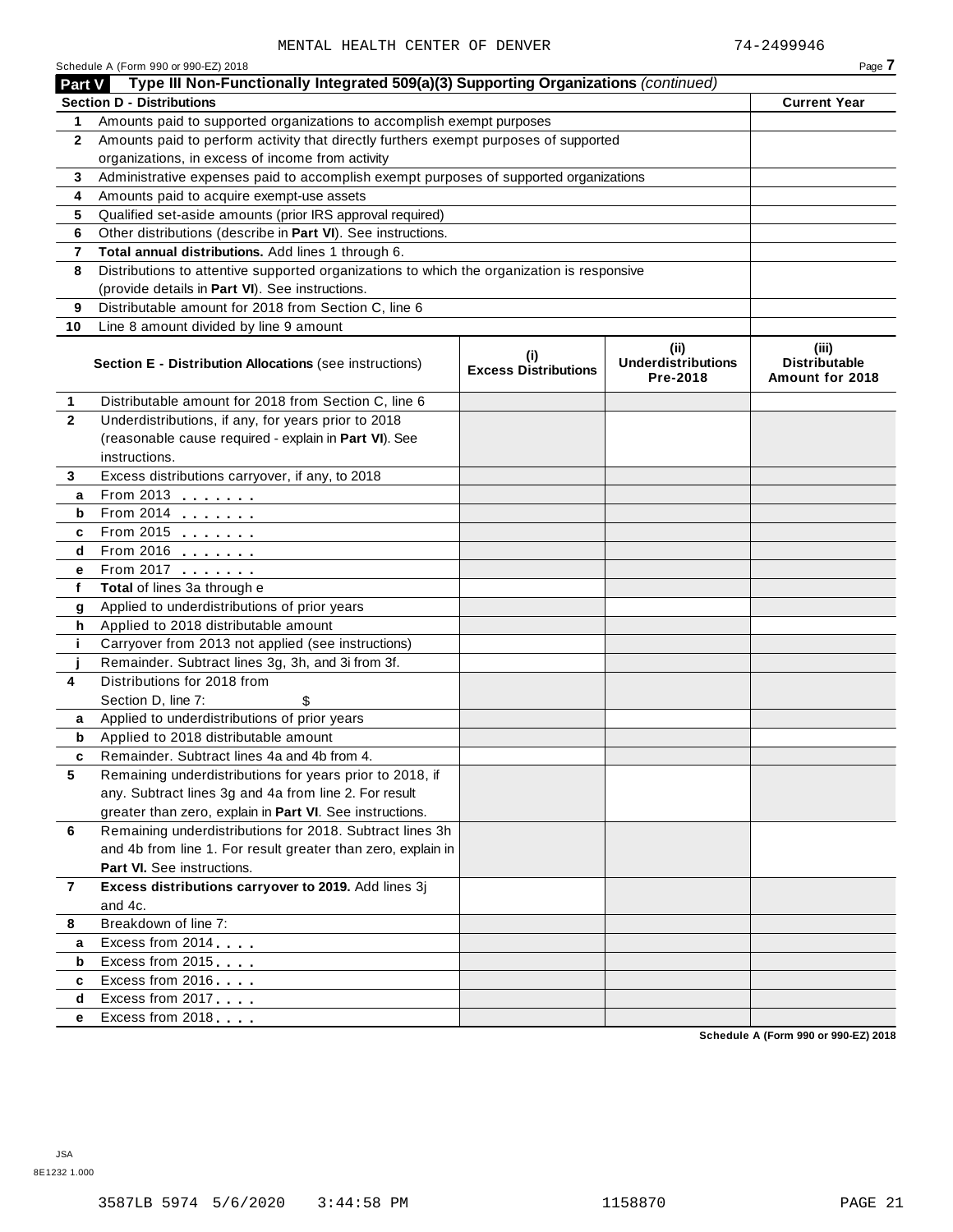MENTAL HEALTH CENTER OF DENVER 74-2499946

Schedule A (Form 990 or 990-EZ) 2018

## Part V Type III Non-Functionally Integrated 509(a)(3) Supporting Organizations *(continued)*

| | **Section D - Distributions** | **Current Year** |
|---|---|---|
| **1** | Amounts paid to supported organizations to accomplish exempt purposes | |
| **2** | Amounts paid to perform activity that directly furthers exempt purposes of supported organizations, in excess of income from activity | |
| **3** | Administrative expenses paid to accomplish exempt purposes of supported organizations | |
| **4** | Amounts paid to acquire exempt-use assets | |
| **5** | Qualified set-aside amounts (prior IRS approval required) | |
| **6** | Other distributions (describe in **Part VI**). See instructions. | |
| **7** | **Total annual distributions.** Add lines 1 through 6. | |
| **8** | Distributions to attentive supported organizations to which the organization is responsive (provide details in **Part VI**). See instructions. | |
| **9** | Distributable amount for 2018 from Section C, line 6 | |
| **10** | Line 8 amount divided by line 9 amount | |

| | **Section E - Distribution Allocations** (see instructions) | **(i) Excess Distributions** | **(ii) Underdistributions Pre-2018** | **(iii) Distributable Amount for 2018** |
|---|---|---|---|---|
| **1** | Distributable amount for 2018 from Section C, line 6 | | | |
| **2** | Underdistributions, if any, for years prior to 2018 (reasonable cause required - explain in **Part VI**). See instructions. | | | |
| **3** | Excess distributions carryover, if any, to 2018 | | | |
| **a** | From 2013 | | | |
| **b** | From 2014 | | | |
| **c** | From 2015 | | | |
| **d** | From 2016 | | | |
| **e** | From 2017 | | | |
| **f** | **Total** of lines 3a through e | | | |
| **g** | Applied to underdistributions of prior years | | | |
| **h** | Applied to 2018 distributable amount | | | |
| **i** | Carryover from 2013 not applied (see instructions) | | | |
| **j** | Remainder. Subtract lines 3g, 3h, and 3i from 3f. | | | |
| **4** | Distributions for 2018 from Section D, line 7: $ | | | |
| **a** | Applied to underdistributions of prior years | | | |
| **b** | Applied to 2018 distributable amount | | | |
| **c** | Remainder. Subtract lines 4a and 4b from 4. | | | |
| **5** | Remaining underdistributions for years prior to 2018, if any. Subtract lines 3g and 4a from line 2. For result greater than zero, explain in **Part VI**. See instructions. | | | |
| **6** | Remaining underdistributions for 2018. Subtract lines 3h and 4b from line 1. For result greater than zero, explain in **Part VI.** See instructions. | | | |
| **7** | **Excess distributions carryover to 2019.** Add lines 3j and 4c. | | | |
| **8** | Breakdown of line 7: | | | |
| **a** | Excess from 2014 | | | |
| **b** | Excess from 2015 | | | |
| **c** | Excess from 2016 | | | |
| **d** | Excess from 2017 | | | |
| **e** | Excess from 2018 | | | |

**Schedule A (Form 990 or 990-EZ) 2018**

JSA
8E1232 1.000

3587LB 5974 5/6/2020 3:44:58 PM 1158870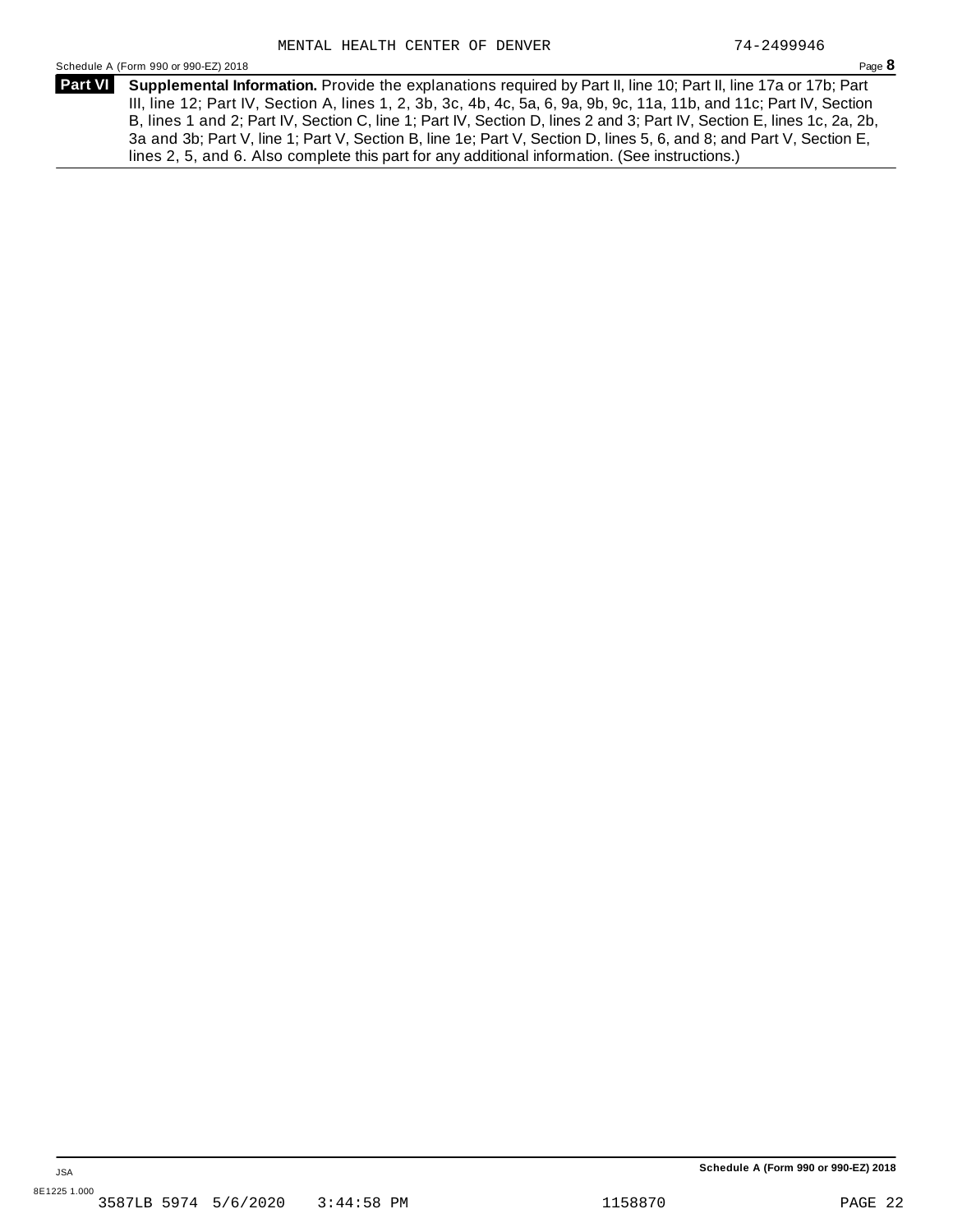**Part VI** **Supplemental Information.** Provide the explanations required by Part II, line 10; Part II, line 17a or 17b; Part III, line 12; Part IV, Section A, lines 1, 2, 3b, 3c, 4b, 4c, 5a, 6, 9a, 9b, 9c, 11a, 11b, and 11c; Part IV, Section B, lines 1 and 2; Part IV, Section C, line 1; Part IV, Section D, lines 2 and 3; Part IV, Section E, lines 1c, 2a, 2b, 3a and 3b; Part V, line 1; Part V, Section B, line 1e; Part V, Section D, lines 5, 6, and 8; and Part V, Section E, lines 2, 5, and 6. Also complete this part for any additional information. (See instructions.)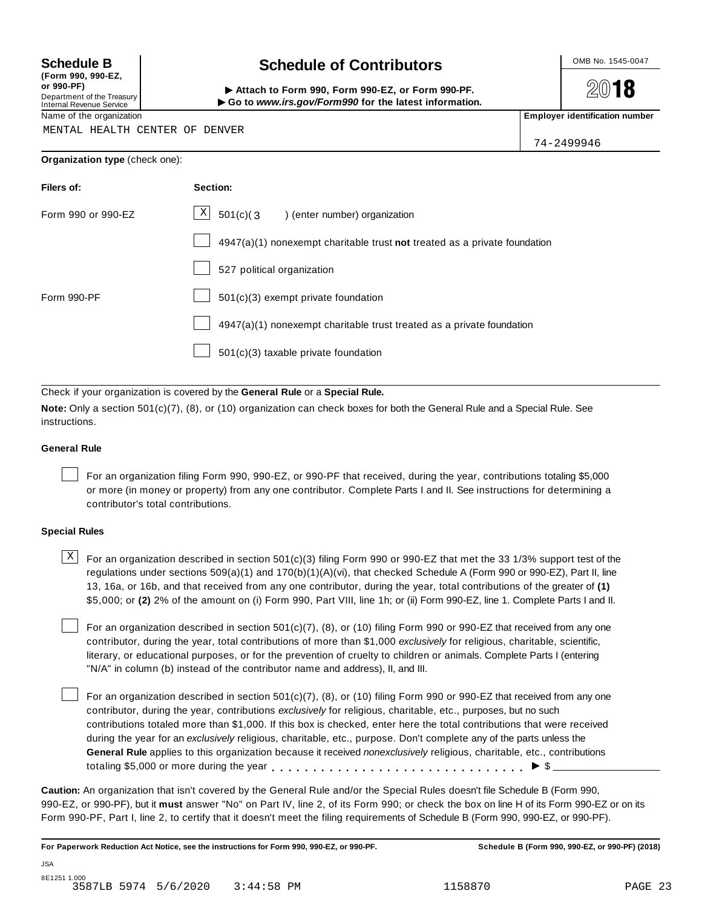**Schedule B**
**(Form 990, 990-EZ, or 990-PF)**
Department of the Treasury
Internal Revenue Service

# Schedule of Contributors

▶ **Attach to Form 990, Form 990-EZ, or Form 990-PF.**
▶ **Go to *www.irs.gov/Form990* for the latest information.**

OMB No. 1545-0047

**2018**

Name of the organization: MENTAL HEALTH CENTER OF DENVER

**Employer identification number:** 74-2499946

**Organization type** (check one):

| **Filers of:** | **Section:** |
|---|---|
| Form 990 or 990-EZ | [X] 501(c)( 3 ) (enter number) organization |
| | [ ] 4947(a)(1) nonexempt charitable trust **not** treated as a private foundation |
| | [ ] 527 political organization |
| Form 990-PF | [ ] 501(c)(3) exempt private foundation |
| | [ ] 4947(a)(1) nonexempt charitable trust treated as a private foundation |
| | [ ] 501(c)(3) taxable private foundation |

Check if your organization is covered by the **General Rule** or a **Special Rule.**

**Note:** Only a section 501(c)(7), (8), or (10) organization can check boxes for both the General Rule and a Special Rule. See instructions.

### General Rule

[ ] For an organization filing Form 990, 990-EZ, or 990-PF that received, during the year, contributions totaling $5,000 or more (in money or property) from any one contributor. Complete Parts I and II. See instructions for determining a contributor's total contributions.

### Special Rules

[X] For an organization described in section 501(c)(3) filing Form 990 or 990-EZ that met the 33 1/3% support test of the regulations under sections 509(a)(1) and 170(b)(1)(A)(vi), that checked Schedule A (Form 990 or 990-EZ), Part II, line 13, 16a, or 16b, and that received from any one contributor, during the year, total contributions of the greater of **(1)** $5,000; or **(2)** 2% of the amount on (i) Form 990, Part VIII, line 1h; or (ii) Form 990-EZ, line 1. Complete Parts I and II.

[ ] For an organization described in section 501(c)(7), (8), or (10) filing Form 990 or 990-EZ that received from any one contributor, during the year, total contributions of more than $1,000 *exclusively* for religious, charitable, scientific, literary, or educational purposes, or for the prevention of cruelty to children or animals. Complete Parts I (entering "N/A" in column (b) instead of the contributor name and address), II, and III.

[ ] For an organization described in section 501(c)(7), (8), or (10) filing Form 990 or 990-EZ that received from any one contributor, during the year, contributions *exclusively* for religious, charitable, etc., purposes, but no such contributions totaled more than $1,000. If this box is checked, enter here the total contributions that were received during the year for an *exclusively* religious, charitable, etc., purpose. Don't complete any of the parts unless the **General Rule** applies to this organization because it received *nonexclusively* religious, charitable, etc., contributions totaling $5,000 or more during the year . . . . . . . . . . . . . . . . . . . . . . . . . . . . . ▶ $ ____________

**Caution:** An organization that isn't covered by the General Rule and/or the Special Rules doesn't file Schedule B (Form 990, 990-EZ, or 990-PF), but it **must** answer "No" on Part IV, line 2, of its Form 990; or check the box on line H of its Form 990-EZ or on its Form 990-PF, Part I, line 2, to certify that it doesn't meet the filing requirements of Schedule B (Form 990, 990-EZ, or 990-PF).

**For Paperwork Reduction Act Notice, see the instructions for Form 990, 990-EZ, or 990-PF.** **Schedule B (Form 990, 990-EZ, or 990-PF) (2018)**

JSA
8E1251 1.000
3587LB 5974 5/6/2020 3:44:58 PM 1158870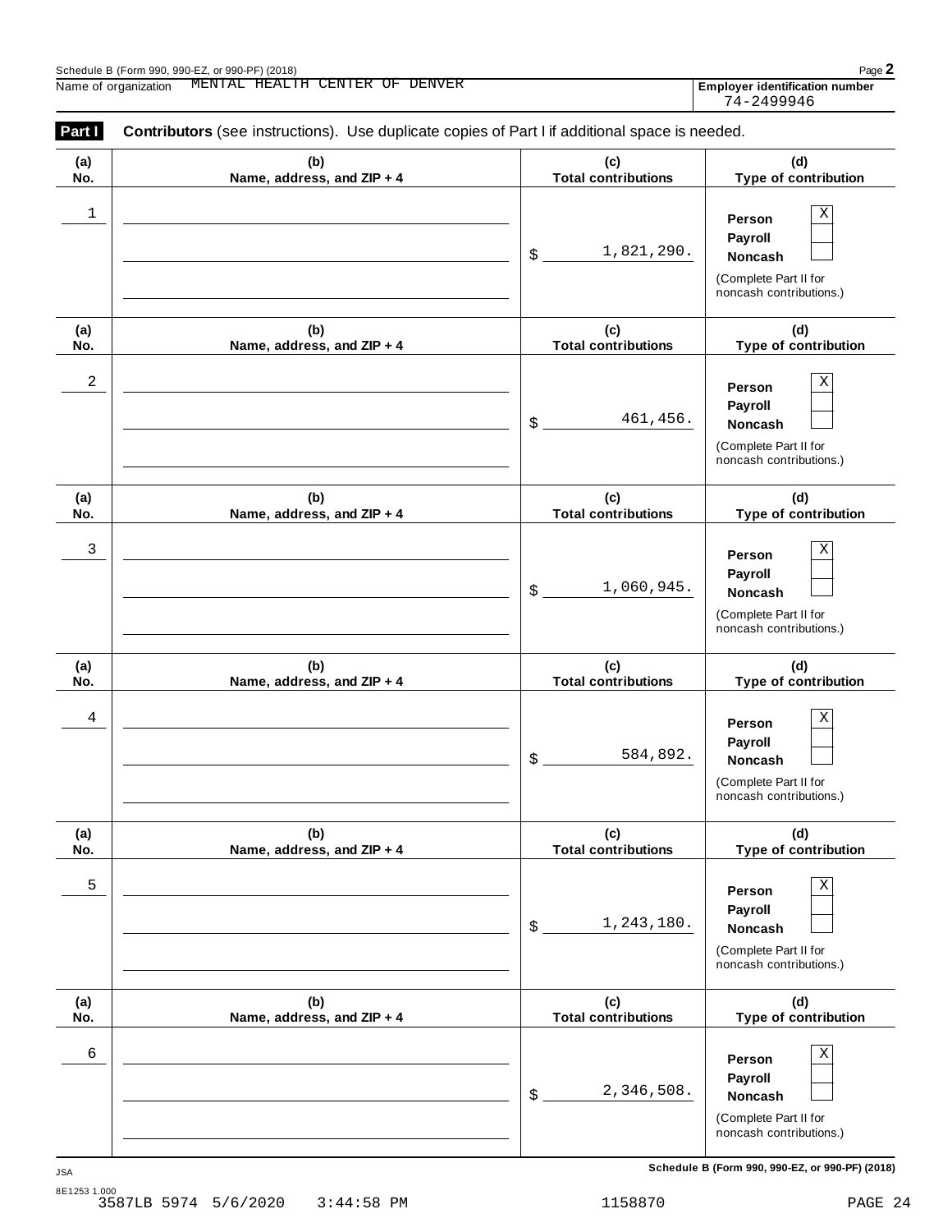Schedule B (Form 990, 990-EZ, or 990-PF) (2018)

Name of organization MENTAL HEALTH CENTER OF DENVER

**Employer identification number** 74-2499946

**Part I** **Contributors** (see instructions). Use duplicate copies of Part I if additional space is needed.

| (a) No. | (b) Name, address, and ZIP + 4 | (c) Total contributions | (d) Type of contribution |
|---|---|---|---|
| 1 | | $ 1,821,290. | Person [X] Payroll [ ] Noncash [ ] (Complete Part II for noncash contributions.) |
| 2 | | $ 461,456. | Person [X] Payroll [ ] Noncash [ ] (Complete Part II for noncash contributions.) |
| 3 | | $ 1,060,945. | Person [X] Payroll [ ] Noncash [ ] (Complete Part II for noncash contributions.) |
| 4 | | $ 584,892. | Person [X] Payroll [ ] Noncash [ ] (Complete Part II for noncash contributions.) |
| 5 | | $ 1,243,180. | Person [X] Payroll [ ] Noncash [ ] (Complete Part II for noncash contributions.) |
| 6 | | $ 2,346,508. | Person [X] Payroll [ ] Noncash [ ] (Complete Part II for noncash contributions.) |

**Schedule B (Form 990, 990-EZ, or 990-PF) (2018)**

JSA
8E1253 1.000
3587LB 5974 5/6/2020 3:44:58 PM 1158870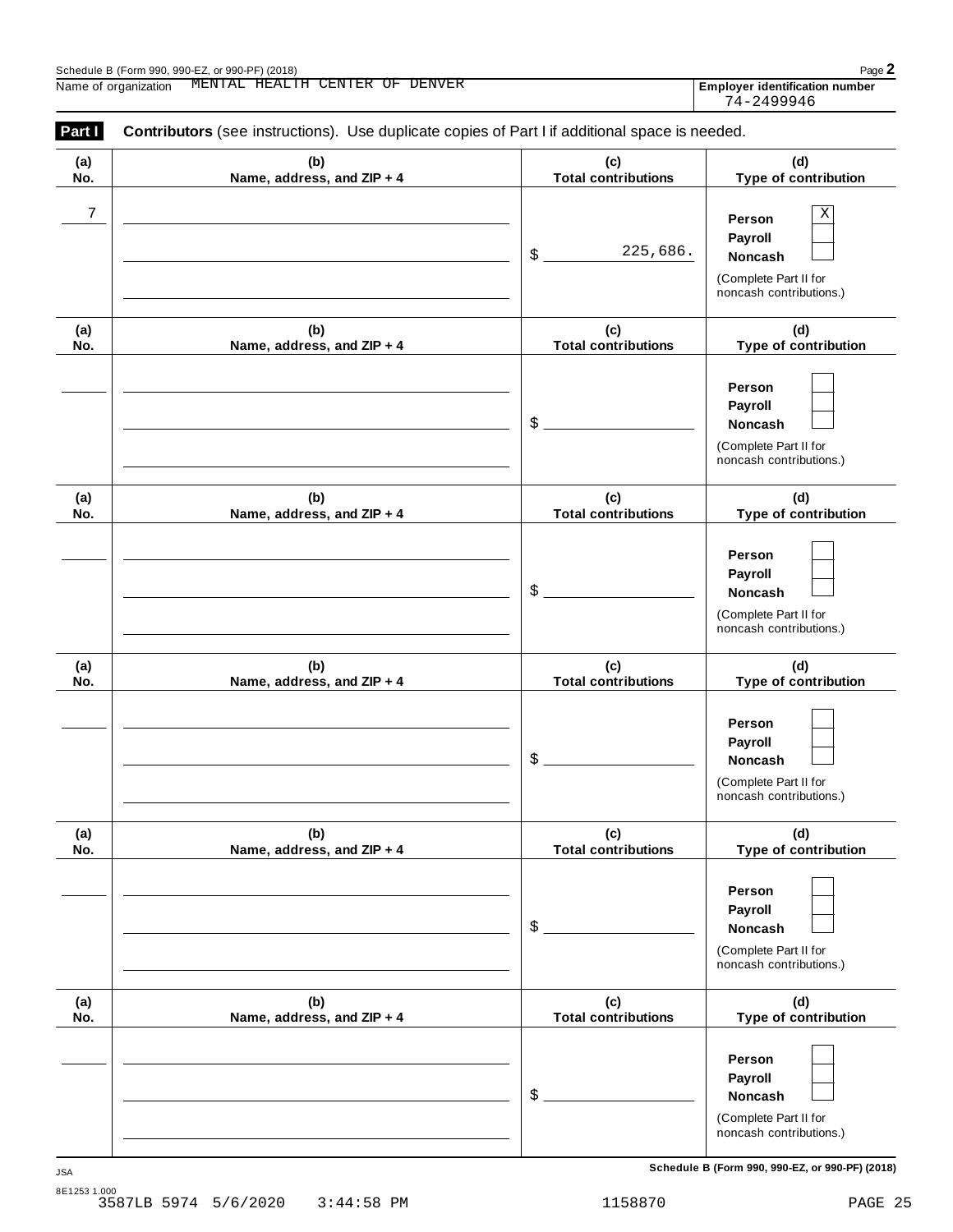Name of organization MENTAL HEALTH CENTER OF DENVER

**Employer identification number** 74-2499946

**Part I** **Contributors** (see instructions). Use duplicate copies of Part I if additional space is needed.

| (a) No. | (b) Name, address, and ZIP + 4 | (c) Total contributions | (d) Type of contribution |
|---|---|---|---|
| 7 | | $ 225,686. | Person [X] Payroll [ ] Noncash [ ] (Complete Part II for noncash contributions.) |
| | | $ | Person [ ] Payroll [ ] Noncash [ ] (Complete Part II for noncash contributions.) |
| | | $ | Person [ ] Payroll [ ] Noncash [ ] (Complete Part II for noncash contributions.) |
| | | $ | Person [ ] Payroll [ ] Noncash [ ] (Complete Part II for noncash contributions.) |
| | | $ | Person [ ] Payroll [ ] Noncash [ ] (Complete Part II for noncash contributions.) |
| | | $ | Person [ ] Payroll [ ] Noncash [ ] (Complete Part II for noncash contributions.) |

**Schedule B (Form 990, 990-EZ, or 990-PF) (2018)**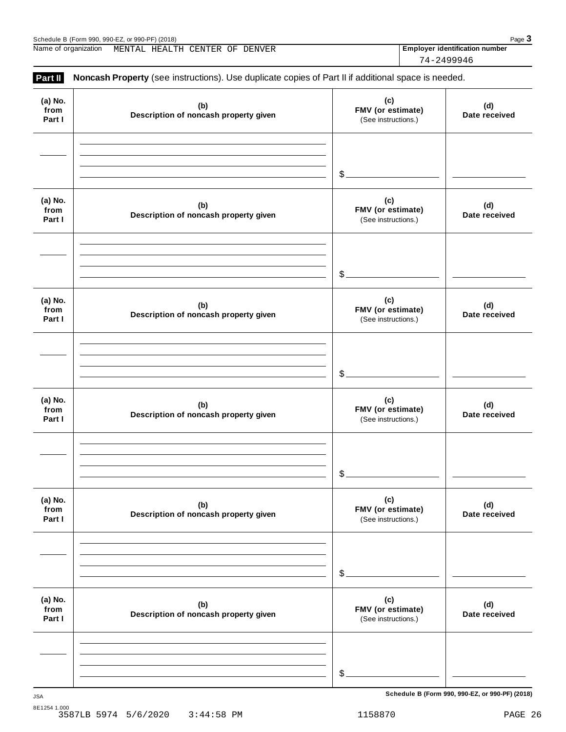Name of organization MENTAL HEALTH CENTER OF DENVER

**Employer identification number** 74-2499946

**Part II** **Noncash Property** (see instructions). Use duplicate copies of Part II if additional space is needed.

| (a) No. from Part I | (b) Description of noncash property given | (c) FMV (or estimate) (See instructions.) | (d) Date received |
|---|---|---|---|
| | | $ | |

| (a) No. from Part I | (b) Description of noncash property given | (c) FMV (or estimate) (See instructions.) | (d) Date received |
|---|---|---|---|
| | | $ | |

| (a) No. from Part I | (b) Description of noncash property given | (c) FMV (or estimate) (See instructions.) | (d) Date received |
|---|---|---|---|
| | | $ | |

| (a) No. from Part I | (b) Description of noncash property given | (c) FMV (or estimate) (See instructions.) | (d) Date received |
|---|---|---|---|
| | | $ | |

| (a) No. from Part I | (b) Description of noncash property given | (c) FMV (or estimate) (See instructions.) | (d) Date received |
|---|---|---|---|
| | | $ | |

| (a) No. from Part I | (b) Description of noncash property given | (c) FMV (or estimate) (See instructions.) | (d) Date received |
|---|---|---|---|
| | | $ | |

**Schedule B (Form 990, 990-EZ, or 990-PF) (2018)**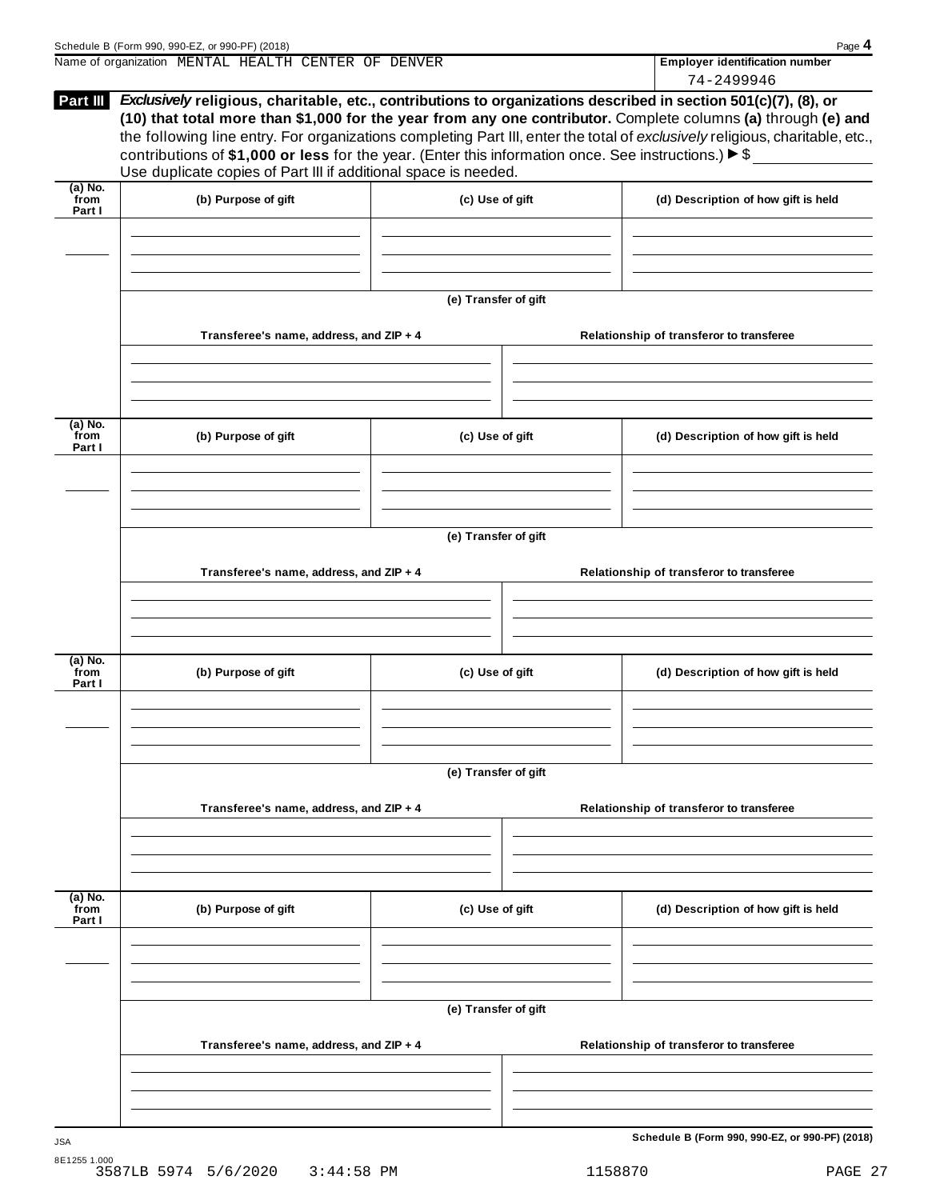Name of organization MENTAL HEALTH CENTER OF DENVER

**Employer identification number** 74-2499946

**Part III** ***Exclusively* religious, charitable, etc., contributions to organizations described in section 501(c)(7), (8), or (10) that total more than $1,000 for the year from any one contributor.** Complete columns **(a)** through **(e)** and the following line entry. For organizations completing Part III, enter the total of *exclusively* religious, charitable, etc., contributions of **$1,000 or less** for the year. (Enter this information once. See instructions.) ▶ $

Use duplicate copies of Part III if additional space is needed.

| (a) No. from Part I | (b) Purpose of gift | (c) Use of gift | (d) Description of how gift is held |
|---|---|---|---|
| | | | |

**(e) Transfer of gift**

| Transferee's name, address, and ZIP + 4 | Relationship of transferor to transferee |
|---|---|
| | |

| (a) No. from Part I | (b) Purpose of gift | (c) Use of gift | (d) Description of how gift is held |
|---|---|---|---|
| | | | |

**(e) Transfer of gift**

| Transferee's name, address, and ZIP + 4 | Relationship of transferor to transferee |
|---|---|
| | |

| (a) No. from Part I | (b) Purpose of gift | (c) Use of gift | (d) Description of how gift is held |
|---|---|---|---|
| | | | |

**(e) Transfer of gift**

| Transferee's name, address, and ZIP + 4 | Relationship of transferor to transferee |
|---|---|
| | |

| (a) No. from Part I | (b) Purpose of gift | (c) Use of gift | (d) Description of how gift is held |
|---|---|---|---|
| | | | |

**(e) Transfer of gift**

| Transferee's name, address, and ZIP + 4 | Relationship of transferor to transferee |
|---|---|
| | |

**Schedule B (Form 990, 990-EZ, or 990-PF) (2018)**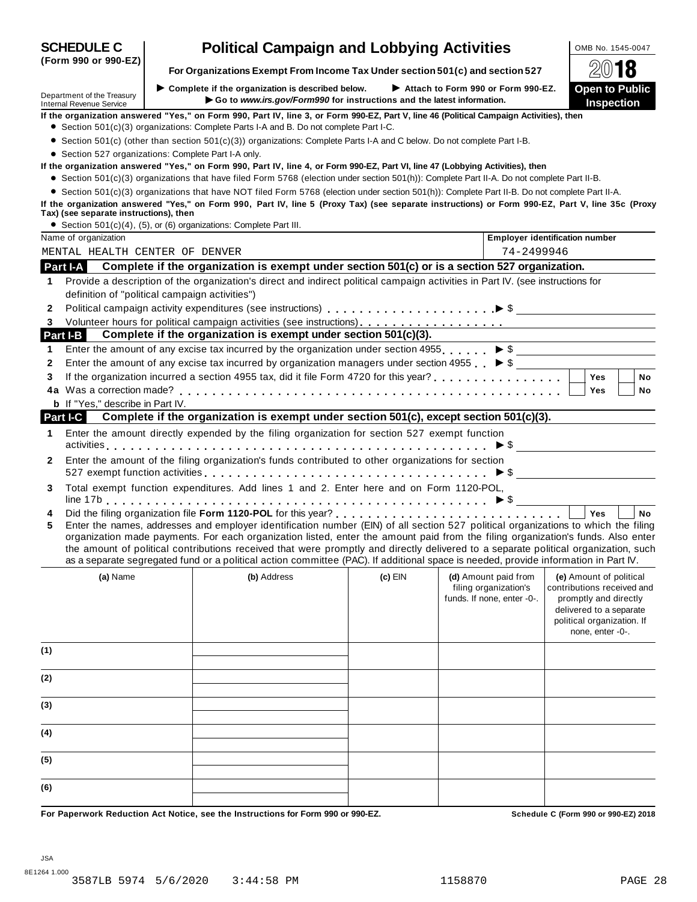# SCHEDULE C (Form 990 or 990-EZ)

# Political Campaign and Lobbying Activities

OMB No. 1545-0047

2018

**For Organizations Exempt From Income Tax Under section 501(c) and section 527**

Department of the Treasury
Internal Revenue Service

▶ Complete if the organization is described below. ▶ Attach to Form 990 or Form 990-EZ.
▶ Go to *www.irs.gov/Form990* for instructions and the latest information.

**Open to Public Inspection**

**If the organization answered "Yes," on Form 990, Part IV, line 3, or Form 990-EZ, Part V, line 46 (Political Campaign Activities), then**

- Section 501(c)(3) organizations: Complete Parts I-A and B. Do not complete Part I-C.
- Section 501(c) (other than section 501(c)(3)) organizations: Complete Parts I-A and C below. Do not complete Part I-B.
- Section 527 organizations: Complete Part I-A only.

**If the organization answered "Yes," on Form 990, Part IV, line 4, or Form 990-EZ, Part VI, line 47 (Lobbying Activities), then**

- Section 501(c)(3) organizations that have filed Form 5768 (election under section 501(h)): Complete Part II-A. Do not complete Part II-B.
- Section 501(c)(3) organizations that have NOT filed Form 5768 (election under section 501(h)): Complete Part II-B. Do not complete Part II-A.

**If the organization answered "Yes," on Form 990, Part IV, line 5 (Proxy Tax) (see separate instructions) or Form 990-EZ, Part V, line 35c (Proxy Tax) (see separate instructions), then**

- Section 501(c)(4), (5), or (6) organizations: Complete Part III.

| Name of organization | Employer identification number |
|---|---|
| MENTAL HEALTH CENTER OF DENVER | 74-2499946 |

## Part I-A Complete if the organization is exempt under section 501(c) or is a section 527 organization.

1. Provide a description of the organization's direct and indirect political campaign activities in Part IV. (see instructions for definition of "political campaign activities")
2. Political campaign activity expenditures (see instructions) ▶ $
3. Volunteer hours for political campaign activities (see instructions)

## Part I-B Complete if the organization is exempt under section 501(c)(3).

1. Enter the amount of any excise tax incurred by the organization under section 4955 ▶ $
2. Enter the amount of any excise tax incurred by organization managers under section 4955 ▶ $
3. If the organization incurred a section 4955 tax, did it file Form 4720 for this year? ☐ Yes ☐ No

4a. Was a correction made? ☐ Yes ☐ No

b. If "Yes," describe in Part IV.

## Part I-C Complete if the organization is exempt under section 501(c), except section 501(c)(3).

1. Enter the amount directly expended by the filing organization for section 527 exempt function activities ▶ $
2. Enter the amount of the filing organization's funds contributed to other organizations for section 527 exempt function activities ▶ $
3. Total exempt function expenditures. Add lines 1 and 2. Enter here and on Form 1120-POL, line 17b ▶ $
4. Did the filing organization file **Form 1120-POL** for this year? ☐ Yes ☐ No
5. Enter the names, addresses and employer identification number (EIN) of all section 527 political organizations to which the filing organization made payments. For each organization listed, enter the amount paid from the filing organization's funds. Also enter the amount of political contributions received that were promptly and directly delivered to a separate political organization, such as a separate segregated fund or a political action committee (PAC). If additional space is needed, provide information in Part IV.

| | (a) Name | (b) Address | (c) EIN | (d) Amount paid from filing organization's funds. If none, enter -0-. | (e) Amount of political contributions received and promptly and directly delivered to a separate political organization. If none, enter -0-. |
|---|---|---|---|---|---|
| (1) | | | | | |
| (2) | | | | | |
| (3) | | | | | |
| (4) | | | | | |
| (5) | | | | | |
| (6) | | | | | |

**For Paperwork Reduction Act Notice, see the Instructions for Form 990 or 990-EZ.** **Schedule C (Form 990 or 990-EZ) 2018**

JSA
8E1264 1.000
3587LB 5974 5/6/2020 3:44:58 PM 1158870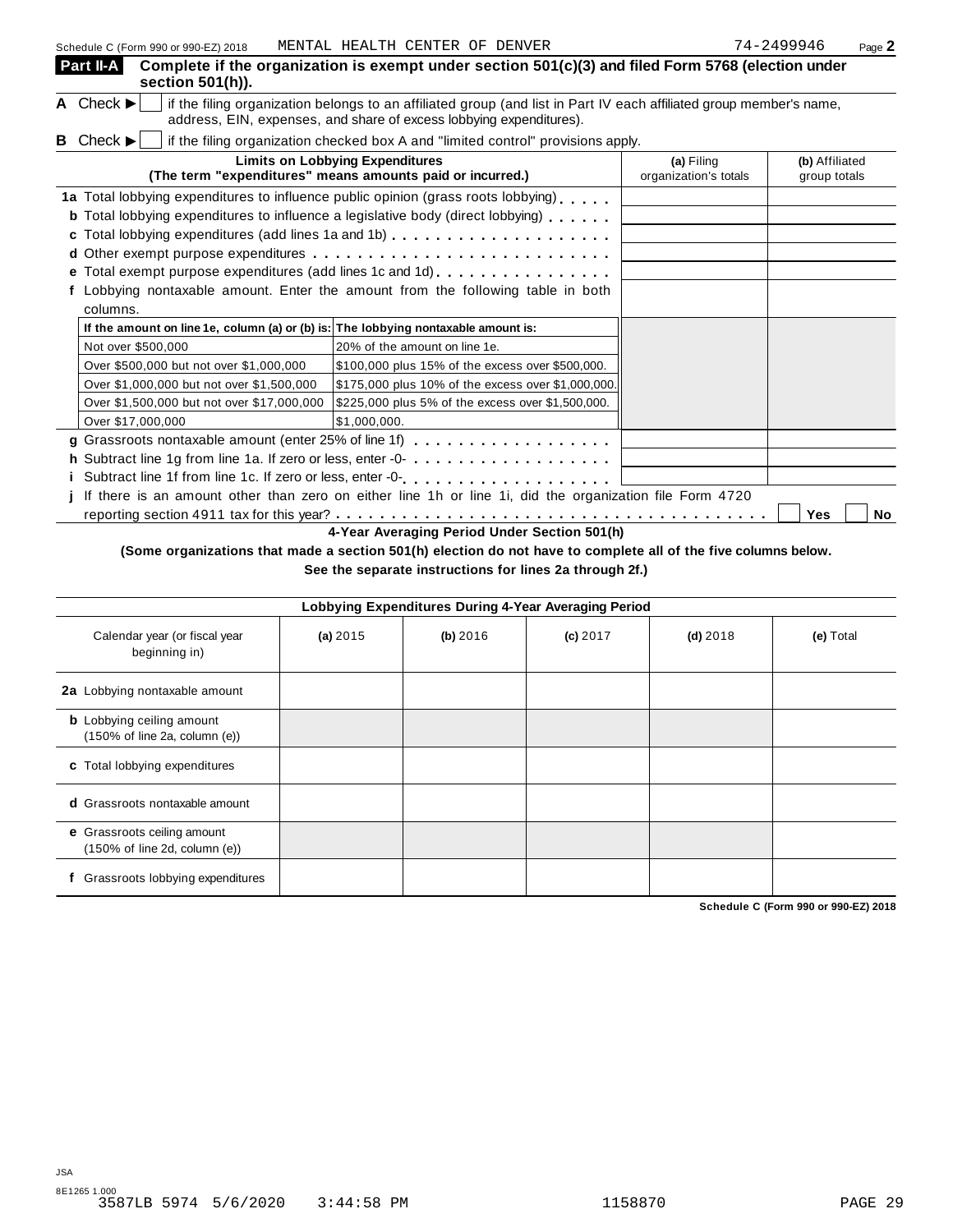Schedule C (Form 990 or 990-EZ) 2018 MENTAL HEALTH CENTER OF DENVER 74-2499946

## Part II-A Complete if the organization is exempt under section 501(c)(3) and filed Form 5768 (election under section 501(h)).

**A** Check ▶ ☐ if the filing organization belongs to an affiliated group (and list in Part IV each affiliated group member's name, address, EIN, expenses, and share of excess lobbying expenditures).

**B** Check ▶ ☐ if the filing organization checked box A and "limited control" provisions apply.

| Limits on Lobbying Expenditures (The term "expenditures" means amounts paid or incurred.) | (a) Filing organization's totals | (b) Affiliated group totals |
|---|---|---|
| **1a** Total lobbying expenditures to influence public opinion (grass roots lobbying) | | |
| **b** Total lobbying expenditures to influence a legislative body (direct lobbying) | | |
| **c** Total lobbying expenditures (add lines 1a and 1b) | | |
| **d** Other exempt purpose expenditures | | |
| **e** Total exempt purpose expenditures (add lines 1c and 1d) | | |
| **f** Lobbying nontaxable amount. Enter the amount from the following table in both columns. | | |

| If the amount on line 1e, column (a) or (b) is: | The lobbying nontaxable amount is: |
|---|---|
| Not over $500,000 | 20% of the amount on line 1e. |
| Over $500,000 but not over $1,000,000 | $100,000 plus 15% of the excess over $500,000. |
| Over $1,000,000 but not over $1,500,000 | $175,000 plus 10% of the excess over $1,000,000. |
| Over $1,500,000 but not over $17,000,000 | $225,000 plus 5% of the excess over $1,500,000. |
| Over $17,000,000 | $1,000,000. |

| | (a) Filing organization's totals | (b) Affiliated group totals |
|---|---|---|
| **g** Grassroots nontaxable amount (enter 25% of line 1f) | | |
| **h** Subtract line 1g from line 1a. If zero or less, enter -0- | | |
| **i** Subtract line 1f from line 1c. If zero or less, enter -0- | | |

**j** If there is an amount other than zero on either line 1h or line 1i, did the organization file Form 4720 reporting section 4911 tax for this year? ☐ Yes ☐ No

### 4-Year Averaging Period Under Section 501(h)

**(Some organizations that made a section 501(h) election do not have to complete all of the five columns below. See the separate instructions for lines 2a through 2f.)**

| Lobbying Expenditures During 4-Year Averaging Period | | | | | |
|---|---|---|---|---|---|
| Calendar year (or fiscal year beginning in) | **(a)** 2015 | **(b)** 2016 | **(c)** 2017 | **(d)** 2018 | **(e)** Total |
| **2a** Lobbying nontaxable amount | | | | | |
| **b** Lobbying ceiling amount (150% of line 2a, column (e)) | | | | | |
| **c** Total lobbying expenditures | | | | | |
| **d** Grassroots nontaxable amount | | | | | |
| **e** Grassroots ceiling amount (150% of line 2d, column (e)) | | | | | |
| **f** Grassroots lobbying expenditures | | | | | |

**Schedule C (Form 990 or 990-EZ) 2018**

JSA
8E1265 1.000
3587LB 5974 5/6/2020 3:44:58 PM 1158870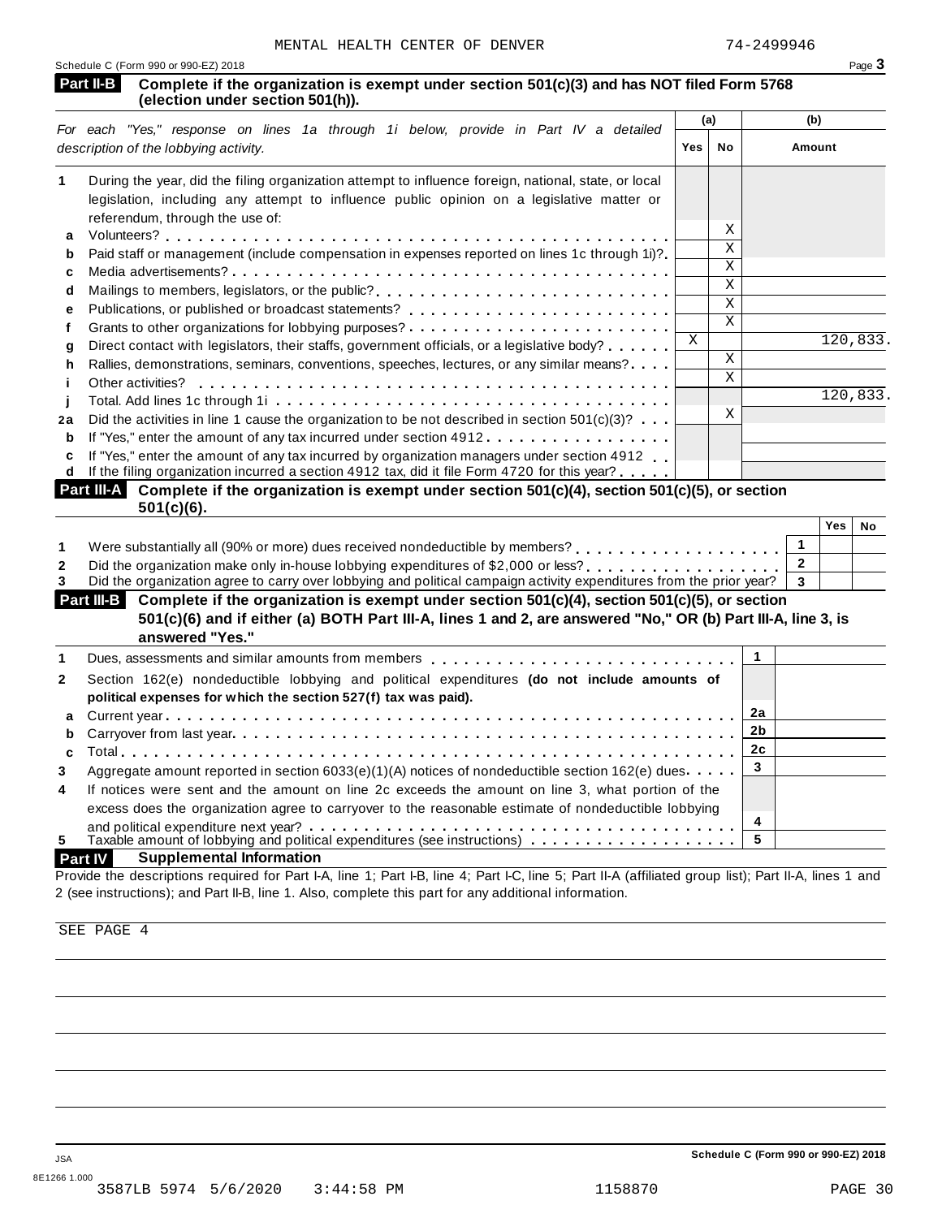MENTAL HEALTH CENTER OF DENVER 74-2499946

Schedule C (Form 990 or 990-EZ) 2018

## Part II-B Complete if the organization is exempt under section 501(c)(3) and has NOT filed Form 5768 (election under section 501(h)).

| *For each "Yes," response on lines 1a through 1i below, provide in Part IV a detailed description of the lobbying activity.* | (a) Yes | (a) No | (b) Amount |
|---|---|---|---|
| **1** During the year, did the filing organization attempt to influence foreign, national, state, or local legislation, including any attempt to influence public opinion on a legislative matter or referendum, through the use of: | | | |
| **a** Volunteers? | | X | |
| **b** Paid staff or management (include compensation in expenses reported on lines 1c through 1i)? | | X | |
| **c** Media advertisements? | | X | |
| **d** Mailings to members, legislators, or the public? | | X | |
| **e** Publications, or published or broadcast statements? | | X | |
| **f** Grants to other organizations for lobbying purposes? | | X | |
| **g** Direct contact with legislators, their staffs, government officials, or a legislative body? | X | | 120,833. |
| **h** Rallies, demonstrations, seminars, conventions, speeches, lectures, or any similar means? | | X | |
| **i** Other activities? | | X | |
| **j** Total. Add lines 1c through 1i | | | 120,833. |
| **2a** Did the activities in line 1 cause the organization to be not described in section 501(c)(3)? | | X | |
| **b** If "Yes," enter the amount of any tax incurred under section 4912 | | | |
| **c** If "Yes," enter the amount of any tax incurred by organization managers under section 4912 | | | |
| **d** If the filing organization incurred a section 4912 tax, did it file Form 4720 for this year? | | | |

## Part III-A Complete if the organization is exempt under section 501(c)(4), section 501(c)(5), or section 501(c)(6).

| | | Yes | No |
|---|---|---|---|
| **1** Were substantially all (90% or more) dues received nondeductible by members? | 1 | | |
| **2** Did the organization make only in-house lobbying expenditures of $2,000 or less? | 2 | | |
| **3** Did the organization agree to carry over lobbying and political campaign activity expenditures from the prior year? | 3 | | |

## Part III-B Complete if the organization is exempt under section 501(c)(4), section 501(c)(5), or section 501(c)(6) and if either (a) BOTH Part III-A, lines 1 and 2, are answered "No," OR (b) Part III-A, line 3, is answered "Yes."

| | | |
|---|---|---|
| **1** Dues, assessments and similar amounts from members | 1 | |
| **2** Section 162(e) nondeductible lobbying and political expenditures **(do not include amounts of political expenses for which the section 527(f) tax was paid).** | | |
| **a** Current year | 2a | |
| **b** Carryover from last year | 2b | |
| **c** Total | 2c | |
| **3** Aggregate amount reported in section 6033(e)(1)(A) notices of nondeductible section 162(e) dues | 3 | |
| **4** If notices were sent and the amount on line 2c exceeds the amount on line 3, what portion of the excess does the organization agree to carryover to the reasonable estimate of nondeductible lobbying and political expenditure next year? | 4 | |
| **5** Taxable amount of lobbying and political expenditures (see instructions) | 5 | |

## Part IV Supplemental Information

Provide the descriptions required for Part I-A, line 1; Part I-B, line 4; Part I-C, line 5; Part II-A (affiliated group list); Part II-A, lines 1 and 2 (see instructions); and Part II-B, line 1. Also, complete this part for any additional information.

SEE PAGE 4

Schedule C (Form 990 or 990-EZ) 2018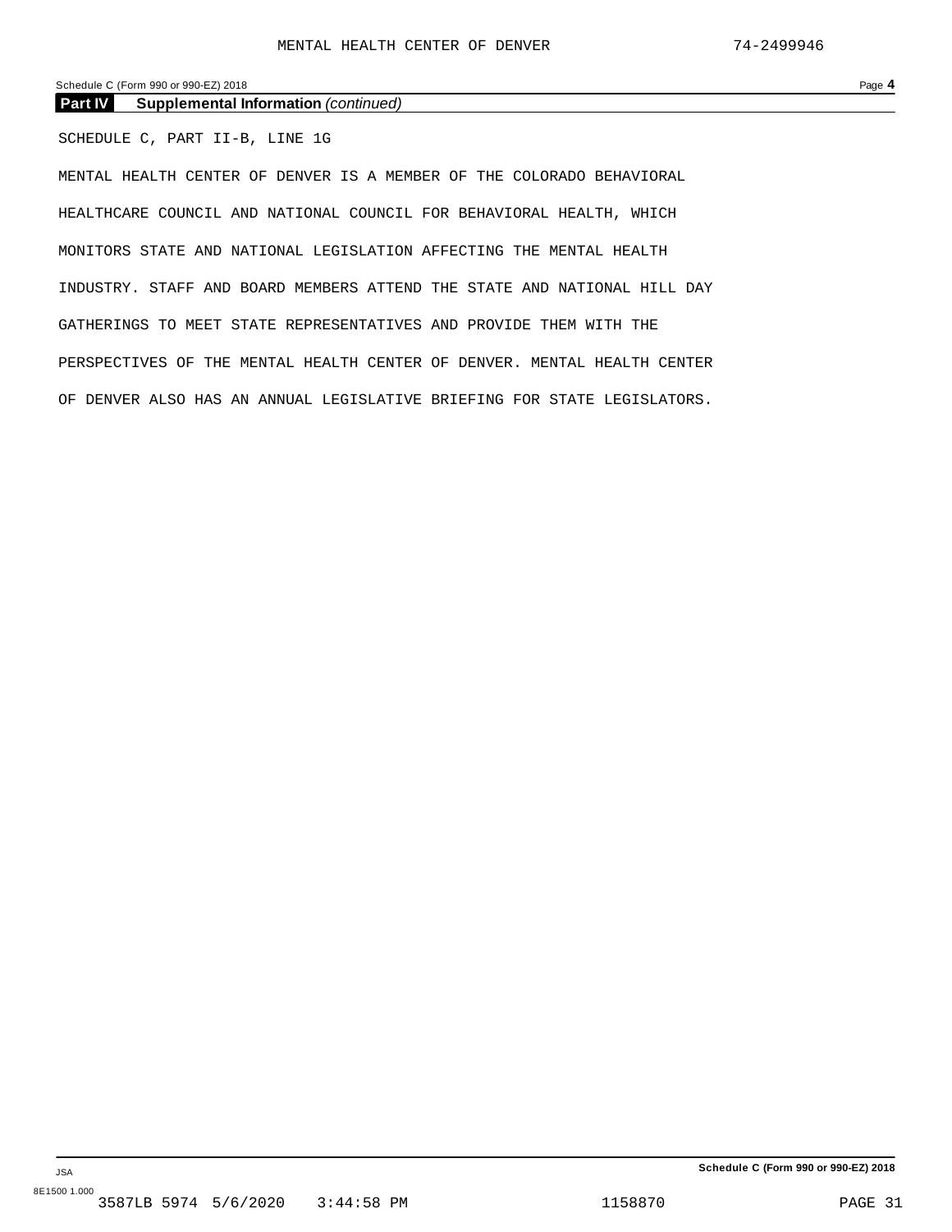## Part IV Supplemental Information *(continued)*

SCHEDULE C, PART II-B, LINE 1G

MENTAL HEALTH CENTER OF DENVER IS A MEMBER OF THE COLORADO BEHAVIORAL HEALTHCARE COUNCIL AND NATIONAL COUNCIL FOR BEHAVIORAL HEALTH, WHICH MONITORS STATE AND NATIONAL LEGISLATION AFFECTING THE MENTAL HEALTH INDUSTRY. STAFF AND BOARD MEMBERS ATTEND THE STATE AND NATIONAL HILL DAY GATHERINGS TO MEET STATE REPRESENTATIVES AND PROVIDE THEM WITH THE PERSPECTIVES OF THE MENTAL HEALTH CENTER OF DENVER. MENTAL HEALTH CENTER OF DENVER ALSO HAS AN ANNUAL LEGISLATIVE BRIEFING FOR STATE LEGISLATORS.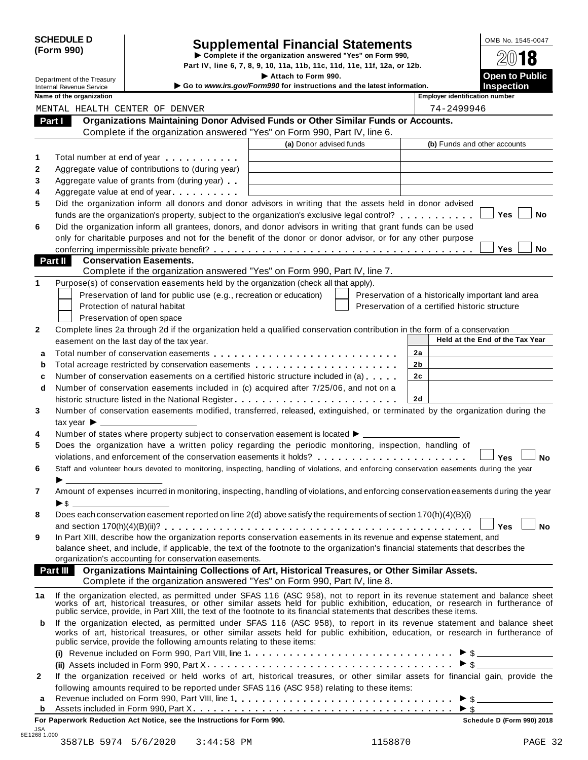**SCHEDULE D (Form 990)**

Department of the Treasury
Internal Revenue Service

# Supplemental Financial Statements

▶ Complete if the organization answered "Yes" on Form 990, Part IV, line 6, 7, 8, 9, 10, 11a, 11b, 11c, 11d, 11e, 11f, 12a, or 12b.

▶ Attach to Form 990.

▶ Go to *www.irs.gov/Form990* for instructions and the latest information.

OMB No. 1545-0047

2018

**Open to Public Inspection**

| Name of the organization | Employer identification number |
|---|---|
| MENTAL HEALTH CENTER OF DENVER | 74-2499946 |

## Part I Organizations Maintaining Donor Advised Funds or Other Similar Funds or Accounts.

Complete if the organization answered "Yes" on Form 990, Part IV, line 6.

| | | (a) Donor advised funds | (b) Funds and other accounts |
|---|---|---|---|
| 1 | Total number at end of year | | |
| 2 | Aggregate value of contributions to (during year) | | |
| 3 | Aggregate value of grants from (during year) | | |
| 4 | Aggregate value at end of year | | |

5 Did the organization inform all donors and donor advisors in writing that the assets held in donor advised funds are the organization's property, subject to the organization's exclusive legal control? ☐ Yes ☐ No

6 Did the organization inform all grantees, donors, and donor advisors in writing that grant funds can be used only for charitable purposes and not for the benefit of the donor or donor advisor, or for any other purpose conferring impermissible private benefit? ☐ Yes ☐ No

## Part II Conservation Easements.

Complete if the organization answered "Yes" on Form 990, Part IV, line 7.

1 Purpose(s) of conservation easements held by the organization (check all that apply).

- ☐ Preservation of land for public use (e.g., recreation or education)
- ☐ Protection of natural habitat
- ☐ Preservation of open space
- ☐ Preservation of a historically important land area
- ☐ Preservation of a certified historic structure

2 Complete lines 2a through 2d if the organization held a qualified conservation contribution in the form of a conservation easement on the last day of the tax year.

| | | | Held at the End of the Tax Year |
|---|---|---|---|
| a | Total number of conservation easements | 2a | |
| b | Total acreage restricted by conservation easements | 2b | |
| c | Number of conservation easements on a certified historic structure included in (a) | 2c | |
| d | Number of conservation easements included in (c) acquired after 7/25/06, and not on a historic structure listed in the National Register | 2d | |

3 Number of conservation easements modified, transferred, released, extinguished, or terminated by the organization during the tax year ▶ ________

4 Number of states where property subject to conservation easement is located ▶ ________

5 Does the organization have a written policy regarding the periodic monitoring, inspection, handling of violations, and enforcement of the conservation easements it holds? ☐ Yes ☐ No

6 Staff and volunteer hours devoted to monitoring, inspecting, handling of violations, and enforcing conservation easements during the year ▶ ________

7 Amount of expenses incurred in monitoring, inspecting, handling of violations, and enforcing conservation easements during the year ▶$ ________

8 Does each conservation easement reported on line 2(d) above satisfy the requirements of section 170(h)(4)(B)(i) and section 170(h)(4)(B)(ii)? ☐ Yes ☐ No

9 In Part XIII, describe how the organization reports conservation easements in its revenue and expense statement, and balance sheet, and include, if applicable, the text of the footnote to the organization's financial statements that describes the organization's accounting for conservation easements.

## Part III Organizations Maintaining Collections of Art, Historical Treasures, or Other Similar Assets.

Complete if the organization answered "Yes" on Form 990, Part IV, line 8.

1a If the organization elected, as permitted under SFAS 116 (ASC 958), not to report in its revenue statement and balance sheet works of art, historical treasures, or other similar assets held for public exhibition, education, or research in furtherance of public service, provide, in Part XIII, the text of the footnote to its financial statements that describes these items.

b If the organization elected, as permitted under SFAS 116 (ASC 958), to report in its revenue statement and balance sheet works of art, historical treasures, or other similar assets held for public exhibition, education, or research in furtherance of public service, provide the following amounts relating to these items:

(i) Revenue included on Form 990, Part VIII, line 1 ▶ $ ________

(ii) Assets included in Form 990, Part X ▶ $ ________

2 If the organization received or held works of art, historical treasures, or other similar assets for financial gain, provide the following amounts required to be reported under SFAS 116 (ASC 958) relating to these items:

a Revenue included on Form 990, Part VIII, line 1 ▶ $ ________

b Assets included in Form 990, Part X ▶ $ ________

**For Paperwork Reduction Act Notice, see the Instructions for Form 990.** **Schedule D (Form 990) 2018**

JSA 8E1268 1.000

3587LB 5974 5/6/2020 3:44:58 PM 1158870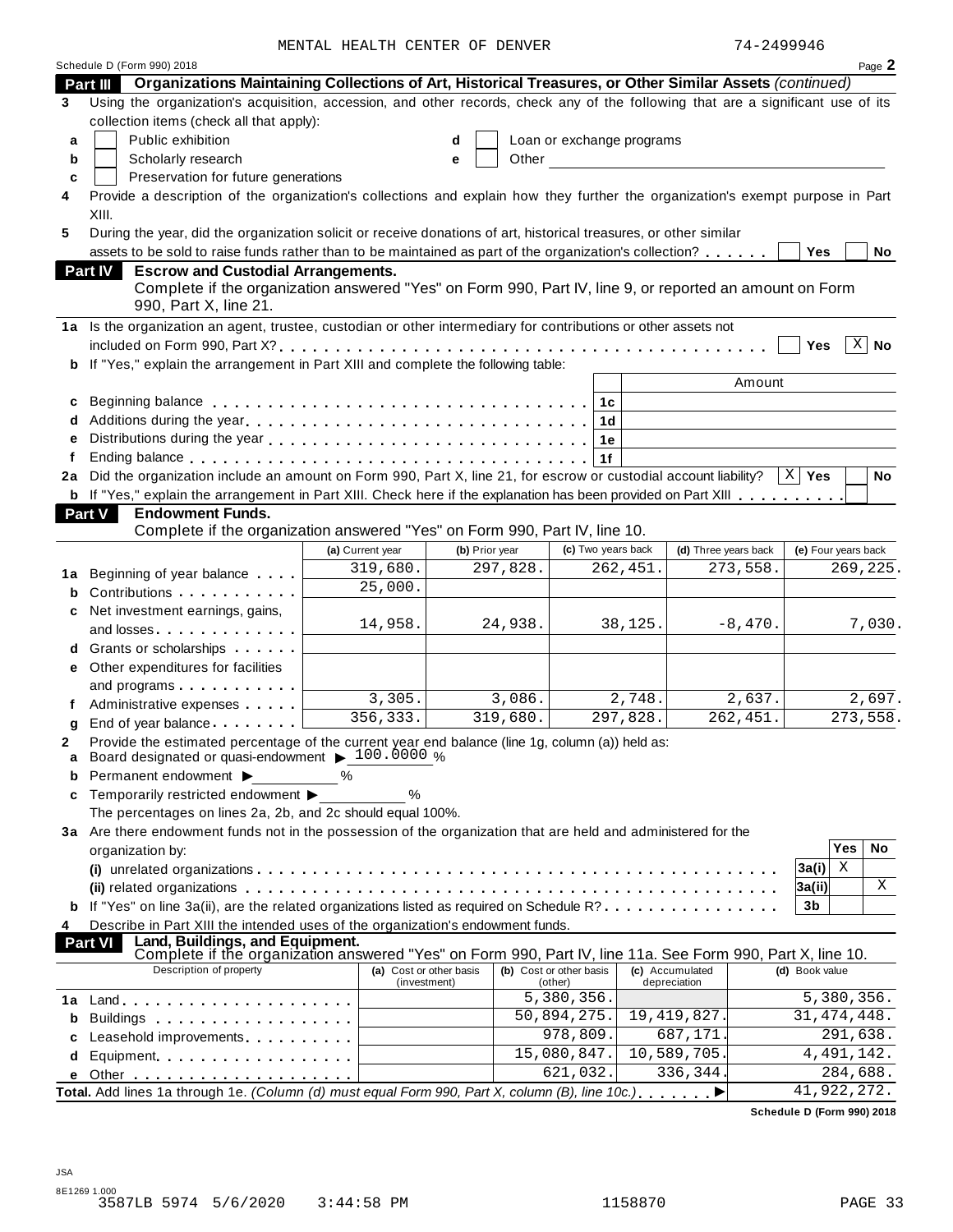MENTAL HEALTH CENTER OF DENVER 74-2499946

Schedule D (Form 990) 2018 Page **2**

**Part III Organizations Maintaining Collections of Art, Historical Treasures, or Other Similar Assets** *(continued)*

**3** Using the organization's acquisition, accession, and other records, check any of the following that are a significant use of its collection items (check all that apply):

- **a** ☐ Public exhibition
- **b** ☐ Scholarly research
- **c** ☐ Preservation for future generations
- **d** ☐ Loan or exchange programs
- **e** ☐ Other

**4** Provide a description of the organization's collections and explain how they further the organization's exempt purpose in Part XIII.

**5** During the year, did the organization solicit or receive donations of art, historical treasures, or other similar assets to be sold to raise funds rather than to be maintained as part of the organization's collection? ☐ Yes ☐ No

**Part IV Escrow and Custodial Arrangements.**
Complete if the organization answered "Yes" on Form 990, Part IV, line 9, or reported an amount on Form 990, Part X, line 21.

**1a** Is the organization an agent, trustee, custodian or other intermediary for contributions or other assets not included on Form 990, Part X? ☐ Yes ☒ No

**b** If "Yes," explain the arrangement in Part XIII and complete the following table:

| | | | Amount |
|---|---|---|---|
| **c** | Beginning balance | 1c | |
| **d** | Additions during the year | 1d | |
| **e** | Distributions during the year | 1e | |
| **f** | Ending balance | 1f | |

**2a** Did the organization include an amount on Form 990, Part X, line 21, for escrow or custodial account liability? ☒ Yes ☐ No

**b** If "Yes," explain the arrangement in Part XIII. Check here if the explanation has been provided on Part XIII ☐

**Part V Endowment Funds.**
Complete if the organization answered "Yes" on Form 990, Part IV, line 10.

| | | (a) Current year | (b) Prior year | (c) Two years back | (d) Three years back | (e) Four years back |
|---|---|---|---|---|---|---|
| **1a** | Beginning of year balance | 319,680. | 297,828. | 262,451. | 273,558. | 269,225. |
| **b** | Contributions | 25,000. | | | | |
| **c** | Net investment earnings, gains, and losses | 14,958. | 24,938. | 38,125. | -8,470. | 7,030. |
| **d** | Grants or scholarships | | | | | |
| **e** | Other expenditures for facilities and programs | | | | | |
| **f** | Administrative expenses | 3,305. | 3,086. | 2,748. | 2,637. | 2,697. |
| **g** | End of year balance | 356,333. | 319,680. | 297,828. | 262,451. | 273,558. |

**2** Provide the estimated percentage of the current year end balance (line 1g, column (a)) held as:

- **a** Board designated or quasi-endowment ▶ 100.0000 %
- **b** Permanent endowment ▶ %
- **c** Temporarily restricted endowment ▶ %

The percentages on lines 2a, 2b, and 2c should equal 100%.

**3a** Are there endowment funds not in the possession of the organization that are held and administered for the organization by:

| | | | Yes | No |
|---|---|---|---|---|
| | **(i)** unrelated organizations | 3a(i) | X | |
| | **(ii)** related organizations | 3a(ii) | | X |
| **b** | If "Yes" on line 3a(ii), are the related organizations listed as required on Schedule R? | 3b | | |

**4** Describe in Part XIII the intended uses of the organization's endowment funds.

**Part VI Land, Buildings, and Equipment.**
Complete if the organization answered "Yes" on Form 990, Part IV, line 11a. See Form 990, Part X, line 10.

| Description of property | (a) Cost or other basis (investment) | (b) Cost or other basis (other) | (c) Accumulated depreciation | (d) Book value |
|---|---|---|---|---|
| **1a** Land | | 5,380,356. | | 5,380,356. |
| **b** Buildings | | 50,894,275. | 19,419,827. | 31,474,448. |
| **c** Leasehold improvements | | 978,809. | 687,171. | 291,638. |
| **d** Equipment | | 15,080,847. | 10,589,705. | 4,491,142. |
| **e** Other | | 621,032. | 336,344. | 284,688. |
| **Total.** Add lines 1a through 1e. *(Column (d) must equal Form 990, Part X, column (B), line 10c.)* | | | | 41,922,272. |

**Schedule D (Form 990) 2018**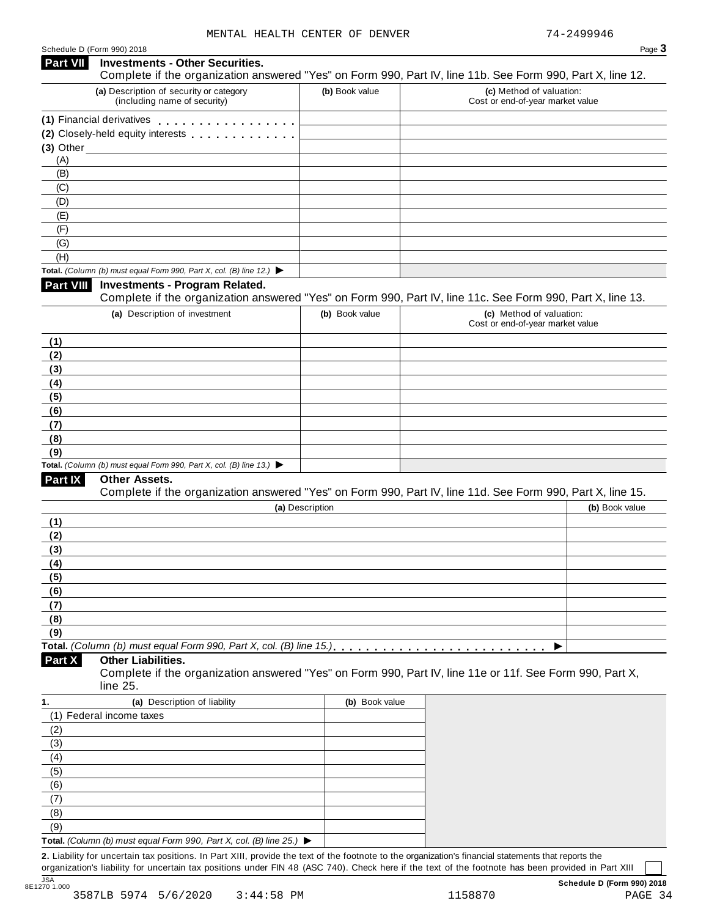MENTAL HEALTH CENTER OF DENVER 74-2499946

Schedule D (Form 990) 2018

## Part VII Investments - Other Securities.

Complete if the organization answered "Yes" on Form 990, Part IV, line 11b. See Form 990, Part X, line 12.

| (a) Description of security or category (including name of security) | (b) Book value | (c) Method of valuation: Cost or end-of-year market value |
|---|---|---|
| (1) Financial derivatives | | |
| (2) Closely-held equity interests | | |
| (3) Other | | |
| (A) | | |
| (B) | | |
| (C) | | |
| (D) | | |
| (E) | | |
| (F) | | |
| (G) | | |
| (H) | | |
| **Total.** *(Column (b) must equal Form 990, Part X, col. (B) line 12.)* ▶ | | |

## Part VIII Investments - Program Related.

Complete if the organization answered "Yes" on Form 990, Part IV, line 11c. See Form 990, Part X, line 13.

| (a) Description of investment | (b) Book value | (c) Method of valuation: Cost or end-of-year market value |
|---|---|---|
| (1) | | |
| (2) | | |
| (3) | | |
| (4) | | |
| (5) | | |
| (6) | | |
| (7) | | |
| (8) | | |
| (9) | | |
| **Total.** *(Column (b) must equal Form 990, Part X, col. (B) line 13.)* ▶ | | |

## Part IX Other Assets.

Complete if the organization answered "Yes" on Form 990, Part IV, line 11d. See Form 990, Part X, line 15.

| (a) Description | (b) Book value |
|---|---|
| (1) | |
| (2) | |
| (3) | |
| (4) | |
| (5) | |
| (6) | |
| (7) | |
| (8) | |
| (9) | |
| **Total.** *(Column (b) must equal Form 990, Part X, col. (B) line 15.)* ▶ | |

## Part X Other Liabilities.

Complete if the organization answered "Yes" on Form 990, Part IV, line 11e or 11f. See Form 990, Part X, line 25.

| 1. (a) Description of liability | (b) Book value |
|---|---|
| (1) Federal income taxes | |
| (2) | |
| (3) | |
| (4) | |
| (5) | |
| (6) | |
| (7) | |
| (8) | |
| (9) | |
| **Total.** *(Column (b) must equal Form 990, Part X, col. (B) line 25.)* ▶ | |

**2.** Liability for uncertain tax positions. In Part XIII, provide the text of the footnote to the organization's financial statements that reports the organization's liability for uncertain tax positions under FIN 48 (ASC 740). Check here if the text of the footnote has been provided in Part XIII ☐

JSA 8E1270 1.000

**Schedule D (Form 990) 2018**

3587LB 5974 5/6/2020 3:44:58 PM 1158870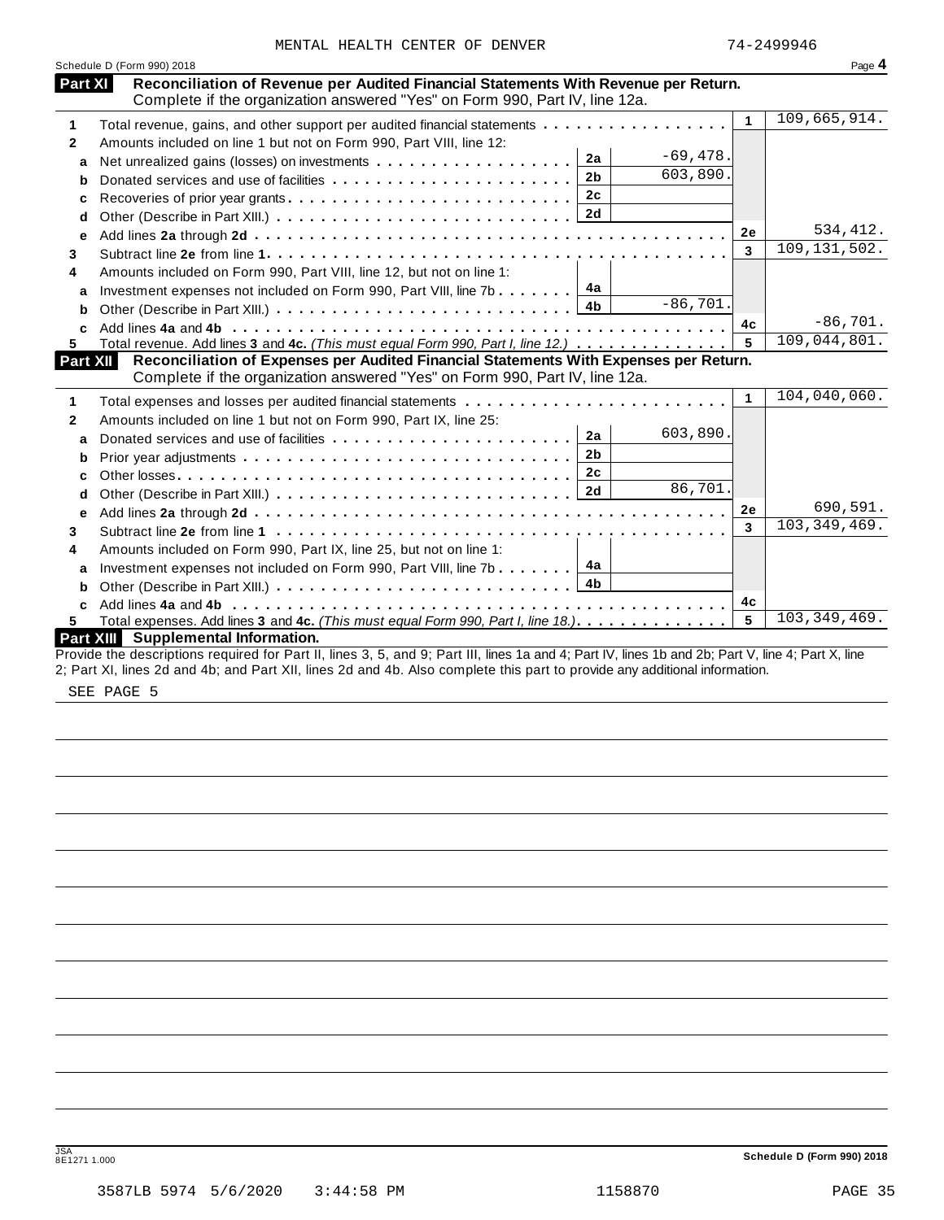MENTAL HEALTH CENTER OF DENVER 74-2499946

Schedule D (Form 990) 2018 Page **4**

## Part XI Reconciliation of Revenue per Audited Financial Statements With Revenue per Return.

Complete if the organization answered "Yes" on Form 990, Part IV, line 12a.

| | | | | | |
|---|---|---|---|---|---|
| 1 | Total revenue, gains, and other support per audited financial statements | | | 1 | 109,665,914. |
| 2 | Amounts included on line 1 but not on Form 990, Part VIII, line 12: | | | | |
| a | Net unrealized gains (losses) on investments | 2a | -69,478. | | |
| b | Donated services and use of facilities | 2b | 603,890. | | |
| c | Recoveries of prior year grants | 2c | | | |
| d | Other (Describe in Part XIII.) | 2d | | | |
| e | Add lines **2a** through **2d** | | | 2e | 534,412. |
| 3 | Subtract line **2e** from line **1** | | | 3 | 109,131,502. |
| 4 | Amounts included on Form 990, Part VIII, line 12, but not on line 1: | | | | |
| a | Investment expenses not included on Form 990, Part VIII, line 7b | 4a | | | |
| b | Other (Describe in Part XIII.) | 4b | -86,701. | | |
| c | Add lines **4a** and **4b** | | | 4c | -86,701. |
| 5 | Total revenue. Add lines **3** and **4c.** *(This must equal Form 990, Part I, line 12.)* | | | 5 | 109,044,801. |

## Part XII Reconciliation of Expenses per Audited Financial Statements With Expenses per Return.

Complete if the organization answered "Yes" on Form 990, Part IV, line 12a.

| | | | | | |
|---|---|---|---|---|---|
| 1 | Total expenses and losses per audited financial statements | | | 1 | 104,040,060. |
| 2 | Amounts included on line 1 but not on Form 990, Part IX, line 25: | | | | |
| a | Donated services and use of facilities | 2a | 603,890. | | |
| b | Prior year adjustments | 2b | | | |
| c | Other losses | 2c | | | |
| d | Other (Describe in Part XIII.) | 2d | 86,701. | | |
| e | Add lines **2a** through **2d** | | | 2e | 690,591. |
| 3 | Subtract line **2e** from line **1** | | | 3 | 103,349,469. |
| 4 | Amounts included on Form 990, Part IX, line 25, but not on line 1: | | | | |
| a | Investment expenses not included on Form 990, Part VIII, line 7b | 4a | | | |
| b | Other (Describe in Part XIII.) | 4b | | | |
| c | Add lines **4a** and **4b** | | | 4c | |
| 5 | Total expenses. Add lines **3** and **4c.** *(This must equal Form 990, Part I, line 18.)* | | | 5 | 103,349,469. |

## Part XIII Supplemental Information.

Provide the descriptions required for Part II, lines 3, 5, and 9; Part III, lines 1a and 4; Part IV, lines 1b and 2b; Part V, line 4; Part X, line 2; Part XI, lines 2d and 4b; and Part XII, lines 2d and 4b. Also complete this part to provide any additional information.

SEE PAGE 5

Schedule D (Form 990) 2018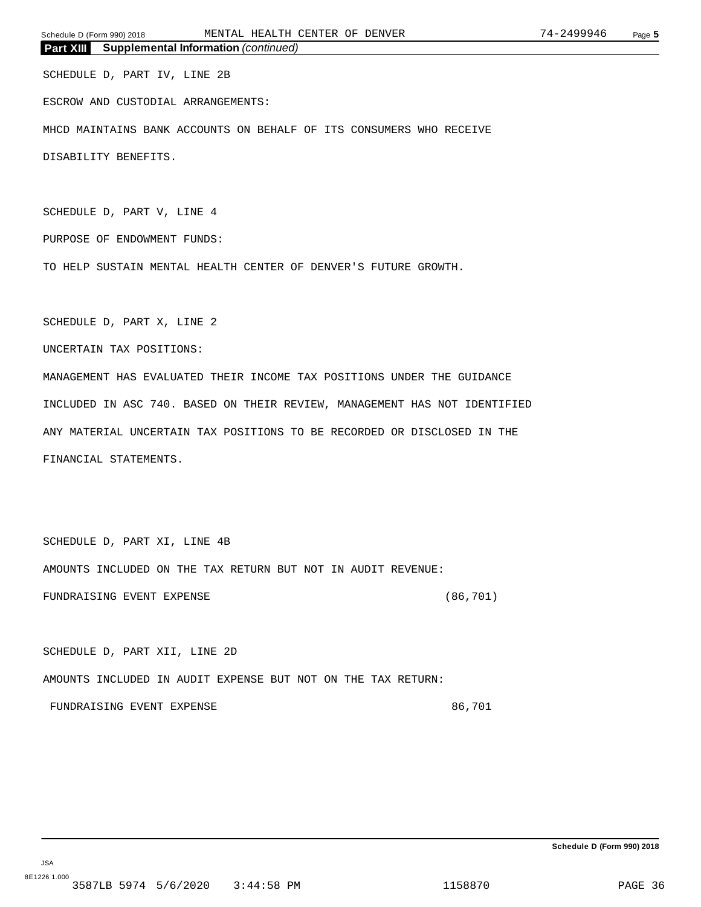**Part XIII** **Supplemental Information** *(continued)*

SCHEDULE D, PART IV, LINE 2B

ESCROW AND CUSTODIAL ARRANGEMENTS:

MHCD MAINTAINS BANK ACCOUNTS ON BEHALF OF ITS CONSUMERS WHO RECEIVE DISABILITY BENEFITS.

SCHEDULE D, PART V, LINE 4

PURPOSE OF ENDOWMENT FUNDS:

TO HELP SUSTAIN MENTAL HEALTH CENTER OF DENVER'S FUTURE GROWTH.

SCHEDULE D, PART X, LINE 2

UNCERTAIN TAX POSITIONS:

MANAGEMENT HAS EVALUATED THEIR INCOME TAX POSITIONS UNDER THE GUIDANCE INCLUDED IN ASC 740. BASED ON THEIR REVIEW, MANAGEMENT HAS NOT IDENTIFIED ANY MATERIAL UNCERTAIN TAX POSITIONS TO BE RECORDED OR DISCLOSED IN THE FINANCIAL STATEMENTS.

SCHEDULE D, PART XI, LINE 4B

AMOUNTS INCLUDED ON THE TAX RETURN BUT NOT IN AUDIT REVENUE:

| | |
|---|---|
| FUNDRAISING EVENT EXPENSE | (86,701) |

SCHEDULE D, PART XII, LINE 2D

AMOUNTS INCLUDED IN AUDIT EXPENSE BUT NOT ON THE TAX RETURN:

| | |
|---|---|
| FUNDRAISING EVENT EXPENSE | 86,701 |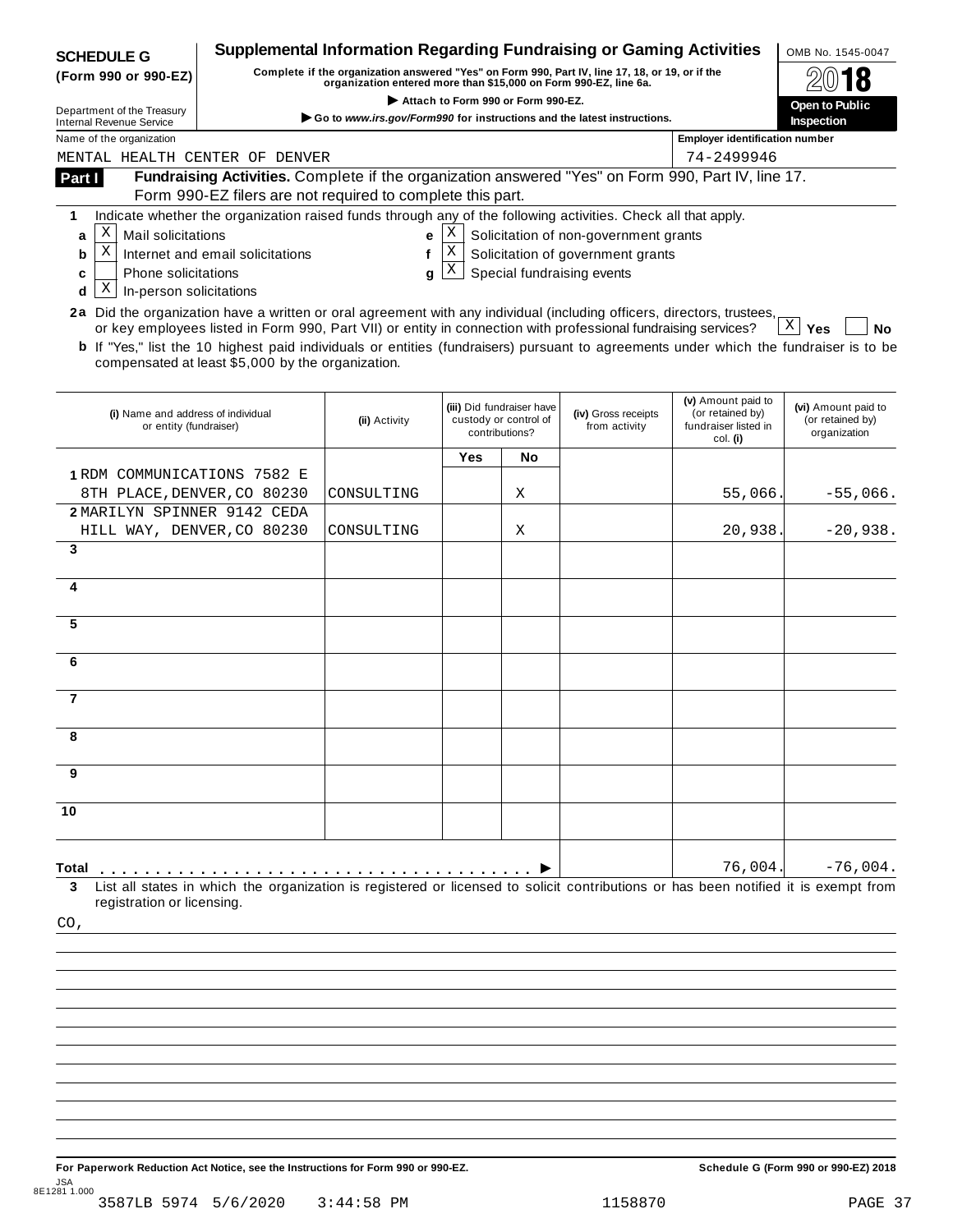**SCHEDULE G (Form 990 or 990-EZ)**

Department of the Treasury
Internal Revenue Service

# Supplemental Information Regarding Fundraising or Gaming Activities

**Complete if the organization answered "Yes" on Form 990, Part IV, line 17, 18, or 19, or if the organization entered more than $15,000 on Form 990-EZ, line 6a.**

▶ **Attach to Form 990 or Form 990-EZ.**

▶ **Go to *www.irs.gov/Form990* for instructions and the latest instructions.**

OMB No. 1545-0047

**2018**

**Open to Public Inspection**

Name of the organization: MENTAL HEALTH CENTER OF DENVER

Employer identification number: 74-2499946

**Part I** **Fundraising Activities.** Complete if the organization answered "Yes" on Form 990, Part IV, line 17. Form 990-EZ filers are not required to complete this part.

**1** Indicate whether the organization raised funds through any of the following activities. Check all that apply.

- **a** [X] Mail solicitations
- **b** [X] Internet and email solicitations
- **c** [ ] Phone solicitations
- **d** [X] In-person solicitations
- **e** [X] Solicitation of non-government grants
- **f** [X] Solicitation of government grants
- **g** [X] Special fundraising events

**2a** Did the organization have a written or oral agreement with any individual (including officers, directors, trustees, or key employees listed in Form 990, Part VII) or entity in connection with professional fundraising services? [X] **Yes** [ ] **No**

**b** If "Yes," list the 10 highest paid individuals or entities (fundraisers) pursuant to agreements under which the fundraiser is to be compensated at least $5,000 by the organization.

| | (i) Name and address of individual or entity (fundraiser) | (ii) Activity | (iii) Did fundraiser have custody or control of contributions? Yes | No | (iv) Gross receipts from activity | (v) Amount paid to (or retained by) fundraiser listed in col. (i) | (vi) Amount paid to (or retained by) organization |
|---|---|---|---|---|---|---|---|
| 1 | RDM COMMUNICATIONS 7582 E 8TH PLACE,DENVER,CO 80230 | CONSULTING | | X | | 55,066. | -55,066. |
| 2 | MARILYN SPINNER 9142 CEDA HILL WAY, DENVER,CO 80230 | CONSULTING | | X | | 20,938. | -20,938. |
| 3 | | | | | | | |
| 4 | | | | | | | |
| 5 | | | | | | | |
| 6 | | | | | | | |
| 7 | | | | | | | |
| 8 | | | | | | | |
| 9 | | | | | | | |
| 10 | | | | | | | |
| **Total** ▶ | | | | | | 76,004. | -76,004. |

**3** List all states in which the organization is registered or licensed to solicit contributions or has been notified it is exempt from registration or licensing.

CO,

**For Paperwork Reduction Act Notice, see the Instructions for Form 990 or 990-EZ.**

**Schedule G (Form 990 or 990-EZ) 2018**

JSA 8E1281 1.000

3587LB 5974 5/6/2020 3:44:58 PM 1158870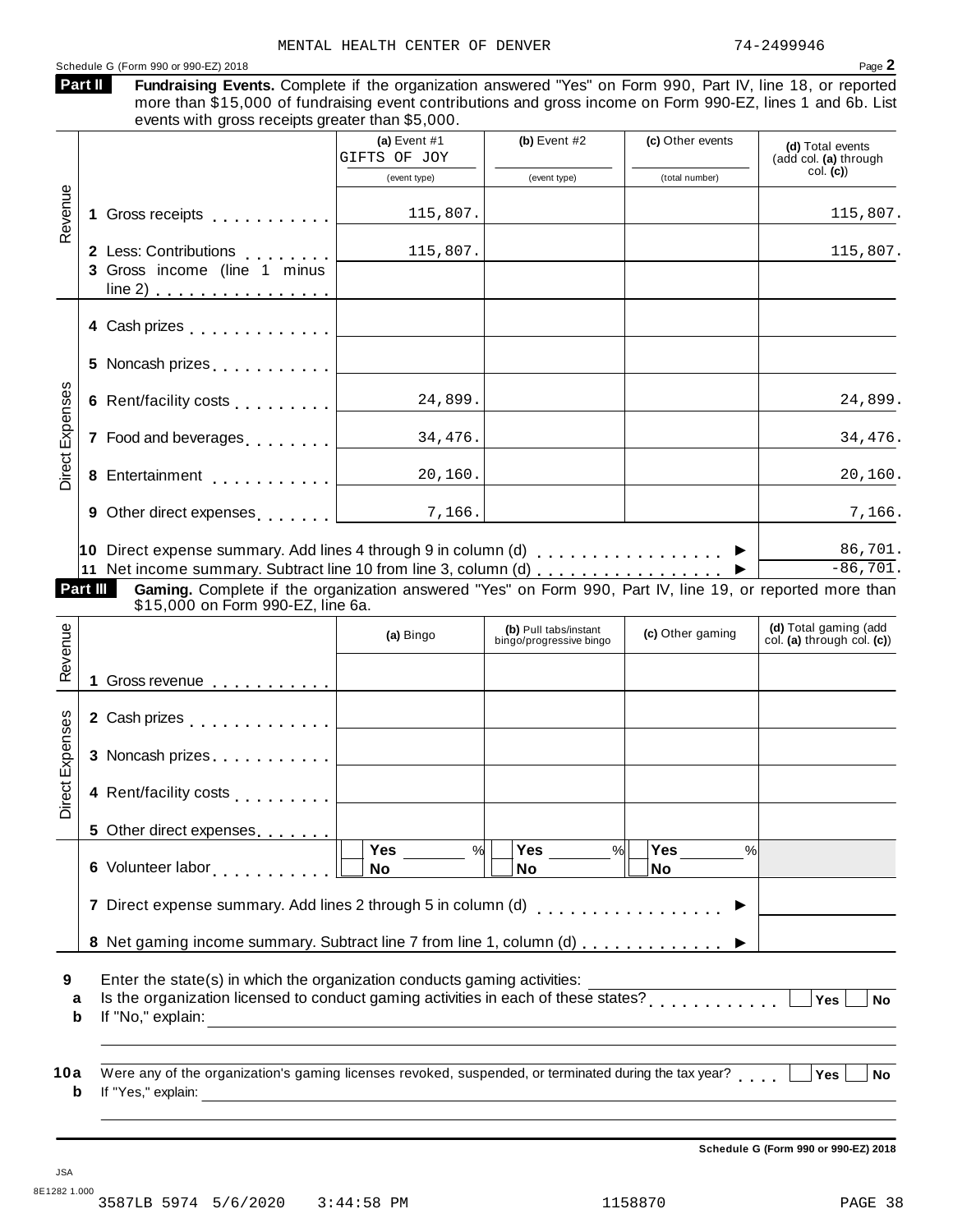MENTAL HEALTH CENTER OF DENVER 74-2499946

Schedule G (Form 990 or 990-EZ) 2018

## Part II Fundraising Events.

Complete if the organization answered "Yes" on Form 990, Part IV, line 18, or reported more than $15,000 of fundraising event contributions and gross income on Form 990-EZ, lines 1 and 6b. List events with gross receipts greater than $5,000.

| | | (a) Event #1 GIFTS OF JOY (event type) | (b) Event #2 (event type) | (c) Other events (total number) | (d) Total events (add col. (a) through col. (c)) |
|---|---|---|---|---|---|
| Revenue | 1 Gross receipts | 115,807. | | | 115,807. |
| | 2 Less: Contributions | 115,807. | | | 115,807. |
| | 3 Gross income (line 1 minus line 2) | | | | |
| Direct Expenses | 4 Cash prizes | | | | |
| | 5 Noncash prizes | | | | |
| | 6 Rent/facility costs | 24,899. | | | 24,899. |
| | 7 Food and beverages | 34,476. | | | 34,476. |
| | 8 Entertainment | 20,160. | | | 20,160. |
| | 9 Other direct expenses | 7,166. | | | 7,166. |
| | 10 Direct expense summary. Add lines 4 through 9 in column (d) | | | | 86,701. |
| | 11 Net income summary. Subtract line 10 from line 3, column (d) | | | | -86,701. |

## Part III Gaming.

Complete if the organization answered "Yes" on Form 990, Part IV, line 19, or reported more than $15,000 on Form 990-EZ, line 6a.

| | | (a) Bingo | (b) Pull tabs/instant bingo/progressive bingo | (c) Other gaming | (d) Total gaming (add col. (a) through col. (c)) |
|---|---|---|---|---|---|
| Revenue | 1 Gross revenue | | | | |
| Direct Expenses | 2 Cash prizes | | | | |
| | 3 Noncash prizes | | | | |
| | 4 Rent/facility costs | | | | |
| | 5 Other direct expenses | | | | |
| | 6 Volunteer labor | Yes ___ % / No | Yes ___ % / No | Yes ___ % / No | |
| | 7 Direct expense summary. Add lines 2 through 5 in column (d) | | | | |
| | 8 Net gaming income summary. Subtract line 7 from line 1, column (d) | | | | |

9 Enter the state(s) in which the organization conducts gaming activities: ______

a Is the organization licensed to conduct gaming activities in each of these states? Yes No

b If "No," explain: ______

10a Were any of the organization's gaming licenses revoked, suspended, or terminated during the tax year? Yes No

b If "Yes," explain: ______

Schedule G (Form 990 or 990-EZ) 2018

JSA 8E1282 1.000

3587LB 5974 5/6/2020 3:44:58 PM 1158870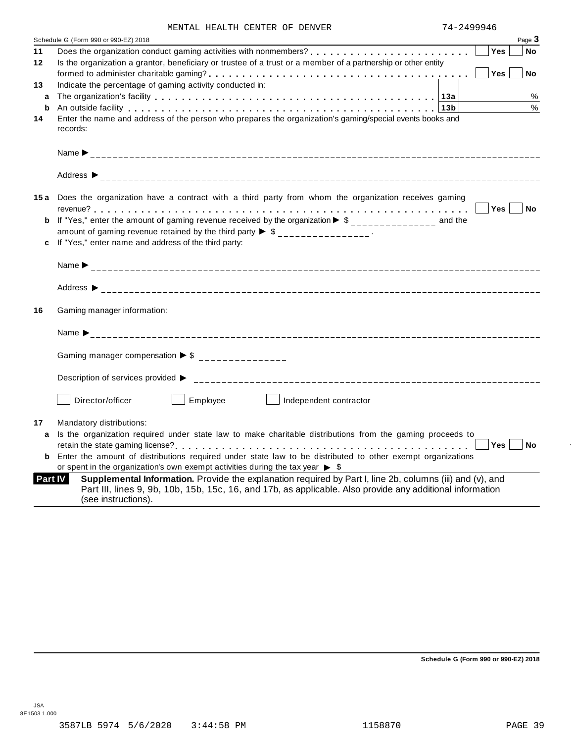MENTAL HEALTH CENTER OF DENVER 74-2499946

Schedule G (Form 990 or 990-EZ) 2018 Page **3**

**11** Does the organization conduct gaming activities with nonmembers? . . . . . . . . . . . . . . . . . . . . . . . . ☐ **Yes** ☐ **No**

**12** Is the organization a grantor, beneficiary or trustee of a trust or a member of a partnership or other entity formed to administer charitable gaming? . . . . . . . . . . . . . . . . . . . . . . . . . . . . . . . . . . . . ☐ **Yes** ☐ **No**

**13** Indicate the percentage of gaming activity conducted in:

**a** The organization's facility . . . . . . . . . . . . . . . . . . . . . . . . . . . . . . . . . . . . . . **13a** %

**b** An outside facility . . . . . . . . . . . . . . . . . . . . . . . . . . . . . . . . . . . . . . . . . . . **13b** %

**14** Enter the name and address of the person who prepares the organization's gaming/special events books and records:

Name ▶ ______________________________

Address ▶ ______________________________

**15a** Does the organization have a contract with a third party from whom the organization receives gaming revenue? . . . . . . . . . . . . . . . . . . . . . . . . . . . . . . . . . . . . . . . . . . . . . . . . . . . . . . . ☐ **Yes** ☐ **No**

**b** If "Yes," enter the amount of gaming revenue received by the organization ▶ $ ______________ and the amount of gaming revenue retained by the third party ▶ $ ______________ .

**c** If "Yes," enter name and address of the third party:

Name ▶ ______________________________

Address ▶ ______________________________

**16** Gaming manager information:

Name ▶ ______________________________

Gaming manager compensation ▶ $ ______________

Description of services provided ▶ ______________________________

☐ Director/officer ☐ Employee ☐ Independent contractor

**17** Mandatory distributions:

**a** Is the organization required under state law to make charitable distributions from the gaming proceeds to retain the state gaming license? . . . . . . . . . . . . . . . . . . . . . . . . . . . . . . . . . . . . . . . . . . ☐ **Yes** ☐ **No**

**b** Enter the amount of distributions required under state law to be distributed to other exempt organizations or spent in the organization's own exempt activities during the tax year ▶ $

**Part IV** **Supplemental Information.** Provide the explanation required by Part I, line 2b, columns (iii) and (v), and Part III, lines 9, 9b, 10b, 15b, 15c, 16, and 17b, as applicable. Also provide any additional information (see instructions).

**Schedule G (Form 990 or 990-EZ) 2018**

JSA
8E1503 1.000

3587LB 5974 5/6/2020 3:44:58 PM 1158870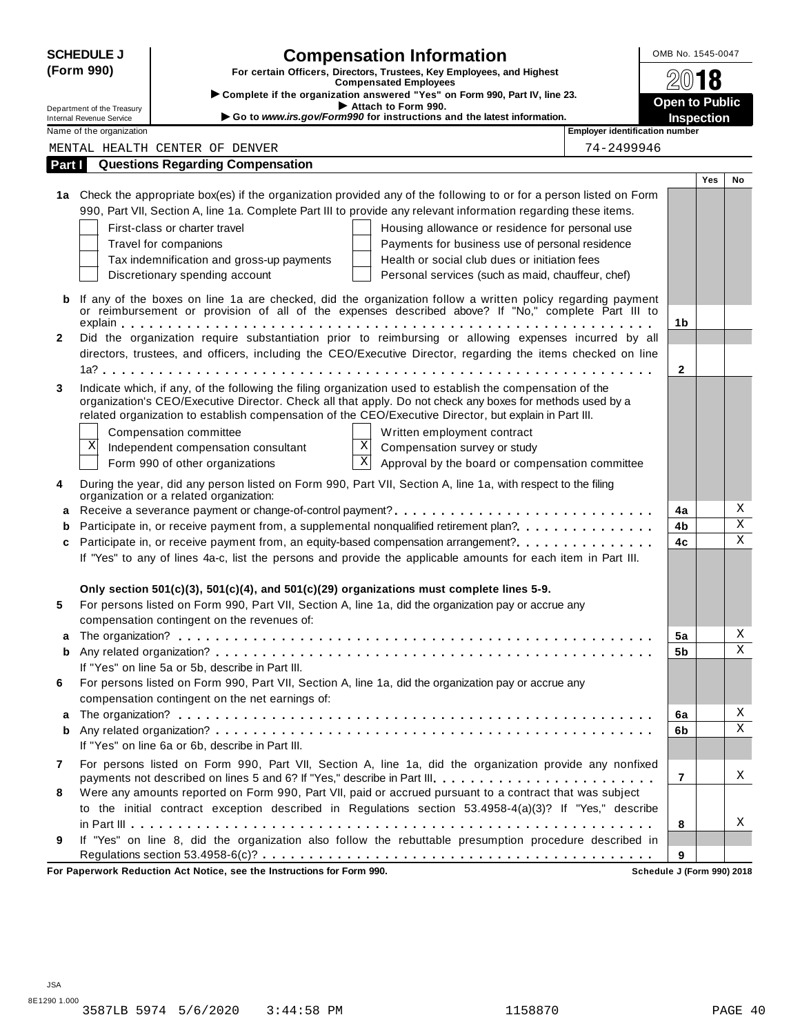**SCHEDULE J (Form 990)**

# Compensation Information

**For certain Officers, Directors, Trustees, Key Employees, and Highest Compensated Employees**

▶ **Complete if the organization answered "Yes" on Form 990, Part IV, line 23.**

▶ **Attach to Form 990.**

▶ **Go to *www.irs.gov/Form990* for instructions and the latest information.**

OMB No. 1545-0047

**2018**

**Open to Public Inspection**

Department of the Treasury
Internal Revenue Service

| Name of the organization | Employer identification number |
|---|---|
| MENTAL HEALTH CENTER OF DENVER | 74-2499946 |

## Part I Questions Regarding Compensation

| | | | Yes | No |
|---|---|---|---|---|
| **1a** | Check the appropriate box(es) if the organization provided any of the following to or for a person listed on Form 990, Part VII, Section A, line 1a. Complete Part III to provide any relevant information regarding these items. | | | |
| | ☐ First-class or charter travel ☐ Housing allowance or residence for personal use | | | |
| | ☐ Travel for companions ☐ Payments for business use of personal residence | | | |
| | ☐ Tax indemnification and gross-up payments ☐ Health or social club dues or initiation fees | | | |
| | ☐ Discretionary spending account ☐ Personal services (such as maid, chauffeur, chef) | | | |
| **b** | If any of the boxes on line 1a are checked, did the organization follow a written policy regarding payment or reimbursement or provision of all of the expenses described above? If "No," complete Part III to explain | **1b** | | |
| **2** | Did the organization require substantiation prior to reimbursing or allowing expenses incurred by all directors, trustees, and officers, including the CEO/Executive Director, regarding the items checked on line 1a? | **2** | | |
| **3** | Indicate which, if any, of the following the filing organization used to establish the compensation of the organization's CEO/Executive Director. Check all that apply. Do not check any boxes for methods used by a related organization to establish compensation of the CEO/Executive Director, but explain in Part III. | | | |
| | ☐ Compensation committee ☐ Written employment contract | | | |
| | ☒ Independent compensation consultant ☒ Compensation survey or study | | | |
| | ☐ Form 990 of other organizations ☒ Approval by the board or compensation committee | | | |
| **4** | During the year, did any person listed on Form 990, Part VII, Section A, line 1a, with respect to the filing organization or a related organization: | | | |
| **a** | Receive a severance payment or change-of-control payment? | **4a** | | X |
| **b** | Participate in, or receive payment from, a supplemental nonqualified retirement plan? | **4b** | | X |
| **c** | Participate in, or receive payment from, an equity-based compensation arrangement? | **4c** | | X |
| | If "Yes" to any of lines 4a-c, list the persons and provide the applicable amounts for each item in Part III. | | | |
| | **Only section 501(c)(3), 501(c)(4), and 501(c)(29) organizations must complete lines 5-9.** | | | |
| **5** | For persons listed on Form 990, Part VII, Section A, line 1a, did the organization pay or accrue any compensation contingent on the revenues of: | | | |
| **a** | The organization? | **5a** | | X |
| **b** | Any related organization? | **5b** | | X |
| | If "Yes" on line 5a or 5b, describe in Part III. | | | |
| **6** | For persons listed on Form 990, Part VII, Section A, line 1a, did the organization pay or accrue any compensation contingent on the net earnings of: | | | |
| **a** | The organization? | **6a** | | X |
| **b** | Any related organization? | **6b** | | X |
| | If "Yes" on line 6a or 6b, describe in Part III. | | | |
| **7** | For persons listed on Form 990, Part VII, Section A, line 1a, did the organization provide any nonfixed payments not described on lines 5 and 6? If "Yes," describe in Part III. | **7** | | X |
| **8** | Were any amounts reported on Form 990, Part VII, paid or accrued pursuant to a contract that was subject to the initial contract exception described in Regulations section 53.4958-4(a)(3)? If "Yes," describe in Part III | **8** | | X |
| **9** | If "Yes" on line 8, did the organization also follow the rebuttable presumption procedure described in Regulations section 53.4958-6(c)? | **9** | | |

**For Paperwork Reduction Act Notice, see the Instructions for Form 990.** **Schedule J (Form 990) 2018**

JSA
8E1290 1.000
3587LB 5974 5/6/2020 3:44:58 PM 1158870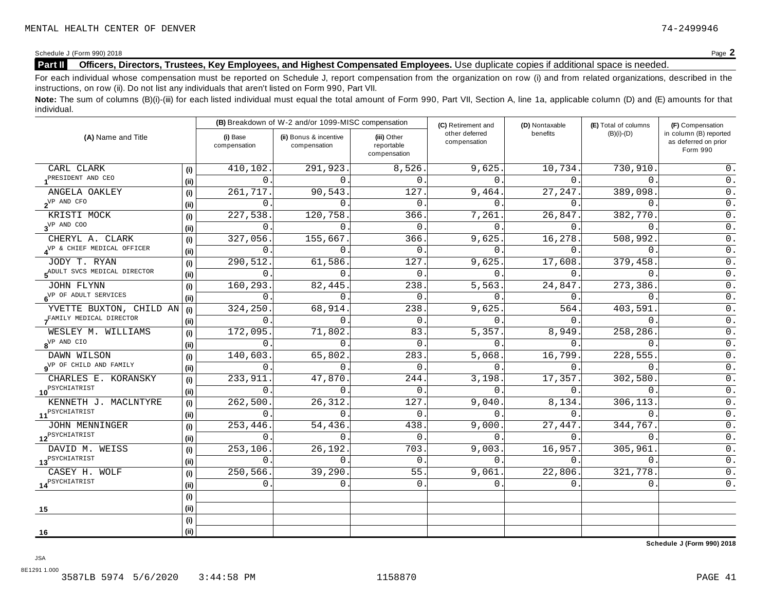MENTAL HEALTH CENTER OF DENVER 74-2499946

Schedule J (Form 990) 2018 Page **2**

**Part II** **Officers, Directors, Trustees, Key Employees, and Highest Compensated Employees.** Use duplicate copies if additional space is needed.

For each individual whose compensation must be reported on Schedule J, report compensation from the organization on row (i) and from related organizations, described in the instructions, on row (ii). Do not list any individuals that aren't listed on Form 990, Part VII.

**Note:** The sum of columns (B)(i)-(iii) for each listed individual must equal the total amount of Form 990, Part VII, Section A, line 1a, applicable column (D) and (E) amounts for that individual.

| (A) Name and Title | | (B) Breakdown of W-2 and/or 1099-MISC compensation | | | (C) Retirement and other deferred compensation | (D) Nontaxable benefits | (E) Total of columns (B)(i)-(D) | (F) Compensation in column (B) reported as deferred on prior Form 990 |
|---|---|---|---|---|---|---|---|---|
| | | (i) Base compensation | (ii) Bonus & incentive compensation | (iii) Other reportable compensation | | | | |
| 1 CARL CLARK | (i) | 410,102. | 291,923. | 8,526. | 9,625. | 10,734. | 730,910. | 0. |
| PRESIDENT AND CEO | (ii) | 0. | 0. | 0. | 0. | 0. | 0. | 0. |
| 2 ANGELA OAKLEY | (i) | 261,717. | 90,543. | 127. | 9,464. | 27,247. | 389,098. | 0. |
| VP AND CFO | (ii) | 0. | 0. | 0. | 0. | 0. | 0. | 0. |
| 3 KRISTI MOCK | (i) | 227,538. | 120,758. | 366. | 7,261. | 26,847. | 382,770. | 0. |
| VP AND COO | (ii) | 0. | 0. | 0. | 0. | 0. | 0. | 0. |
| 4 CHERYL A. CLARK | (i) | 327,056. | 155,667. | 366. | 9,625. | 16,278. | 508,992. | 0. |
| VP & CHIEF MEDICAL OFFICER | (ii) | 0. | 0. | 0. | 0. | 0. | 0. | 0. |
| 5 JODY T. RYAN | (i) | 290,512. | 61,586. | 127. | 9,625. | 17,608. | 379,458. | 0. |
| ADULT SVCS MEDICAL DIRECTOR | (ii) | 0. | 0. | 0. | 0. | 0. | 0. | 0. |
| 6 JOHN FLYNN | (i) | 160,293. | 82,445. | 238. | 5,563. | 24,847. | 273,386. | 0. |
| VP OF ADULT SERVICES | (ii) | 0. | 0. | 0. | 0. | 0. | 0. | 0. |
| 7 YVETTE BUXTON, CHILD AN | (i) | 324,250. | 68,914. | 238. | 9,625. | 564. | 403,591. | 0. |
| FAMILY MEDICAL DIRECTOR | (ii) | 0. | 0. | 0. | 0. | 0. | 0. | 0. |
| 8 WESLEY M. WILLIAMS | (i) | 172,095. | 71,802. | 83. | 5,357. | 8,949. | 258,286. | 0. |
| VP AND CIO | (ii) | 0. | 0. | 0. | 0. | 0. | 0. | 0. |
| 9 DAWN WILSON | (i) | 140,603. | 65,802. | 283. | 5,068. | 16,799. | 228,555. | 0. |
| VP OF CHILD AND FAMILY | (ii) | 0. | 0. | 0. | 0. | 0. | 0. | 0. |
| 10 CHARLES E. KORANSKY | (i) | 233,911. | 47,870. | 244. | 3,198. | 17,357. | 302,580. | 0. |
| PSYCHIATRIST | (ii) | 0. | 0. | 0. | 0. | 0. | 0. | 0. |
| 11 KENNETH J. MACLNTYRE | (i) | 262,500. | 26,312. | 127. | 9,040. | 8,134. | 306,113. | 0. |
| PSYCHIATRIST | (ii) | 0. | 0. | 0. | 0. | 0. | 0. | 0. |
| 12 JOHN MENNINGER | (i) | 253,446. | 54,436. | 438. | 9,000. | 27,447. | 344,767. | 0. |
| PSYCHIATRIST | (ii) | 0. | 0. | 0. | 0. | 0. | 0. | 0. |
| 13 DAVID M. WEISS | (i) | 253,106. | 26,192. | 703. | 9,003. | 16,957. | 305,961. | 0. |
| PSYCHIATRIST | (ii) | 0. | 0. | 0. | 0. | 0. | 0. | 0. |
| 14 CASEY H. WOLF | (i) | 250,566. | 39,290. | 55. | 9,061. | 22,806. | 321,778. | 0. |
| PSYCHIATRIST | (ii) | 0. | 0. | 0. | 0. | 0. | 0. | 0. |
| 15 | (i) | | | | | | | |
| | (ii) | | | | | | | |
| 16 | (i) | | | | | | | |
| | (ii) | | | | | | | |

**Schedule J (Form 990) 2018**

JSA
8E1291 1.000
3587LB 5974 5/6/2020 3:44:58 PM 1158870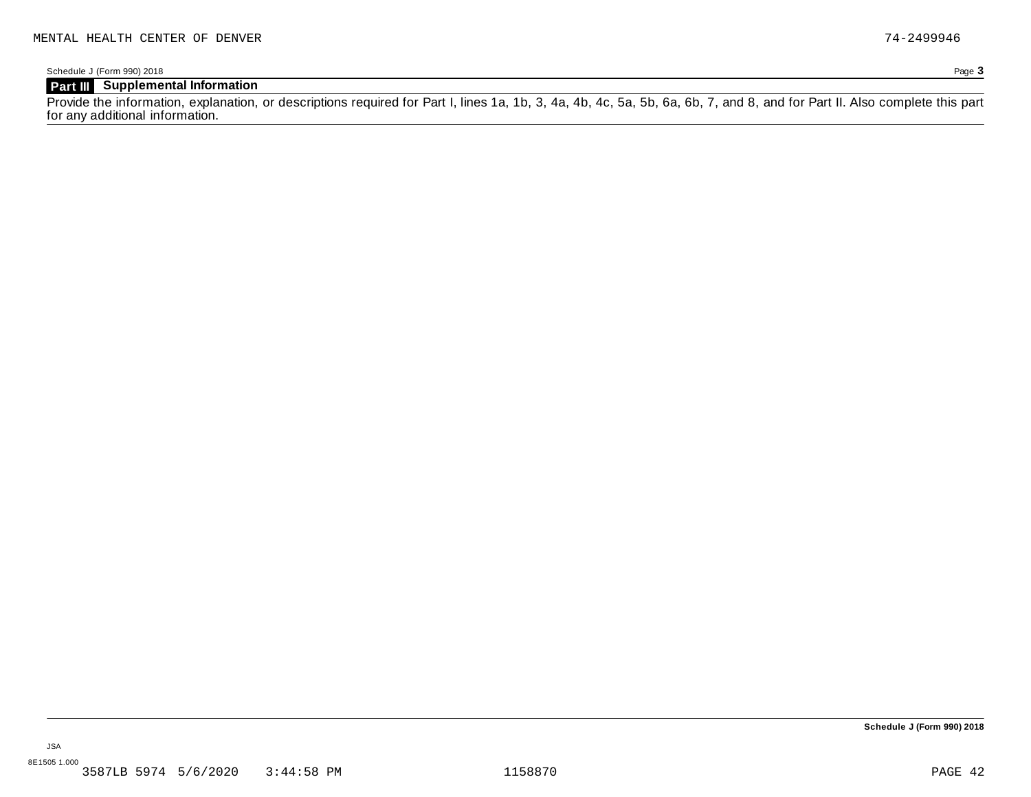MENTAL HEALTH CENTER OF DENVER 74-2499946

Schedule J (Form 990) 2018

## Part III Supplemental Information

Provide the information, explanation, or descriptions required for Part I, lines 1a, 1b, 3, 4a, 4b, 4c, 5a, 5b, 6a, 6b, 7, and 8, and for Part II. Also complete this part for any additional information.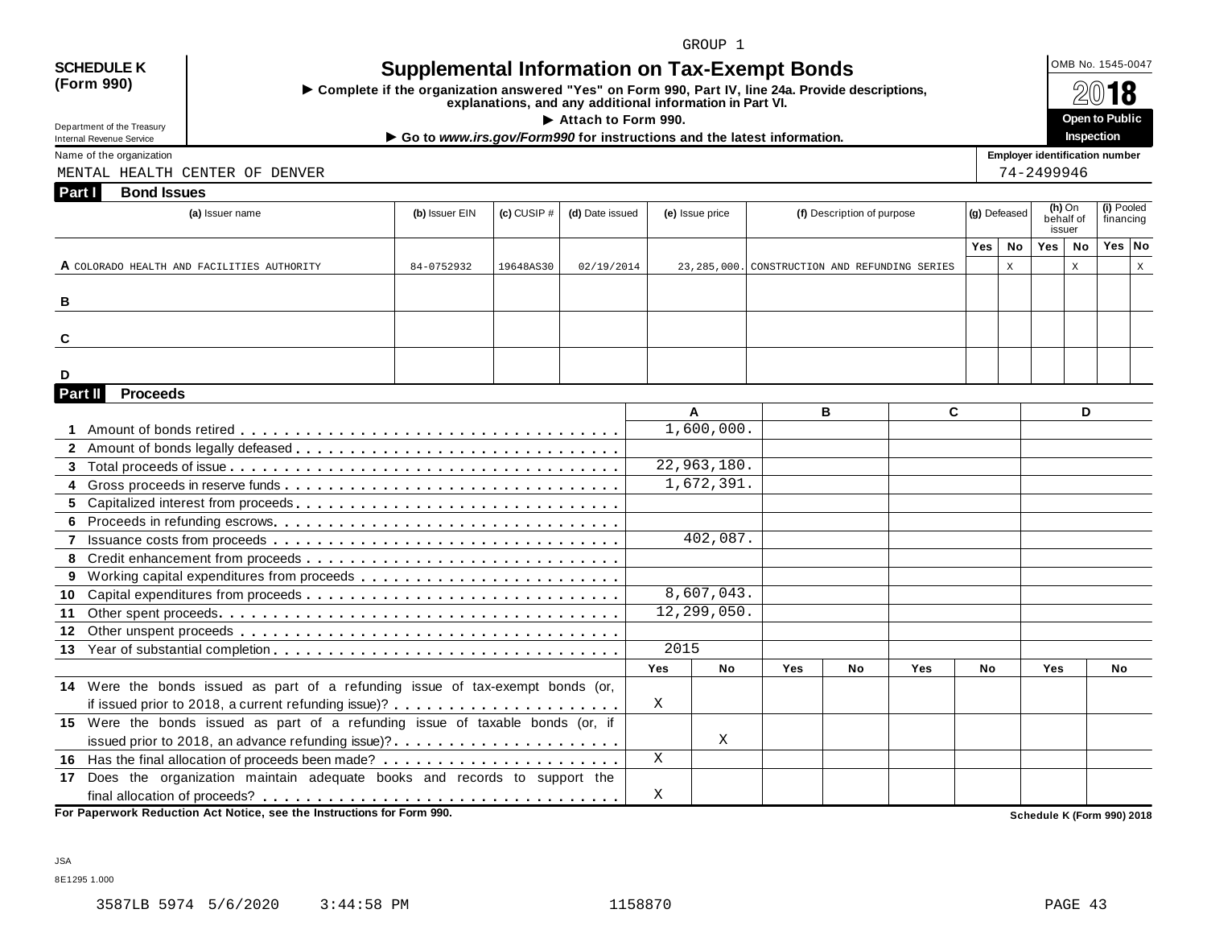GROUP 1

**SCHEDULE K (Form 990)**

Department of the Treasury
Internal Revenue Service

# Supplemental Information on Tax-Exempt Bonds

► Complete if the organization answered "Yes" on Form 990, Part IV, line 24a. Provide descriptions, explanations, and any additional information in Part VI.

► Attach to Form 990.

► Go to *www.irs.gov/Form990* for instructions and the latest information.

OMB No. 1545-0047

**2018**

**Open to Public Inspection**

Name of the organization: MENTAL HEALTH CENTER OF DENVER

Employer identification number: 74-2499946

## Part I Bond Issues

| | (a) Issuer name | (b) Issuer EIN | (c) CUSIP # | (d) Date issued | (e) Issue price | (f) Description of purpose | (g) Defeased Yes | (g) Defeased No | (h) On behalf of issuer Yes | (h) On behalf of issuer No | (i) Pooled financing Yes | (i) Pooled financing No |
|---|---|---|---|---|---|---|---|---|---|---|---|---|
| A | COLORADO HEALTH AND FACILITIES AUTHORITY | 84-0752932 | 19648AS30 | 02/19/2014 | 23,285,000. | CONSTRUCTION AND REFUNDING SERIES | | X | | X | | X |
| B | | | | | | | | | | | | |
| C | | | | | | | | | | | | |
| D | | | | | | | | | | | | |

## Part II Proceeds

| | | A | | B | | C | | D | |
|---|---|---|---|---|---|---|---|---|---|
| 1 | Amount of bonds retired | 1,600,000. | | | | | | | |
| 2 | Amount of bonds legally defeased | | | | | | | | |
| 3 | Total proceeds of issue | 22,963,180. | | | | | | | |
| 4 | Gross proceeds in reserve funds | 1,672,391. | | | | | | | |
| 5 | Capitalized interest from proceeds | | | | | | | | |
| 6 | Proceeds in refunding escrows | | | | | | | | |
| 7 | Issuance costs from proceeds | 402,087. | | | | | | | |
| 8 | Credit enhancement from proceeds | | | | | | | | |
| 9 | Working capital expenditures from proceeds | | | | | | | | |
| 10 | Capital expenditures from proceeds | 8,607,043. | | | | | | | |
| 11 | Other spent proceeds | 12,299,050. | | | | | | | |
| 12 | Other unspent proceeds | | | | | | | | |
| 13 | Year of substantial completion | 2015 | | | | | | | |
| | | Yes | No | Yes | No | Yes | No | Yes | No |
| 14 | Were the bonds issued as part of a refunding issue of tax-exempt bonds (or, if issued prior to 2018, a current refunding issue)? | X | | | | | | | |
| 15 | Were the bonds issued as part of a refunding issue of taxable bonds (or, if issued prior to 2018, an advance refunding issue)? | | X | | | | | | |
| 16 | Has the final allocation of proceeds been made? | X | | | | | | | |
| 17 | Does the organization maintain adequate books and records to support the final allocation of proceeds? | X | | | | | | | |

**For Paperwork Reduction Act Notice, see the Instructions for Form 990.**

**Schedule K (Form 990) 2018**

JSA
8E1295 1.000

3587LB 5974 5/6/2020 3:44:58 PM 1158870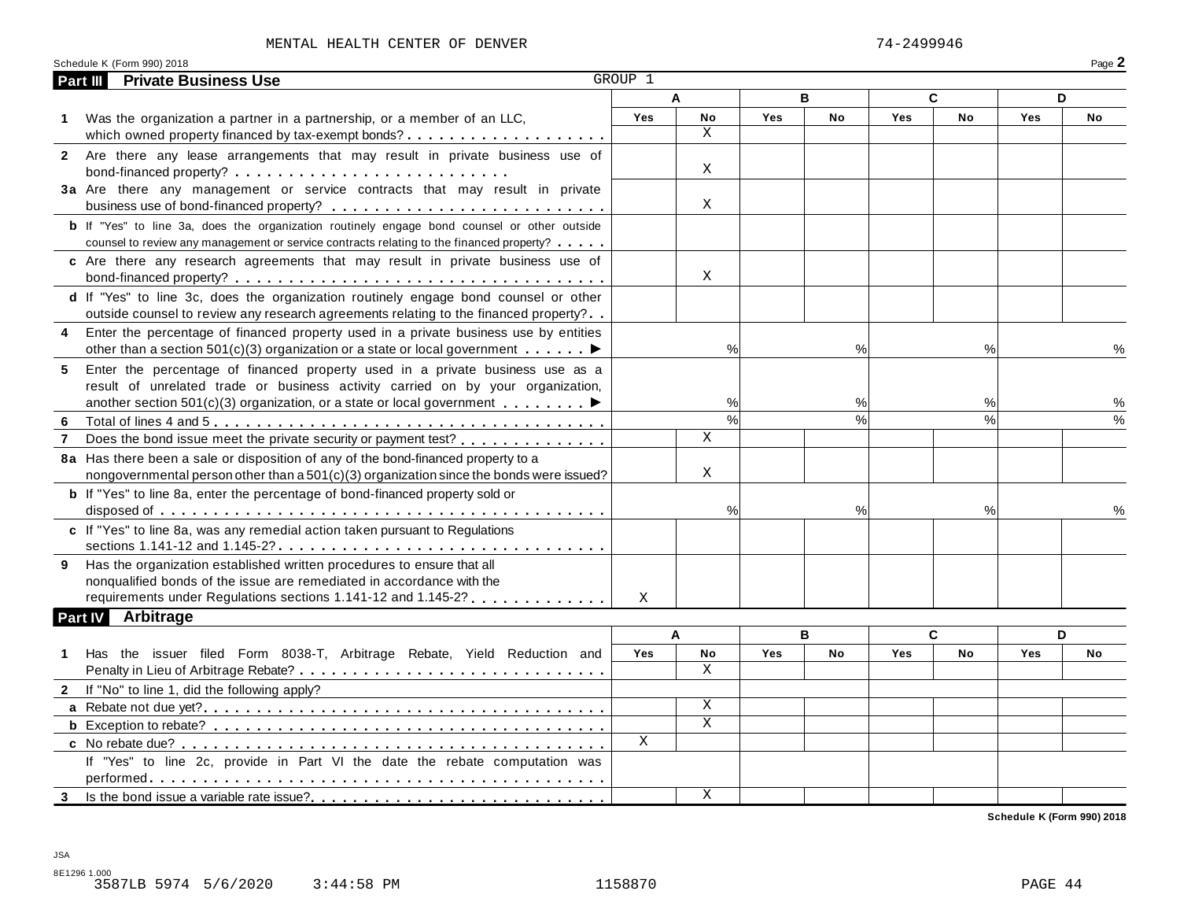MENTAL HEALTH CENTER OF DENVER 74-2499946

Schedule K (Form 990) 2018 Page **2**

## Part III Private Business Use

GROUP 1

| | A | | B | | C | | D | |
|---|---|---|---|---|---|---|---|---|
| | Yes | No | Yes | No | Yes | No | Yes | No |
| **1** Was the organization a partner in a partnership, or a member of an LLC, which owned property financed by tax-exempt bonds? | | X | | | | | | |
| **2** Are there any lease arrangements that may result in private business use of bond-financed property? | | X | | | | | | |
| **3a** Are there any management or service contracts that may result in private business use of bond-financed property? | | X | | | | | | |
| **b** If "Yes" to line 3a, does the organization routinely engage bond counsel or other outside counsel to review any management or service contracts relating to the financed property? | | | | | | | | |
| **c** Are there any research agreements that may result in private business use of bond-financed property? | | X | | | | | | |
| **d** If "Yes" to line 3c, does the organization routinely engage bond counsel or other outside counsel to review any research agreements relating to the financed property? | | | | | | | | |
| **4** Enter the percentage of financed property used in a private business use by entities other than a section 501(c)(3) organization or a state or local government ▶ | | % | | % | | % | | % |
| **5** Enter the percentage of financed property used in a private business use as a result of unrelated trade or business activity carried on by your organization, another section 501(c)(3) organization, or a state or local government ▶ | | % | | % | | % | | % |
| **6** Total of lines 4 and 5 | | % | | % | | % | | % |
| **7** Does the bond issue meet the private security or payment test? | | X | | | | | | |
| **8a** Has there been a sale or disposition of any of the bond-financed property to a nongovernmental person other than a 501(c)(3) organization since the bonds were issued? | | X | | | | | | |
| **b** If "Yes" to line 8a, enter the percentage of bond-financed property sold or disposed of | | % | | % | | % | | % |
| **c** If "Yes" to line 8a, was any remedial action taken pursuant to Regulations sections 1.141-12 and 1.145-2? | | | | | | | | |
| **9** Has the organization established written procedures to ensure that all nonqualified bonds of the issue are remediated in accordance with the requirements under Regulations sections 1.141-12 and 1.145-2? | X | | | | | | | |

## Part IV Arbitrage

| | A | | B | | C | | D | |
|---|---|---|---|---|---|---|---|---|
| | Yes | No | Yes | No | Yes | No | Yes | No |
| **1** Has the issuer filed Form 8038-T, Arbitrage Rebate, Yield Reduction and Penalty in Lieu of Arbitrage Rebate? | | X | | | | | | |
| **2** If "No" to line 1, did the following apply? | | | | | | | | |
| **a** Rebate not due yet? | | X | | | | | | |
| **b** Exception to rebate? | | X | | | | | | |
| **c** No rebate due? | X | | | | | | | |
| If "Yes" to line 2c, provide in Part VI the date the rebate computation was performed | | | | | | | | |
| **3** Is the bond issue a variable rate issue? | | X | | | | | | |

Schedule K (Form 990) 2018

JSA
8E1296 1.000
3587LB 5974 5/6/2020 3:44:58 PM 1158870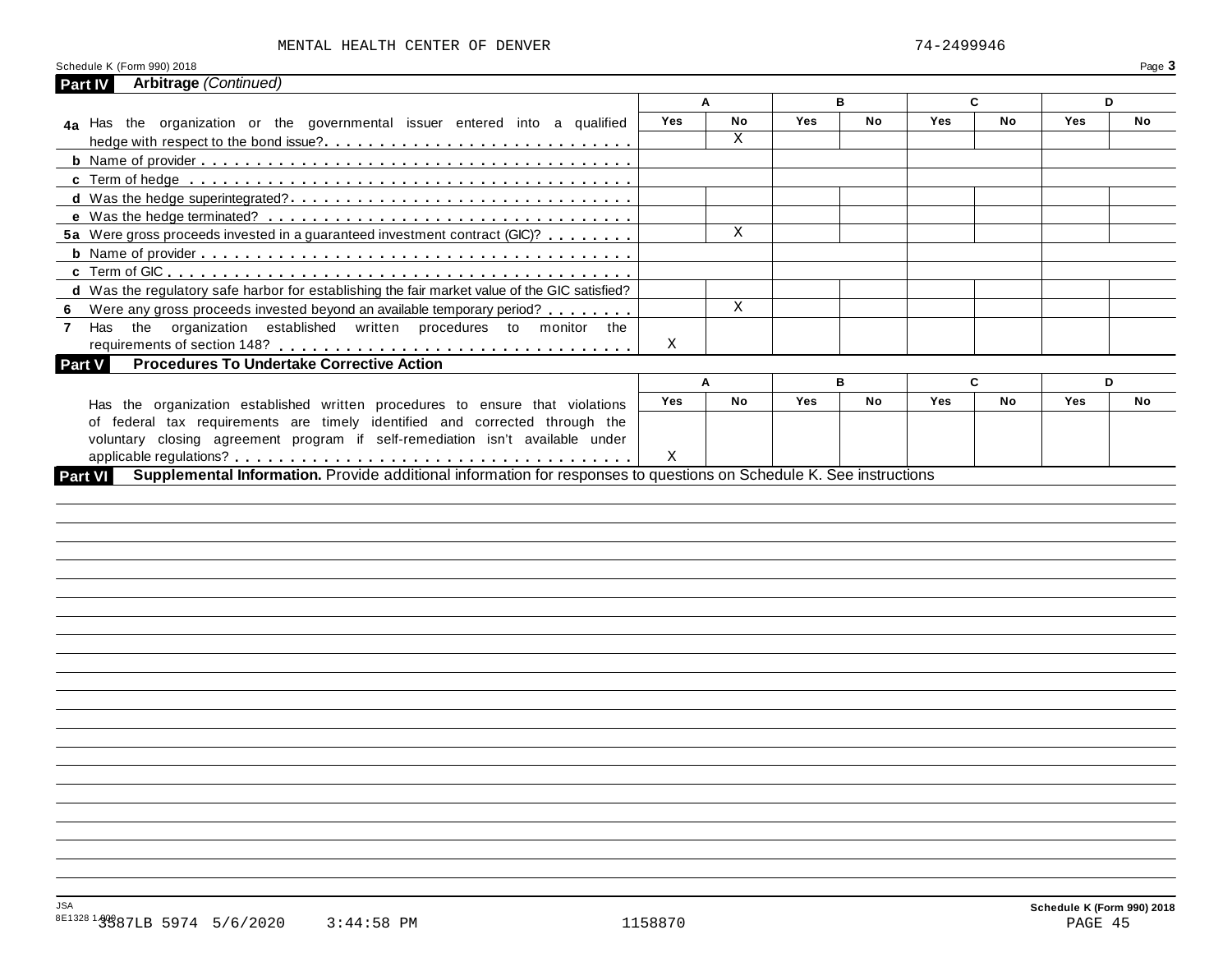MENTAL HEALTH CENTER OF DENVER 74-2499946

Schedule K (Form 990) 2018

## Part IV Arbitrage *(Continued)*

| | A | | B | | C | | D | |
|---|---|---|---|---|---|---|---|---|
| | Yes | No | Yes | No | Yes | No | Yes | No |
| **4a** Has the organization or the governmental issuer entered into a qualified hedge with respect to the bond issue? | | X | | | | | | |
| **b** Name of provider | | | | | | | | |
| **c** Term of hedge | | | | | | | | |
| **d** Was the hedge superintegrated? | | | | | | | | |
| **e** Was the hedge terminated? | | | | | | | | |
| **5a** Were gross proceeds invested in a guaranteed investment contract (GIC)? | | X | | | | | | |
| **b** Name of provider | | | | | | | | |
| **c** Term of GIC | | | | | | | | |
| **d** Was the regulatory safe harbor for establishing the fair market value of the GIC satisfied? | | | | | | | | |
| **6** Were any gross proceeds invested beyond an available temporary period? | | X | | | | | | |
| **7** Has the organization established written procedures to monitor the requirements of section 148? | X | | | | | | | |

## Part V Procedures To Undertake Corrective Action

| | A | | B | | C | | D | |
|---|---|---|---|---|---|---|---|---|
| | Yes | No | Yes | No | Yes | No | Yes | No |
| Has the organization established written procedures to ensure that violations of federal tax requirements are timely identified and corrected through the voluntary closing agreement program if self-remediation isn't available under applicable regulations? | X | | | | | | | |

## Part VI Supplemental Information. 

Provide additional information for responses to questions on Schedule K. See instructions

JSA
8E1328 1.000

3587LB 5974 5/6/2020 3:44:58 PM 1158870

Schedule K (Form 990) 2018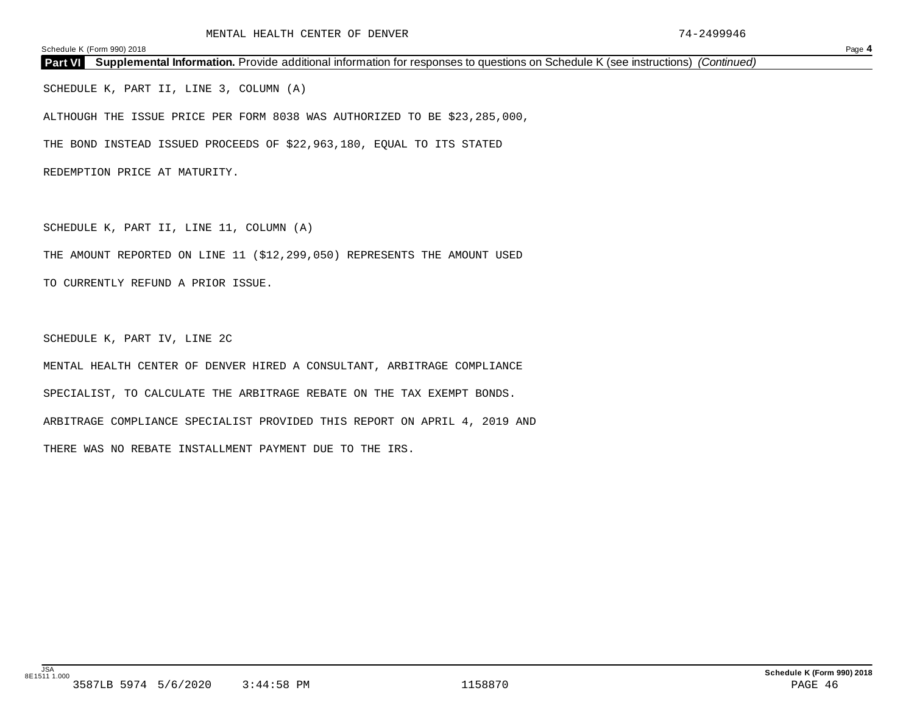MENTAL HEALTH CENTER OF DENVER 74-2499946

## Part VI Supplemental Information. Provide additional information for responses to questions on Schedule K (see instructions) *(Continued)*

SCHEDULE K, PART II, LINE 3, COLUMN (A)

ALTHOUGH THE ISSUE PRICE PER FORM 8038 WAS AUTHORIZED TO BE $23,285,000,

THE BOND INSTEAD ISSUED PROCEEDS OF $22,963,180, EQUAL TO ITS STATED

REDEMPTION PRICE AT MATURITY.

SCHEDULE K, PART II, LINE 11, COLUMN (A)

THE AMOUNT REPORTED ON LINE 11 ($12,299,050) REPRESENTS THE AMOUNT USED

TO CURRENTLY REFUND A PRIOR ISSUE.

SCHEDULE K, PART IV, LINE 2C

MENTAL HEALTH CENTER OF DENVER HIRED A CONSULTANT, ARBITRAGE COMPLIANCE

SPECIALIST, TO CALCULATE THE ARBITRAGE REBATE ON THE TAX EXEMPT BONDS.

ARBITRAGE COMPLIANCE SPECIALIST PROVIDED THIS REPORT ON APRIL 4, 2019 AND

THERE WAS NO REBATE INSTALLMENT PAYMENT DUE TO THE IRS.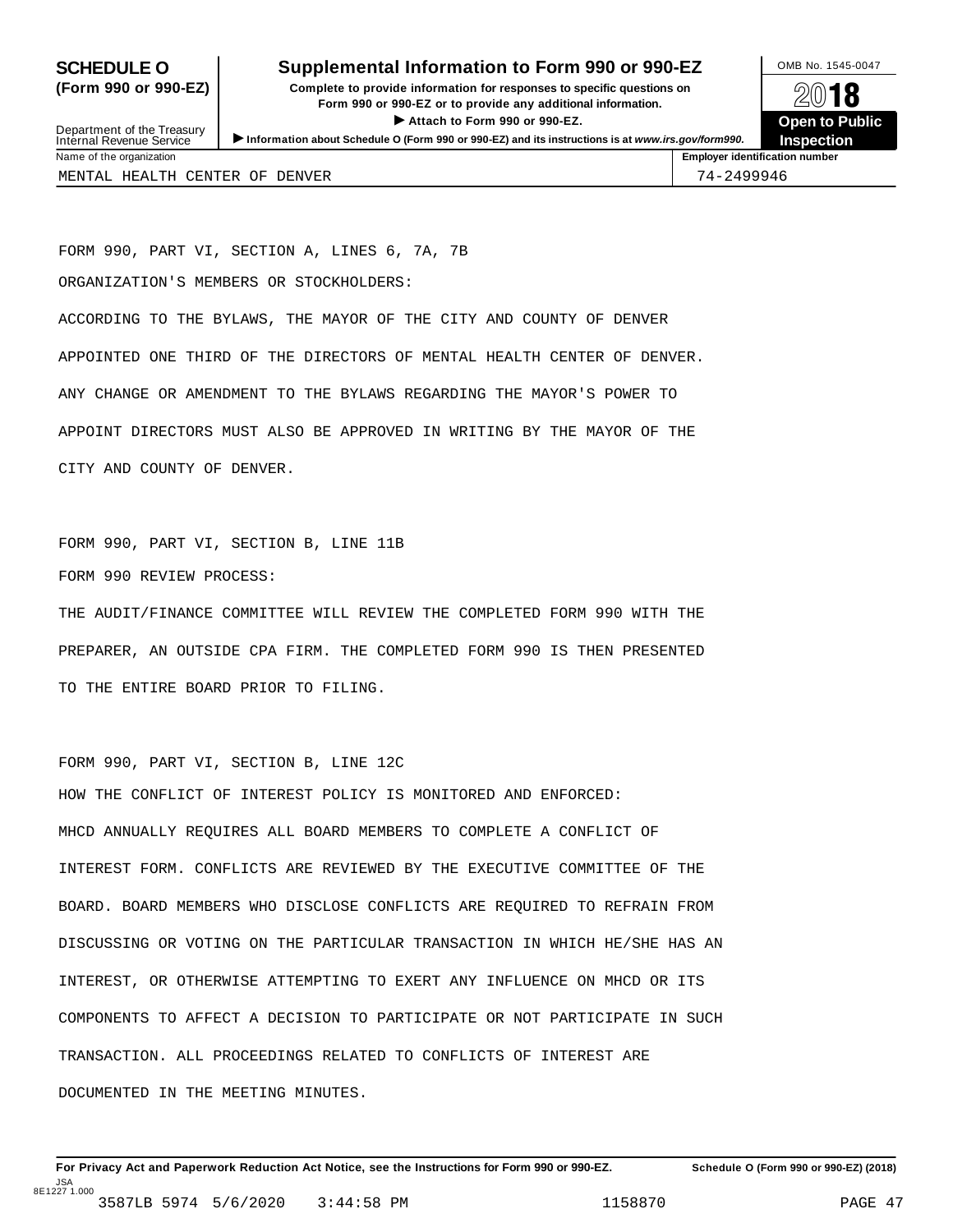**SCHEDULE O**
**(Form 990 or 990-EZ)**

Department of the Treasury
Internal Revenue Service

# Supplemental Information to Form 990 or 990-EZ

**Complete to provide information for responses to specific questions on Form 990 or 990-EZ or to provide any additional information.**

▶ **Attach to Form 990 or 990-EZ.**

▶ **Information about Schedule O (Form 990 or 990-EZ) and its instructions is at *www.irs.gov/form990*.**

OMB No. 1545-0047

**2018**

**Open to Public Inspection**

| Name of the organization | Employer identification number |
|---|---|
| MENTAL HEALTH CENTER OF DENVER | 74-2499946 |

FORM 990, PART VI, SECTION A, LINES 6, 7A, 7B

ORGANIZATION'S MEMBERS OR STOCKHOLDERS:

ACCORDING TO THE BYLAWS, THE MAYOR OF THE CITY AND COUNTY OF DENVER APPOINTED ONE THIRD OF THE DIRECTORS OF MENTAL HEALTH CENTER OF DENVER. ANY CHANGE OR AMENDMENT TO THE BYLAWS REGARDING THE MAYOR'S POWER TO APPOINT DIRECTORS MUST ALSO BE APPROVED IN WRITING BY THE MAYOR OF THE CITY AND COUNTY OF DENVER.

FORM 990, PART VI, SECTION B, LINE 11B

FORM 990 REVIEW PROCESS:

THE AUDIT/FINANCE COMMITTEE WILL REVIEW THE COMPLETED FORM 990 WITH THE PREPARER, AN OUTSIDE CPA FIRM. THE COMPLETED FORM 990 IS THEN PRESENTED TO THE ENTIRE BOARD PRIOR TO FILING.

FORM 990, PART VI, SECTION B, LINE 12C

HOW THE CONFLICT OF INTEREST POLICY IS MONITORED AND ENFORCED:

MHCD ANNUALLY REQUIRES ALL BOARD MEMBERS TO COMPLETE A CONFLICT OF INTEREST FORM. CONFLICTS ARE REVIEWED BY THE EXECUTIVE COMMITTEE OF THE BOARD. BOARD MEMBERS WHO DISCLOSE CONFLICTS ARE REQUIRED TO REFRAIN FROM DISCUSSING OR VOTING ON THE PARTICULAR TRANSACTION IN WHICH HE/SHE HAS AN INTEREST, OR OTHERWISE ATTEMPTING TO EXERT ANY INFLUENCE ON MHCD OR ITS COMPONENTS TO AFFECT A DECISION TO PARTICIPATE OR NOT PARTICIPATE IN SUCH TRANSACTION. ALL PROCEEDINGS RELATED TO CONFLICTS OF INTEREST ARE DOCUMENTED IN THE MEETING MINUTES.

**For Privacy Act and Paperwork Reduction Act Notice, see the Instructions for Form 990 or 990-EZ.** **Schedule O (Form 990 or 990-EZ) (2018)**

JSA
8E1227 1.000
3587LB 5974 5/6/2020 3:44:58 PM 1158870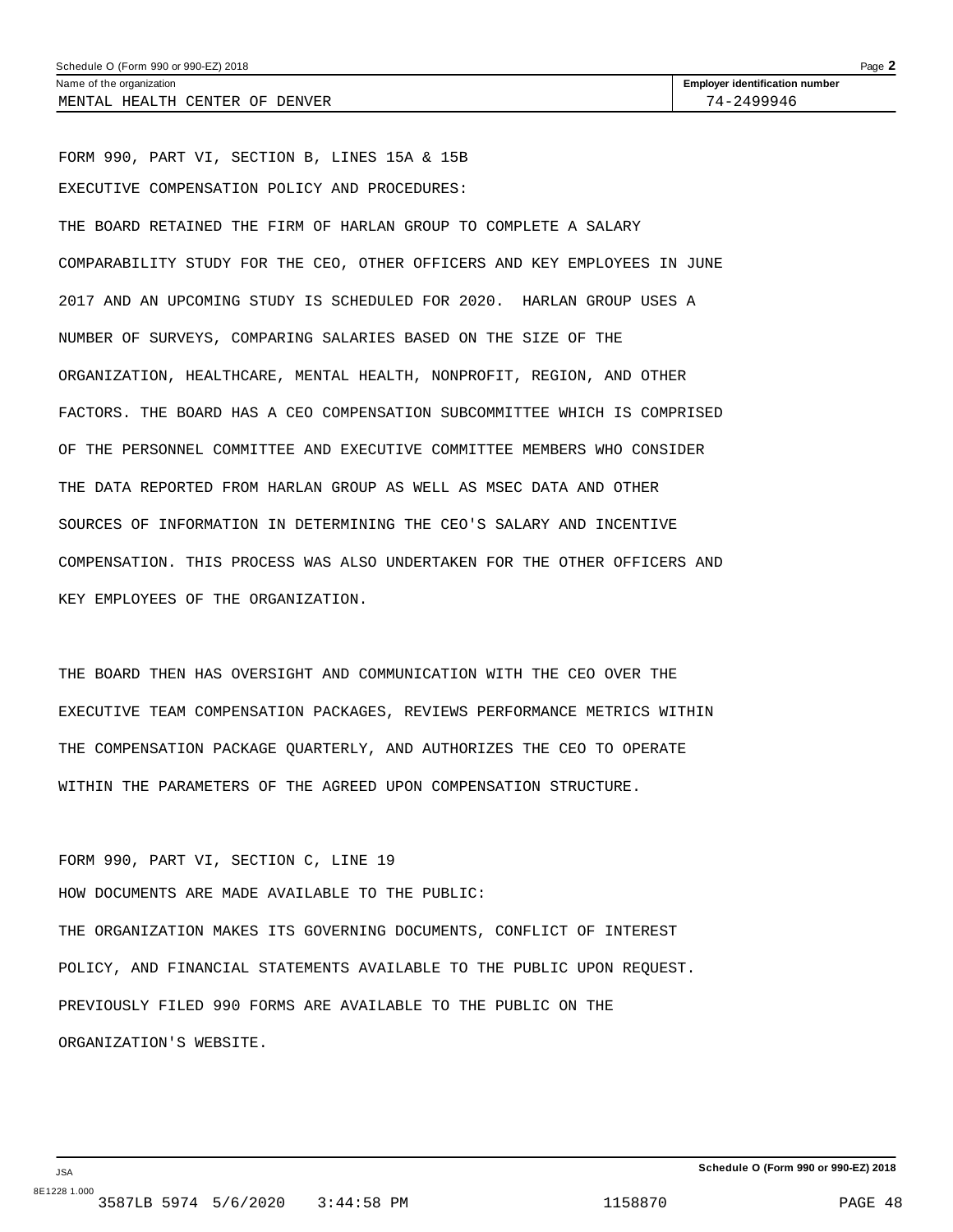Name of the organization: MENTAL HEALTH CENTER OF DENVER

Employer identification number: 74-2499946

FORM 990, PART VI, SECTION B, LINES 15A & 15B

EXECUTIVE COMPENSATION POLICY AND PROCEDURES:

THE BOARD RETAINED THE FIRM OF HARLAN GROUP TO COMPLETE A SALARY COMPARABILITY STUDY FOR THE CEO, OTHER OFFICERS AND KEY EMPLOYEES IN JUNE 2017 AND AN UPCOMING STUDY IS SCHEDULED FOR 2020. HARLAN GROUP USES A NUMBER OF SURVEYS, COMPARING SALARIES BASED ON THE SIZE OF THE ORGANIZATION, HEALTHCARE, MENTAL HEALTH, NONPROFIT, REGION, AND OTHER FACTORS. THE BOARD HAS A CEO COMPENSATION SUBCOMMITTEE WHICH IS COMPRISED OF THE PERSONNEL COMMITTEE AND EXECUTIVE COMMITTEE MEMBERS WHO CONSIDER THE DATA REPORTED FROM HARLAN GROUP AS WELL AS MSEC DATA AND OTHER SOURCES OF INFORMATION IN DETERMINING THE CEO'S SALARY AND INCENTIVE COMPENSATION. THIS PROCESS WAS ALSO UNDERTAKEN FOR THE OTHER OFFICERS AND KEY EMPLOYEES OF THE ORGANIZATION.

THE BOARD THEN HAS OVERSIGHT AND COMMUNICATION WITH THE CEO OVER THE EXECUTIVE TEAM COMPENSATION PACKAGES, REVIEWS PERFORMANCE METRICS WITHIN THE COMPENSATION PACKAGE QUARTERLY, AND AUTHORIZES THE CEO TO OPERATE WITHIN THE PARAMETERS OF THE AGREED UPON COMPENSATION STRUCTURE.

FORM 990, PART VI, SECTION C, LINE 19

HOW DOCUMENTS ARE MADE AVAILABLE TO THE PUBLIC:

THE ORGANIZATION MAKES ITS GOVERNING DOCUMENTS, CONFLICT OF INTEREST POLICY, AND FINANCIAL STATEMENTS AVAILABLE TO THE PUBLIC UPON REQUEST. PREVIOUSLY FILED 990 FORMS ARE AVAILABLE TO THE PUBLIC ON THE ORGANIZATION'S WEBSITE.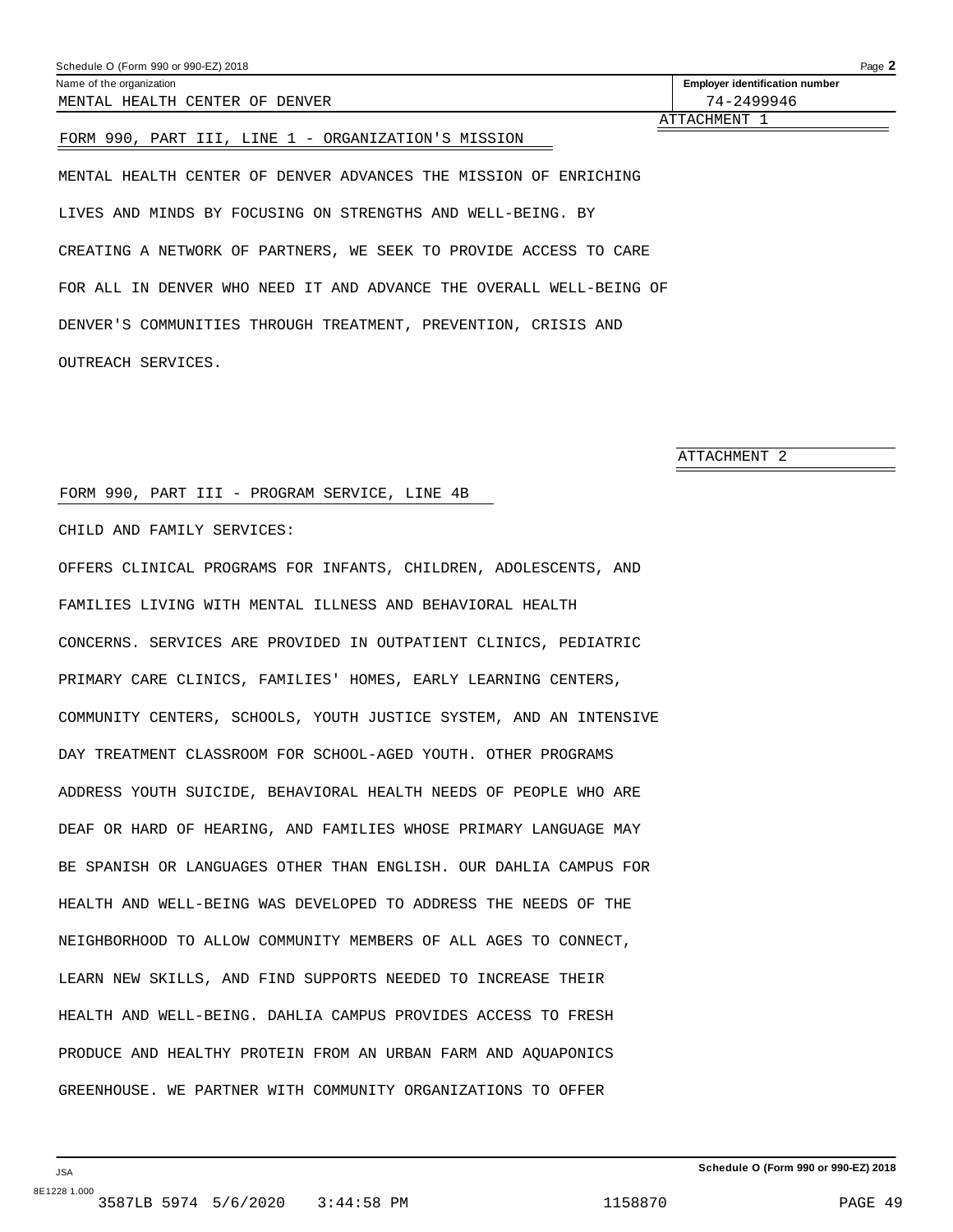Name of the organization: MENTAL HEALTH CENTER OF DENVER

Employer identification number: 74-2499946

ATTACHMENT 1

FORM 990, PART III, LINE 1 - ORGANIZATION'S MISSION

MENTAL HEALTH CENTER OF DENVER ADVANCES THE MISSION OF ENRICHING LIVES AND MINDS BY FOCUSING ON STRENGTHS AND WELL-BEING. BY CREATING A NETWORK OF PARTNERS, WE SEEK TO PROVIDE ACCESS TO CARE FOR ALL IN DENVER WHO NEED IT AND ADVANCE THE OVERALL WELL-BEING OF DENVER'S COMMUNITIES THROUGH TREATMENT, PREVENTION, CRISIS AND OUTREACH SERVICES.

ATTACHMENT 2

FORM 990, PART III - PROGRAM SERVICE, LINE 4B

CHILD AND FAMILY SERVICES:

OFFERS CLINICAL PROGRAMS FOR INFANTS, CHILDREN, ADOLESCENTS, AND FAMILIES LIVING WITH MENTAL ILLNESS AND BEHAVIORAL HEALTH CONCERNS. SERVICES ARE PROVIDED IN OUTPATIENT CLINICS, PEDIATRIC PRIMARY CARE CLINICS, FAMILIES' HOMES, EARLY LEARNING CENTERS, COMMUNITY CENTERS, SCHOOLS, YOUTH JUSTICE SYSTEM, AND AN INTENSIVE DAY TREATMENT CLASSROOM FOR SCHOOL-AGED YOUTH. OTHER PROGRAMS ADDRESS YOUTH SUICIDE, BEHAVIORAL HEALTH NEEDS OF PEOPLE WHO ARE DEAF OR HARD OF HEARING, AND FAMILIES WHOSE PRIMARY LANGUAGE MAY BE SPANISH OR LANGUAGES OTHER THAN ENGLISH. OUR DAHLIA CAMPUS FOR HEALTH AND WELL-BEING WAS DEVELOPED TO ADDRESS THE NEEDS OF THE NEIGHBORHOOD TO ALLOW COMMUNITY MEMBERS OF ALL AGES TO CONNECT, LEARN NEW SKILLS, AND FIND SUPPORTS NEEDED TO INCREASE THEIR HEALTH AND WELL-BEING. DAHLIA CAMPUS PROVIDES ACCESS TO FRESH PRODUCE AND HEALTHY PROTEIN FROM AN URBAN FARM AND AQUAPONICS GREENHOUSE. WE PARTNER WITH COMMUNITY ORGANIZATIONS TO OFFER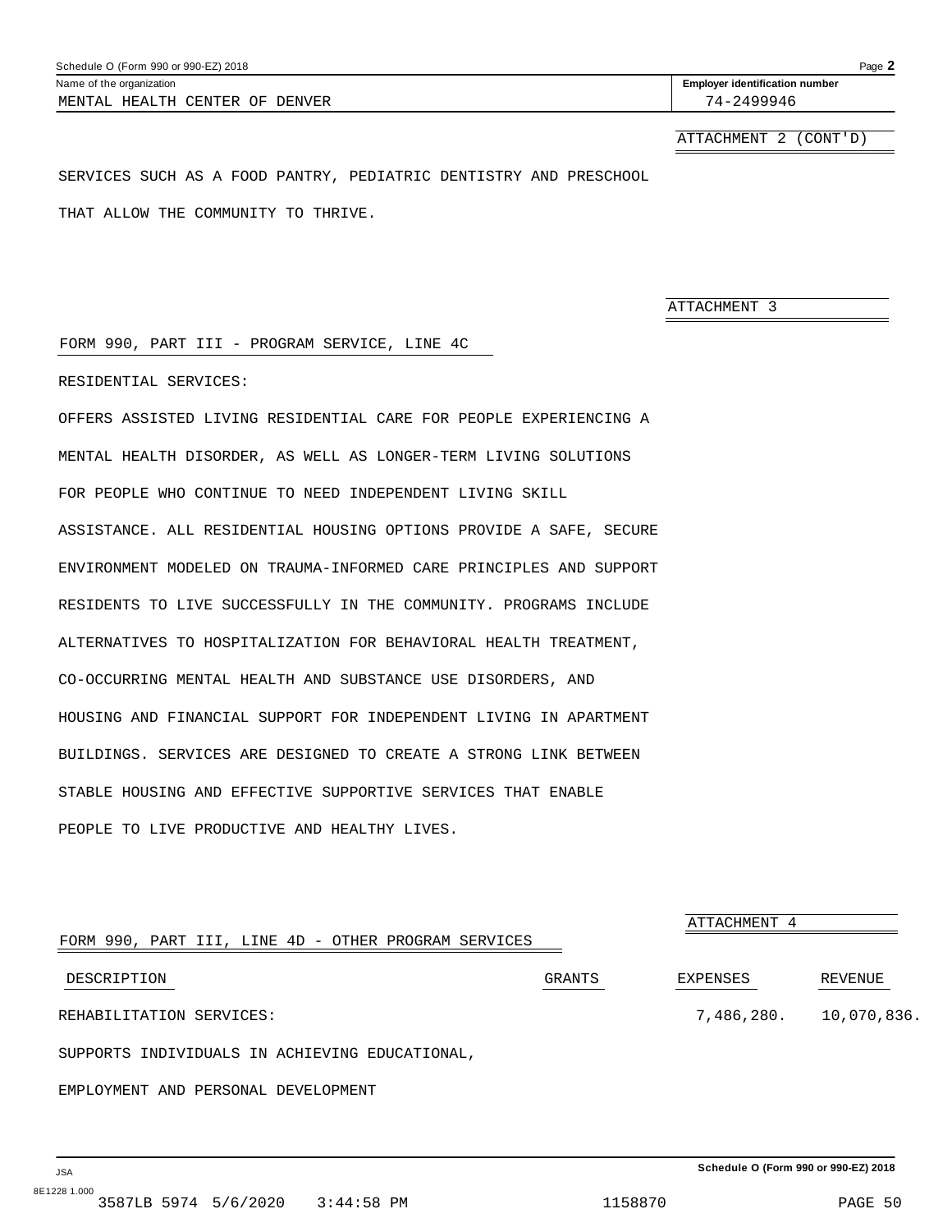Schedule O (Form 990 or 990-EZ) 2018

Name of the organization: MENTAL HEALTH CENTER OF DENVER

Employer identification number: 74-2499946

ATTACHMENT 2 (CONT'D)

SERVICES SUCH AS A FOOD PANTRY, PEDIATRIC DENTISTRY AND PRESCHOOL THAT ALLOW THE COMMUNITY TO THRIVE.

ATTACHMENT 3

FORM 990, PART III - PROGRAM SERVICE, LINE 4C

RESIDENTIAL SERVICES:

OFFERS ASSISTED LIVING RESIDENTIAL CARE FOR PEOPLE EXPERIENCING A MENTAL HEALTH DISORDER, AS WELL AS LONGER-TERM LIVING SOLUTIONS FOR PEOPLE WHO CONTINUE TO NEED INDEPENDENT LIVING SKILL ASSISTANCE. ALL RESIDENTIAL HOUSING OPTIONS PROVIDE A SAFE, SECURE ENVIRONMENT MODELED ON TRAUMA-INFORMED CARE PRINCIPLES AND SUPPORT RESIDENTS TO LIVE SUCCESSFULLY IN THE COMMUNITY. PROGRAMS INCLUDE ALTERNATIVES TO HOSPITALIZATION FOR BEHAVIORAL HEALTH TREATMENT, CO-OCCURRING MENTAL HEALTH AND SUBSTANCE USE DISORDERS, AND HOUSING AND FINANCIAL SUPPORT FOR INDEPENDENT LIVING IN APARTMENT BUILDINGS. SERVICES ARE DESIGNED TO CREATE A STRONG LINK BETWEEN STABLE HOUSING AND EFFECTIVE SUPPORTIVE SERVICES THAT ENABLE PEOPLE TO LIVE PRODUCTIVE AND HEALTHY LIVES.

ATTACHMENT 4

FORM 990, PART III, LINE 4D - OTHER PROGRAM SERVICES

| DESCRIPTION | GRANTS | EXPENSES | REVENUE |
|---|---|---|---|
| REHABILITATION SERVICES: SUPPORTS INDIVIDUALS IN ACHIEVING EDUCATIONAL, EMPLOYMENT AND PERSONAL DEVELOPMENT | | 7,486,280. | 10,070,836. |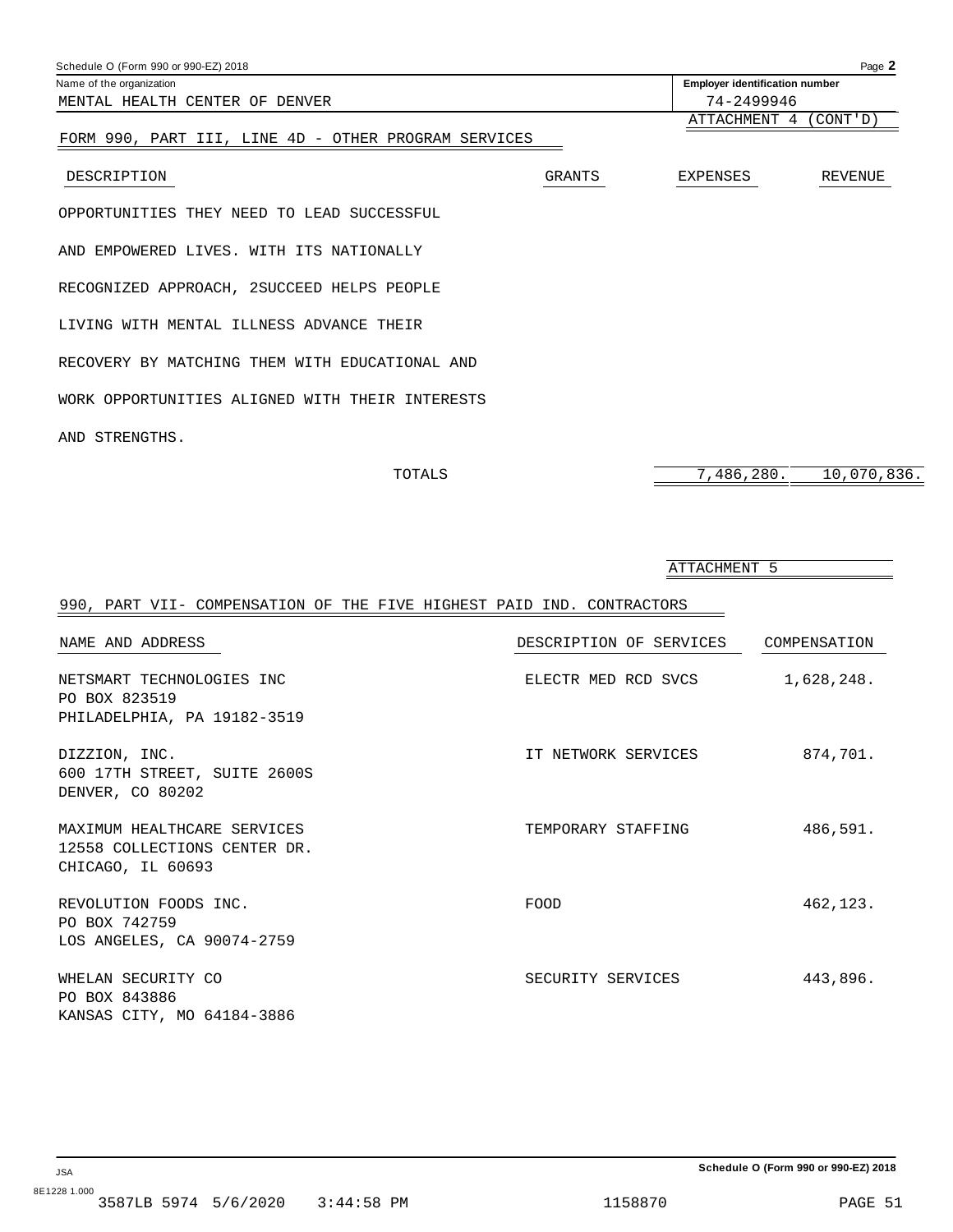Schedule O (Form 990 or 990-EZ) 2018

| Name of the organization | Employer identification number |
|---|---|
| MENTAL HEALTH CENTER OF DENVER | 74-2499946 |

ATTACHMENT 4 (CONT'D)

## FORM 990, PART III, LINE 4D - OTHER PROGRAM SERVICES

| DESCRIPTION | GRANTS | EXPENSES | REVENUE |
|---|---|---|---|
| OPPORTUNITIES THEY NEED TO LEAD SUCCESSFUL AND EMPOWERED LIVES. WITH ITS NATIONALLY RECOGNIZED APPROACH, 2SUCCEED HELPS PEOPLE LIVING WITH MENTAL ILLNESS ADVANCE THEIR RECOVERY BY MATCHING THEM WITH EDUCATIONAL AND WORK OPPORTUNITIES ALIGNED WITH THEIR INTERESTS AND STRENGTHS. | | | |
| TOTALS | | 7,486,280. | 10,070,836. |

ATTACHMENT 5

## 990, PART VII- COMPENSATION OF THE FIVE HIGHEST PAID IND. CONTRACTORS

| NAME AND ADDRESS | DESCRIPTION OF SERVICES | COMPENSATION |
|---|---|---|
| NETSMART TECHNOLOGIES INC<br>PO BOX 823519<br>PHILADELPHIA, PA 19182-3519 | ELECTR MED RCD SVCS | 1,628,248. |
| DIZZION, INC.<br>600 17TH STREET, SUITE 2600S<br>DENVER, CO 80202 | IT NETWORK SERVICES | 874,701. |
| MAXIMUM HEALTHCARE SERVICES<br>12558 COLLECTIONS CENTER DR.<br>CHICAGO, IL 60693 | TEMPORARY STAFFING | 486,591. |
| REVOLUTION FOODS INC.<br>PO BOX 742759<br>LOS ANGELES, CA 90074-2759 | FOOD | 462,123. |
| WHELAN SECURITY CO<br>PO BOX 843886<br>KANSAS CITY, MO 64184-3886 | SECURITY SERVICES | 443,896. |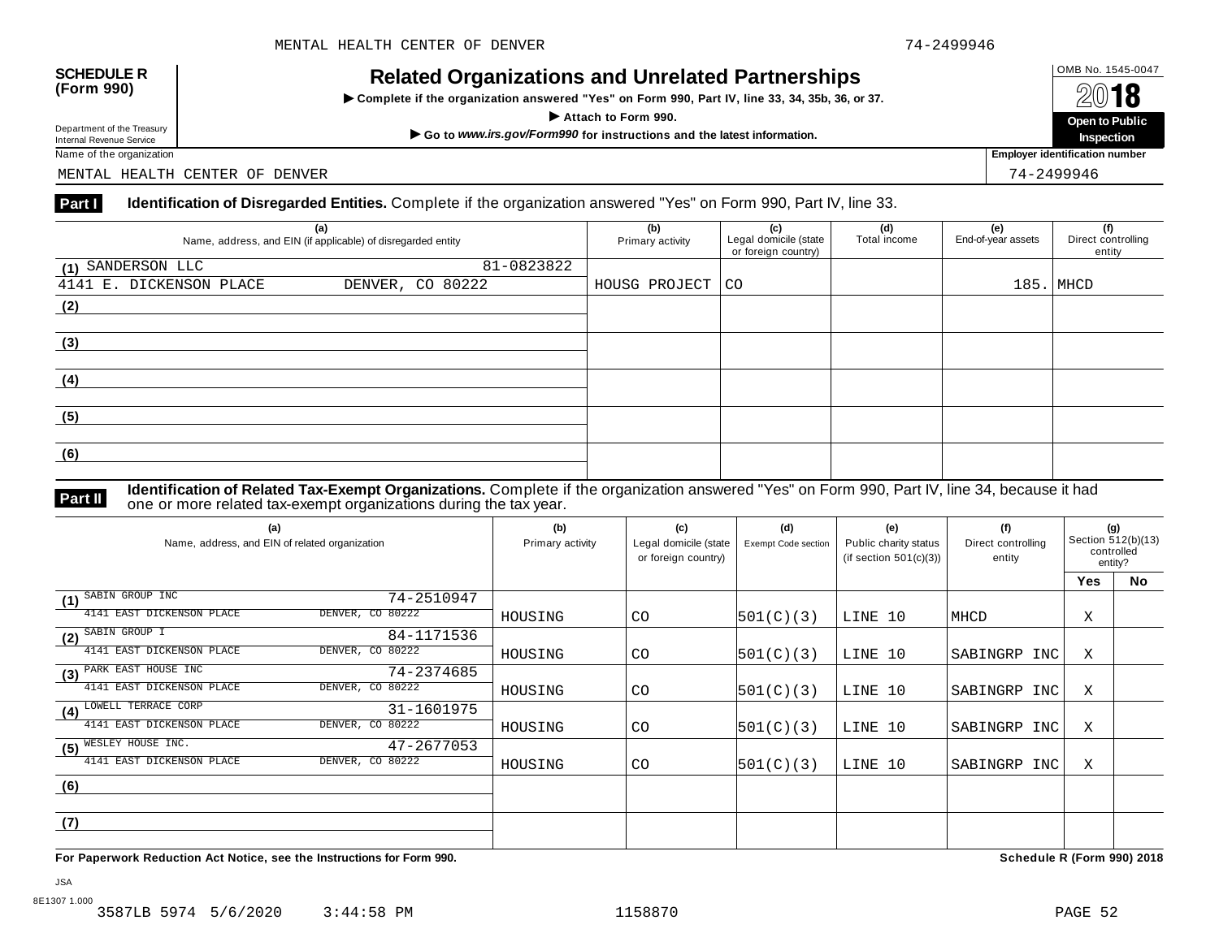MENTAL HEALTH CENTER OF DENVER 74-2499946

**SCHEDULE R (Form 990)**

Department of the Treasury
Internal Revenue Service

# Related Organizations and Unrelated Partnerships

▶ Complete if the organization answered "Yes" on Form 990, Part IV, line 33, 34, 35b, 36, or 37.

▶ Attach to Form 990.

▶ Go to *www.irs.gov/Form990* for instructions and the latest information.

OMB No. 1545-0047

2018

**Open to Public Inspection**

Name of the organization: MENTAL HEALTH CENTER OF DENVER

Employer identification number: 74-2499946

## Part I Identification of Disregarded Entities. Complete if the organization answered "Yes" on Form 990, Part IV, line 33.

| (a) Name, address, and EIN (if applicable) of disregarded entity | (b) Primary activity | (c) Legal domicile (state or foreign country) | (d) Total income | (e) End-of-year assets | (f) Direct controlling entity |
|---|---|---|---|---|---|
| (1) SANDERSON LLC 81-0823822<br>4141 E. DICKENSON PLACE DENVER, CO 80222 | HOUSG PROJECT | CO | | 185. | MHCD |
| (2) | | | | | |
| (3) | | | | | |
| (4) | | | | | |
| (5) | | | | | |
| (6) | | | | | |

## Part II Identification of Related Tax-Exempt Organizations. Complete if the organization answered "Yes" on Form 990, Part IV, line 34, because it had one or more related tax-exempt organizations during the tax year.

| (a) Name, address, and EIN of related organization | (b) Primary activity | (c) Legal domicile (state or foreign country) | (d) Exempt Code section | (e) Public charity status (if section 501(c)(3)) | (f) Direct controlling entity | (g) Section 512(b)(13) controlled entity? Yes | No |
|---|---|---|---|---|---|---|---|
| (1) SABIN GROUP INC 74-2510947<br>4141 EAST DICKENSON PLACE DENVER, CO 80222 | HOUSING | CO | 501(C)(3) | LINE 10 | MHCD | X | |
| (2) SABIN GROUP I 84-1171536<br>4141 EAST DICKENSON PLACE DENVER, CO 80222 | HOUSING | CO | 501(C)(3) | LINE 10 | SABINGRP INC | X | |
| (3) PARK EAST HOUSE INC 74-2374685<br>4141 EAST DICKENSON PLACE DENVER, CO 80222 | HOUSING | CO | 501(C)(3) | LINE 10 | SABINGRP INC | X | |
| (4) LOWELL TERRACE CORP 31-1601975<br>4141 EAST DICKENSON PLACE DENVER, CO 80222 | HOUSING | CO | 501(C)(3) | LINE 10 | SABINGRP INC | X | |
| (5) WESLEY HOUSE INC. 47-2677053<br>4141 EAST DICKENSON PLACE DENVER, CO 80222 | HOUSING | CO | 501(C)(3) | LINE 10 | SABINGRP INC | X | |
| (6) | | | | | | | |
| (7) | | | | | | | |

**For Paperwork Reduction Act Notice, see the Instructions for Form 990.** **Schedule R (Form 990) 2018**

JSA
8E1307 1.000
3587LB 5974 5/6/2020 3:44:58 PM 1158870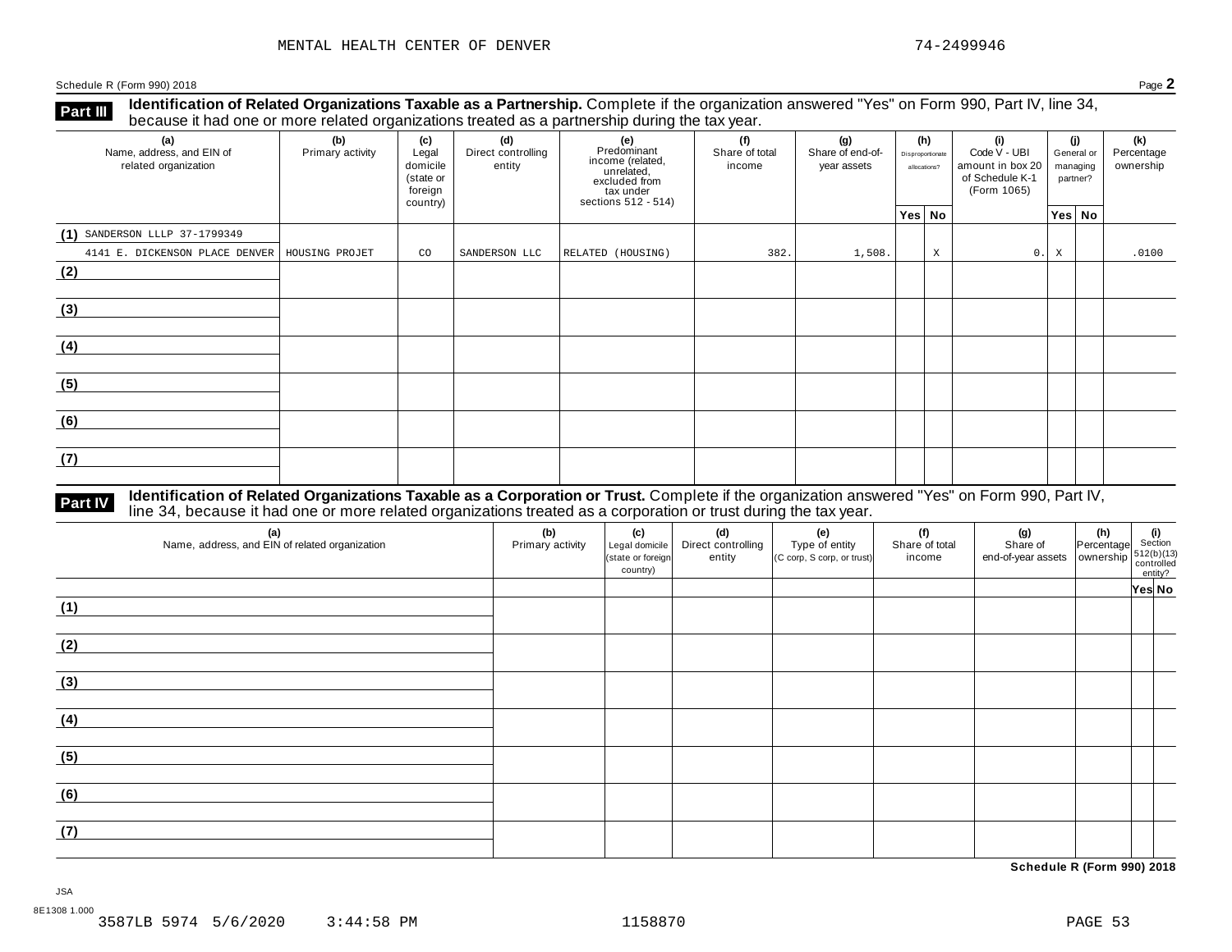MENTAL HEALTH CENTER OF DENVER 74-2499946

Schedule R (Form 990) 2018

## Part III Identification of Related Organizations Taxable as a Partnership.

Complete if the organization answered "Yes" on Form 990, Part IV, line 34, because it had one or more related organizations treated as a partnership during the tax year.

| (a) Name, address, and EIN of related organization | (b) Primary activity | (c) Legal domicile (state or foreign country) | (d) Direct controlling entity | (e) Predominant income (related, unrelated, excluded from tax under sections 512 - 514) | (f) Share of total income | (g) Share of end-of-year assets | (h) Disproportionate allocations? Yes | (h) No | (i) Code V - UBI amount in box 20 of Schedule K-1 (Form 1065) | (j) General or managing partner? Yes | (j) No | (k) Percentage ownership |
|---|---|---|---|---|---|---|---|---|---|---|---|---|
| (1) SANDERSON LLLP 37-1799349 4141 E. DICKENSON PLACE DENVER | HOUSING PROJET | CO | SANDERSON LLC | RELATED (HOUSING) | 382. | 1,508. | | X | 0. | X | | .0100 |
| (2) | | | | | | | | | | | | |
| (3) | | | | | | | | | | | | |
| (4) | | | | | | | | | | | | |
| (5) | | | | | | | | | | | | |
| (6) | | | | | | | | | | | | |
| (7) | | | | | | | | | | | | |

## Part IV Identification of Related Organizations Taxable as a Corporation or Trust.

Complete if the organization answered "Yes" on Form 990, Part IV, line 34, because it had one or more related organizations treated as a corporation or trust during the tax year.

| (a) Name, address, and EIN of related organization | (b) Primary activity | (c) Legal domicile (state or foreign country) | (d) Direct controlling entity | (e) Type of entity (C corp, S corp, or trust) | (f) Share of total income | (g) Share of end-of-year assets | (h) Percentage ownership | (i) Section 512(b)(13) controlled entity? Yes | (i) No |
|---|---|---|---|---|---|---|---|---|---|
| (1) | | | | | | | | | |
| (2) | | | | | | | | | |
| (3) | | | | | | | | | |
| (4) | | | | | | | | | |
| (5) | | | | | | | | | |
| (6) | | | | | | | | | |
| (7) | | | | | | | | | |

Schedule R (Form 990) 2018

JSA
8E1308 1.000
3587LB 5974 5/6/2020 3:44:58 PM 1158870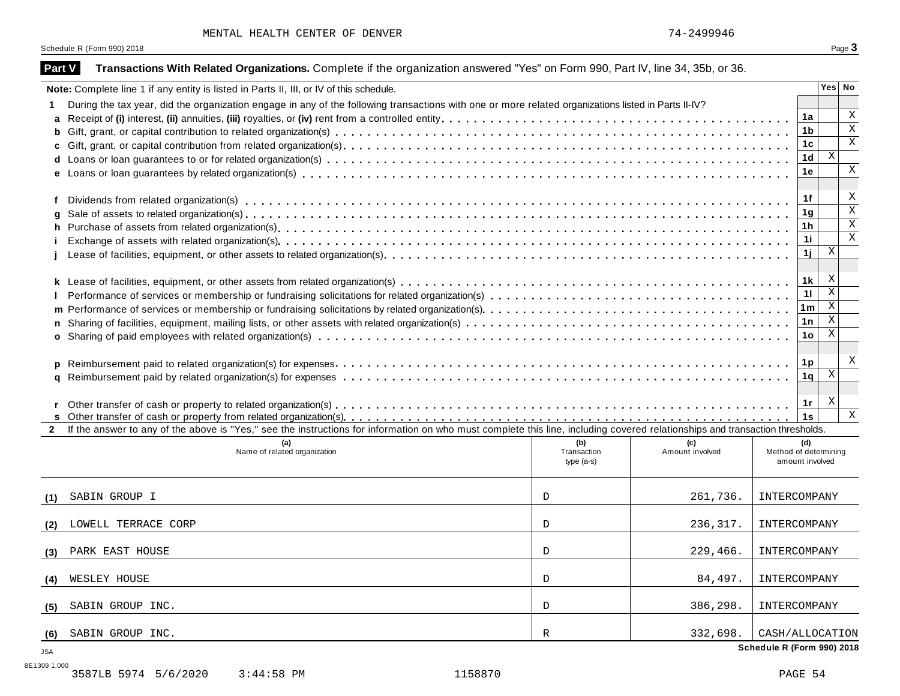MENTAL HEALTH CENTER OF DENVER 74-2499946

Schedule R (Form 990) 2018

## Part V Transactions With Related Organizations. Complete if the organization answered "Yes" on Form 990, Part IV, line 34, 35b, or 36.

| **Note:** Complete line 1 if any entity is listed in Parts II, III, or IV of this schedule. | | Yes | No |
|---|---|---|---|
| **1** During the tax year, did the organization engage in any of the following transactions with one or more related organizations listed in Parts II-IV? | | | |
| **a** Receipt of **(i)** interest, **(ii)** annuities, **(iii)** royalties, or **(iv)** rent from a controlled entity | 1a | | X |
| **b** Gift, grant, or capital contribution to related organization(s) | 1b | | X |
| **c** Gift, grant, or capital contribution from related organization(s) | 1c | | X |
| **d** Loans or loan guarantees to or for related organization(s) | 1d | X | |
| **e** Loans or loan guarantees by related organization(s) | 1e | | X |
| **f** Dividends from related organization(s) | 1f | | X |
| **g** Sale of assets to related organization(s) | 1g | | X |
| **h** Purchase of assets from related organization(s) | 1h | | X |
| **i** Exchange of assets with related organization(s) | 1i | | X |
| **j** Lease of facilities, equipment, or other assets to related organization(s) | 1j | X | |
| **k** Lease of facilities, equipment, or other assets from related organization(s) | 1k | X | |
| **l** Performance of services or membership or fundraising solicitations for related organization(s) | 1l | X | |
| **m** Performance of services or membership or fundraising solicitations by related organization(s) | 1m | X | |
| **n** Sharing of facilities, equipment, mailing lists, or other assets with related organization(s) | 1n | X | |
| **o** Sharing of paid employees with related organization(s) | 1o | X | |
| **p** Reimbursement paid to related organization(s) for expenses | 1p | | X |
| **q** Reimbursement paid by related organization(s) for expenses | 1q | X | |
| **r** Other transfer of cash or property to related organization(s) | 1r | X | |
| **s** Other transfer of cash or property from related organization(s) | 1s | | X |

**2** If the answer to any of the above is "Yes," see the instructions for information on who must complete this line, including covered relationships and transaction thresholds.

| | (a) Name of related organization | (b) Transaction type (a-s) | (c) Amount involved | (d) Method of determining amount involved |
|---|---|---|---|---|
| (1) | SABIN GROUP I | D | 261,736. | INTERCOMPANY |
| (2) | LOWELL TERRACE CORP | D | 236,317. | INTERCOMPANY |
| (3) | PARK EAST HOUSE | D | 229,466. | INTERCOMPANY |
| (4) | WESLEY HOUSE | D | 84,497. | INTERCOMPANY |
| (5) | SABIN GROUP INC. | D | 386,298. | INTERCOMPANY |
| (6) | SABIN GROUP INC. | R | 332,698. | CASH/ALLOCATION |

Schedule R (Form 990) 2018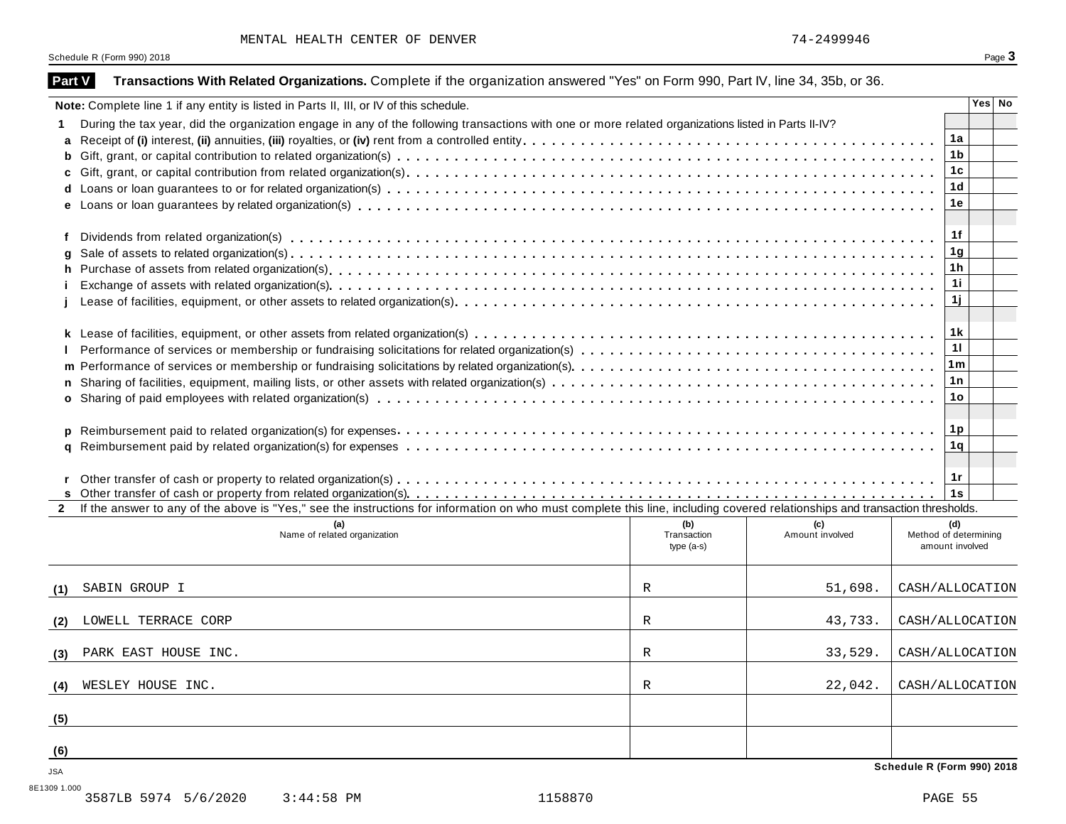MENTAL HEALTH CENTER OF DENVER 74-2499946

Schedule R (Form 990) 2018

## Part V Transactions With Related Organizations. Complete if the organization answered "Yes" on Form 990, Part IV, line 34, 35b, or 36.

| Note: Complete line 1 if any entity is listed in Parts II, III, or IV of this schedule. | | Yes | No |
|---|---|---|---|
| **1** During the tax year, did the organization engage in any of the following transactions with one or more related organizations listed in Parts II-IV? | | | |
| **a** Receipt of **(i)** interest, **(ii)** annuities, **(iii)** royalties, or **(iv)** rent from a controlled entity | 1a | | |
| **b** Gift, grant, or capital contribution to related organization(s) | 1b | | |
| **c** Gift, grant, or capital contribution from related organization(s) | 1c | | |
| **d** Loans or loan guarantees to or for related organization(s) | 1d | | |
| **e** Loans or loan guarantees by related organization(s) | 1e | | |
| **f** Dividends from related organization(s) | 1f | | |
| **g** Sale of assets to related organization(s) | 1g | | |
| **h** Purchase of assets from related organization(s) | 1h | | |
| **i** Exchange of assets with related organization(s) | 1i | | |
| **j** Lease of facilities, equipment, or other assets to related organization(s) | 1j | | |
| **k** Lease of facilities, equipment, or other assets from related organization(s) | 1k | | |
| **l** Performance of services or membership or fundraising solicitations for related organization(s) | 1l | | |
| **m** Performance of services or membership or fundraising solicitations by related organization(s) | 1m | | |
| **n** Sharing of facilities, equipment, mailing lists, or other assets with related organization(s) | 1n | | |
| **o** Sharing of paid employees with related organization(s) | 1o | | |
| **p** Reimbursement paid to related organization(s) for expenses | 1p | | |
| **q** Reimbursement paid by related organization(s) for expenses | 1q | | |
| **r** Other transfer of cash or property to related organization(s) | 1r | | |
| **s** Other transfer of cash or property from related organization(s) | 1s | | |

**2** If the answer to any of the above is "Yes," see the instructions for information on who must complete this line, including covered relationships and transaction thresholds.

| | (a) Name of related organization | (b) Transaction type (a-s) | (c) Amount involved | (d) Method of determining amount involved |
|---|---|---|---|---|
| (1) | SABIN GROUP I | R | 51,698. | CASH/ALLOCATION |
| (2) | LOWELL TERRACE CORP | R | 43,733. | CASH/ALLOCATION |
| (3) | PARK EAST HOUSE INC. | R | 33,529. | CASH/ALLOCATION |
| (4) | WESLEY HOUSE INC. | R | 22,042. | CASH/ALLOCATION |
| (5) | | | | |
| (6) | | | | |

Schedule R (Form 990) 2018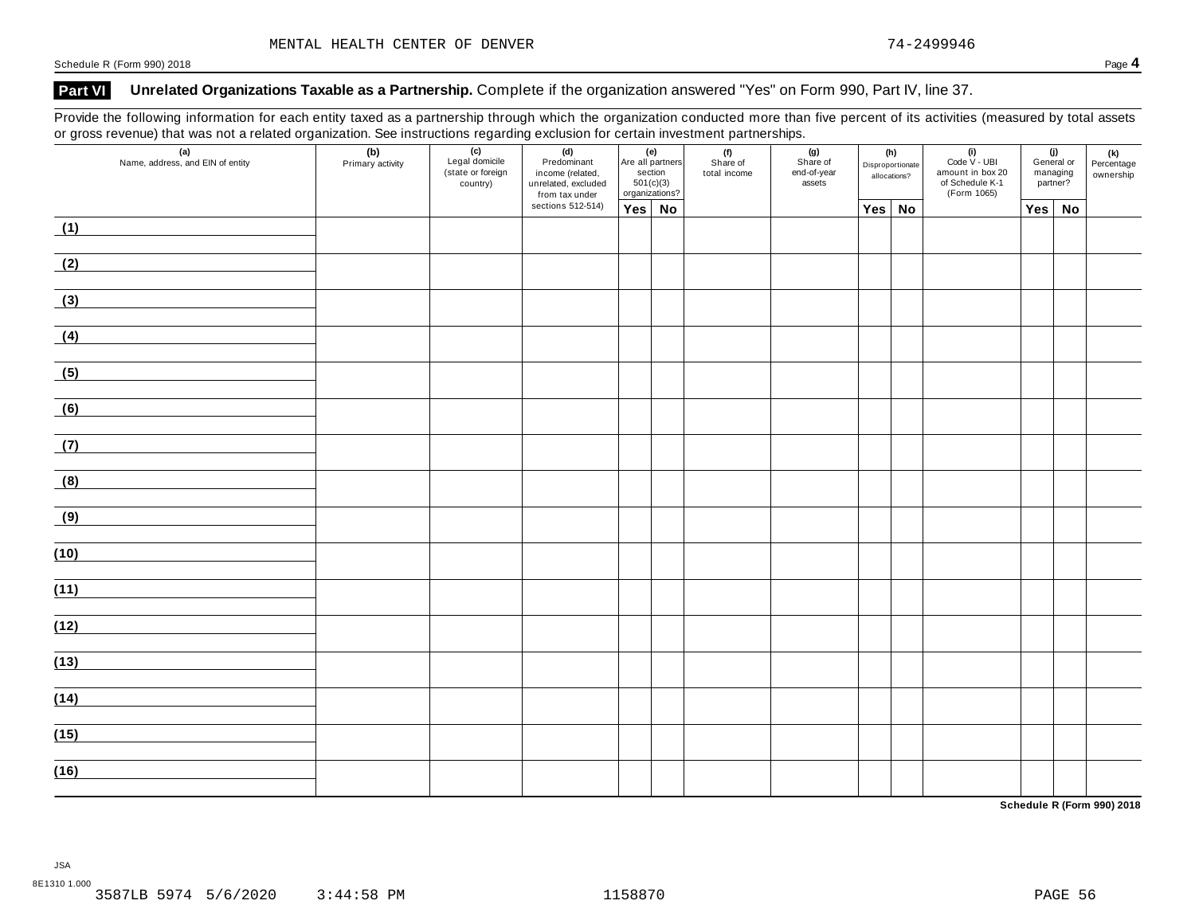MENTAL HEALTH CENTER OF DENVER 74-2499946

Schedule R (Form 990) 2018

**Part VI** **Unrelated Organizations Taxable as a Partnership.** Complete if the organization answered "Yes" on Form 990, Part IV, line 37.

Provide the following information for each entity taxed as a partnership through which the organization conducted more than five percent of its activities (measured by total assets or gross revenue) that was not a related organization. See instructions regarding exclusion for certain investment partnerships.

| (a) Name, address, and EIN of entity | (b) Primary activity | (c) Legal domicile (state or foreign country) | (d) Predominant income (related, unrelated, excluded from tax under sections 512-514) | (e) Are all partners section 501(c)(3) organizations? | | (f) Share of total income | (g) Share of end-of-year assets | (h) Disproportionate allocations? | | (i) Code V - UBI amount in box 20 of Schedule K-1 (Form 1065) | (j) General or managing partner? | | (k) Percentage ownership |
|---|---|---|---|---|---|---|---|---|---|---|---|---|---|
| | | | | Yes | No | | | Yes | No | | Yes | No | |
| (1) | | | | | | | | | | | | | |
| (2) | | | | | | | | | | | | | |
| (3) | | | | | | | | | | | | | |
| (4) | | | | | | | | | | | | | |
| (5) | | | | | | | | | | | | | |
| (6) | | | | | | | | | | | | | |
| (7) | | | | | | | | | | | | | |
| (8) | | | | | | | | | | | | | |
| (9) | | | | | | | | | | | | | |
| (10) | | | | | | | | | | | | | |
| (11) | | | | | | | | | | | | | |
| (12) | | | | | | | | | | | | | |
| (13) | | | | | | | | | | | | | |
| (14) | | | | | | | | | | | | | |
| (15) | | | | | | | | | | | | | |
| (16) | | | | | | | | | | | | | |

**Schedule R (Form 990) 2018**

JSA
8E1310 1.000
3587LB 5974 5/6/2020 3:44:58 PM 1158870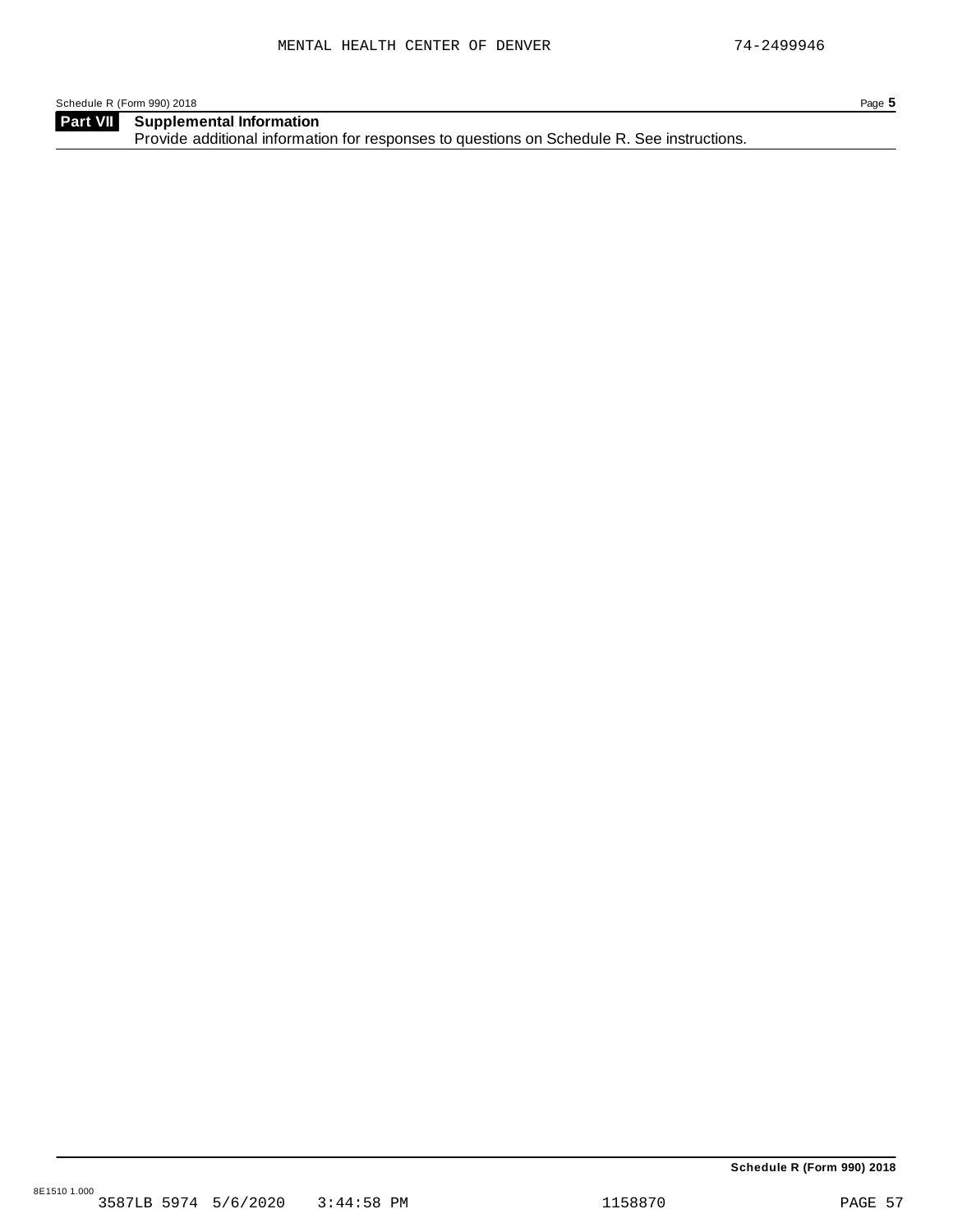## Part VII Supplemental Information

Provide additional information for responses to questions on Schedule R. See instructions.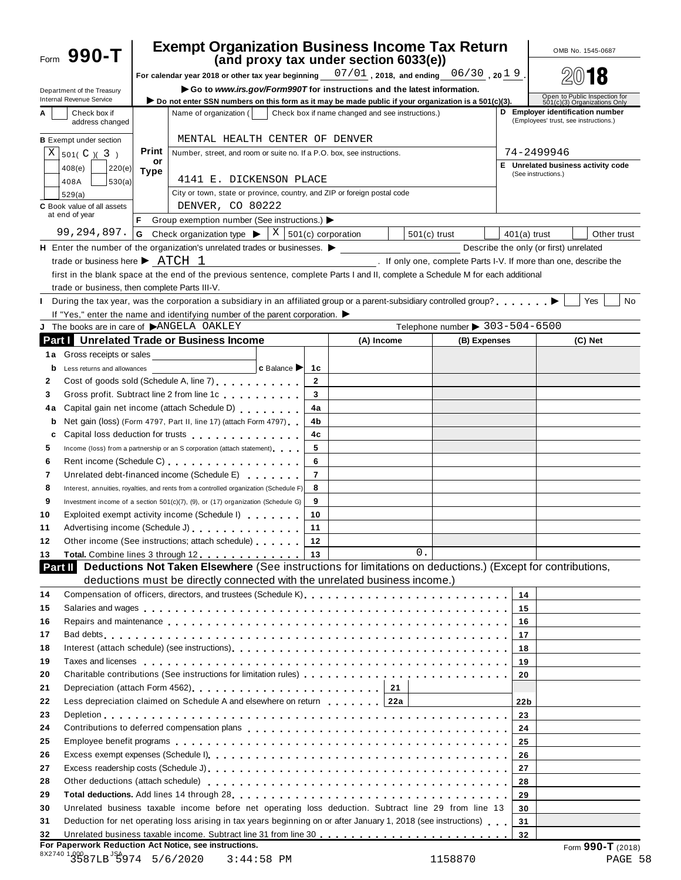# Form 990-T

## Exempt Organization Business Income Tax Return
### (and proxy tax under section 6033(e))

For calendar year 2018 or other tax year beginning 07/01, 2018, and ending 06/30, 2019.

▶ Go to *www.irs.gov/Form990T* for instructions and the latest information.

▶ Do not enter SSN numbers on this form as it may be made public if your organization is a 501(c)(3).

Department of the Treasury
Internal Revenue Service

OMB No. 1545-0687

2018

Open to Public Inspection for 501(c)(3) Organizations Only

**A** Check box if address changed

**B** Exempt under section
X 501( C )( 3 )
408(e) 220(e)
408A 530(a)
529(a)

**C** Book value of all assets at end of year: 99,294,897.

Name of organization ( Check box if name changed and see instructions.)
MENTAL HEALTH CENTER OF DENVER

Number, street, and room or suite no. If a P.O. box, see instructions.
4141 E. DICKENSON PLACE

City or town, state or province, country, and ZIP or foreign postal code
DENVER, CO 80222

**D** Employer identification number (Employees' trust, see instructions.)
74-2499946

**E** Unrelated business activity code (See instructions.)

**F** Group exemption number (See instructions.) ▶

**G** Check organization type ▶ X 501(c) corporation | 501(c) trust | 401(a) trust | Other trust

**H** Enter the number of the organization's unrelated trades or businesses. ▶ ______ Describe the only (or first) unrelated trade or business here ▶ ATCH 1. If only one, complete Parts I-V. If more than one, describe the first in the blank space at the end of the previous sentence, complete Parts I and II, complete a Schedule M for each additional trade or business, then complete Parts III-V.

**I** During the tax year, was the corporation a subsidiary in an affiliated group or a parent-subsidiary controlled group? ▶ Yes No
If "Yes," enter the name and identifying number of the parent corporation. ▶

**J** The books are in care of ▶ ANGELA OAKLEY Telephone number ▶ 303-504-6500

## Part I Unrelated Trade or Business Income

| | | | (A) Income | (B) Expenses | (C) Net |
|---|---|---|---|---|---|
| 1a | Gross receipts or sales | | | | |
| b | Less returns and allowances ______ c Balance ▶ | 1c | | | |
| 2 | Cost of goods sold (Schedule A, line 7) | 2 | | | |
| 3 | Gross profit. Subtract line 2 from line 1c | 3 | | | |
| 4a | Capital gain net income (attach Schedule D) | 4a | | | |
| b | Net gain (loss) (Form 4797, Part II, line 17) (attach Form 4797) | 4b | | | |
| c | Capital loss deduction for trusts | 4c | | | |
| 5 | Income (loss) from a partnership or an S corporation (attach statement) | 5 | | | |
| 6 | Rent income (Schedule C) | 6 | | | |
| 7 | Unrelated debt-financed income (Schedule E) | 7 | | | |
| 8 | Interest, annuities, royalties, and rents from a controlled organization (Schedule F) | 8 | | | |
| 9 | Investment income of a section 501(c)(7), (9), or (17) organization (Schedule G) | 9 | | | |
| 10 | Exploited exempt activity income (Schedule I) | 10 | | | |
| 11 | Advertising income (Schedule J) | 11 | | | |
| 12 | Other income (See instructions; attach schedule) | 12 | | | |
| 13 | **Total.** Combine lines 3 through 12 | 13 | 0. | | |

## Part II Deductions Not Taken Elsewhere (See instructions for limitations on deductions.) (Except for contributions, deductions must be directly connected with the unrelated business income.)

| | | | |
|---|---|---|---|
| 14 | Compensation of officers, directors, and trustees (Schedule K) | 14 | |
| 15 | Salaries and wages | 15 | |
| 16 | Repairs and maintenance | 16 | |
| 17 | Bad debts | 17 | |
| 18 | Interest (attach schedule) (see instructions) | 18 | |
| 19 | Taxes and licenses | 19 | |
| 20 | Charitable contributions (See instructions for limitation rules) | 20 | |
| 21 | Depreciation (attach Form 4562) — 21 | | |
| 22 | Less depreciation claimed on Schedule A and elsewhere on return — 22a | 22b | |
| 23 | Depletion | 23 | |
| 24 | Contributions to deferred compensation plans | 24 | |
| 25 | Employee benefit programs | 25 | |
| 26 | Excess exempt expenses (Schedule I) | 26 | |
| 27 | Excess readership costs (Schedule J) | 27 | |
| 28 | Other deductions (attach schedule) | 28 | |
| 29 | **Total deductions.** Add lines 14 through 28 | 29 | |
| 30 | Unrelated business taxable income before net operating loss deduction. Subtract line 29 from line 13 | 30 | |
| 31 | Deduction for net operating loss arising in tax years beginning on or after January 1, 2018 (see instructions) | 31 | |
| 32 | Unrelated business taxable income. Subtract line 31 from line 30 | 32 | |

**For Paperwork Reduction Act Notice, see instructions.**

Form **990-T** (2018)

8X2740 1.000 JSA
3587LB 5974 5/6/2020 3:44:58 PM 1158870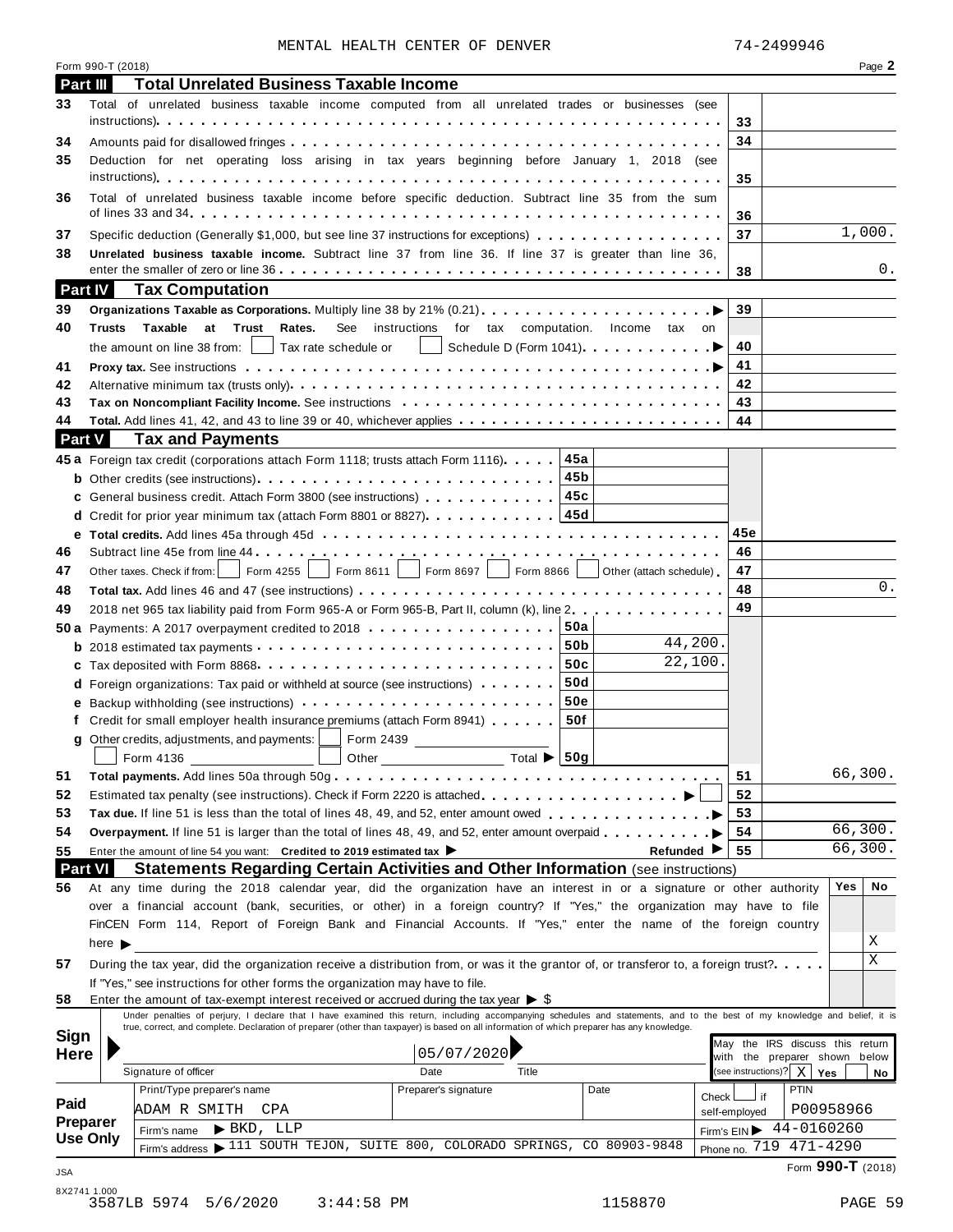MENTAL HEALTH CENTER OF DENVER 74-2499946

Form 990-T (2018) Page **2**

## Part III Total Unrelated Business Taxable Income

| Line | Description | Ref | Amount |
|---|---|---|---|
| 33 | Total of unrelated business taxable income computed from all unrelated trades or businesses (see instructions) | 33 | |
| 34 | Amounts paid for disallowed fringes | 34 | |
| 35 | Deduction for net operating loss arising in tax years beginning before January 1, 2018 (see instructions) | 35 | |
| 36 | Total of unrelated business taxable income before specific deduction. Subtract line 35 from the sum of lines 33 and 34 | 36 | |
| 37 | Specific deduction (Generally $1,000, but see line 37 instructions for exceptions) | 37 | 1,000. |
| 38 | **Unrelated business taxable income.** Subtract line 37 from line 36. If line 37 is greater than line 36, enter the smaller of zero or line 36 | 38 | 0. |

## Part IV Tax Computation

| Line | Description | Ref | Amount |
|---|---|---|---|
| 39 | **Organizations Taxable as Corporations.** Multiply line 38 by 21% (0.21) | 39 | |
| 40 | **Trusts Taxable at Trust Rates.** See instructions for tax computation. Income tax on the amount on line 38 from: ☐ Tax rate schedule or ☐ Schedule D (Form 1041) | 40 | |
| 41 | **Proxy tax.** See instructions | 41 | |
| 42 | Alternative minimum tax (trusts only) | 42 | |
| 43 | **Tax on Noncompliant Facility Income.** See instructions | 43 | |
| 44 | **Total.** Add lines 41, 42, and 43 to line 39 or 40, whichever applies | 44 | |

## Part V Tax and Payments

| Line | Description | Sub-ref | Sub-amount | Ref | Amount |
|---|---|---|---|---|---|
| 45a | Foreign tax credit (corporations attach Form 1118; trusts attach Form 1116) | 45a | | | |
| b | Other credits (see instructions) | 45b | | | |
| c | General business credit. Attach Form 3800 (see instructions) | 45c | | | |
| d | Credit for prior year minimum tax (attach Form 8801 or 8827) | 45d | | | |
| e | **Total credits.** Add lines 45a through 45d | | | 45e | |
| 46 | Subtract line 45e from line 44 | | | 46 | |
| 47 | Other taxes. Check if from: ☐ Form 4255 ☐ Form 8611 ☐ Form 8697 ☐ Form 8866 ☐ Other (attach schedule) | | | 47 | |
| 48 | **Total tax.** Add lines 46 and 47 (see instructions) | | | 48 | 0. |
| 49 | 2018 net 965 tax liability paid from Form 965-A or Form 965-B, Part II, column (k), line 2 | | | 49 | |
| 50a | Payments: A 2017 overpayment credited to 2018 | 50a | | | |
| b | 2018 estimated tax payments | 50b | 44,200. | | |
| c | Tax deposited with Form 8868 | 50c | 22,100. | | |
| d | Foreign organizations: Tax paid or withheld at source (see instructions) | 50d | | | |
| e | Backup withholding (see instructions) | 50e | | | |
| f | Credit for small employer health insurance premiums (attach Form 8941) | 50f | | | |
| g | Other credits, adjustments, and payments: ☐ Form 2439 ☐ Form 4136 ☐ Other Total ▶ | 50g | | | |
| 51 | **Total payments.** Add lines 50a through 50g | | | 51 | 66,300. |
| 52 | Estimated tax penalty (see instructions). Check if Form 2220 is attached ▶ ☐ | | | 52 | |
| 53 | **Tax due.** If line 51 is less than the total of lines 48, 49, and 52, enter amount owed | | | 53 | |
| 54 | **Overpayment.** If line 51 is larger than the total of lines 48, 49, and 52, enter amount overpaid | | | 54 | 66,300. |
| 55 | Enter the amount of line 54 you want: **Credited to 2019 estimated tax** ▶ **Refunded** ▶ | | | 55 | 66,300. |

## Part VI Statements Regarding Certain Activities and Other Information (see instructions)

| Line | Question | Yes | No |
|---|---|---|---|
| 56 | At any time during the 2018 calendar year, did the organization have an interest in or a signature or other authority over a financial account (bank, securities, or other) in a foreign country? If "Yes," the organization may have to file FinCEN Form 114, Report of Foreign Bank and Financial Accounts. If "Yes," enter the name of the foreign country here ▶ | | X |
| 57 | During the tax year, did the organization receive a distribution from, or was it the grantor of, or transferor to, a foreign trust? If "Yes," see instructions for other forms the organization may have to file. | | X |
| 58 | Enter the amount of tax-exempt interest received or accrued during the tax year ▶ $ | | |

**Sign Here**

Under penalties of perjury, I declare that I have examined this return, including accompanying schedules and statements, and to the best of my knowledge and belief, it is true, correct, and complete. Declaration of preparer (other than taxpayer) is based on all information of which preparer has any knowledge.

Signature of officer — Date: 05/07/2020 — Title

May the IRS discuss this return with the preparer shown below (see instructions)? [X] Yes ☐ No

**Paid Preparer Use Only**

| Print/Type preparer's name | Preparer's signature | Date | Check ☐ if self-employed | PTIN |
|---|---|---|---|---|
| ADAM R SMITH CPA | | | | P00958966 |

Firm's name ▶ BKD, LLP — Firm's EIN ▶ 44-0160260

Firm's address ▶ 111 SOUTH TEJON, SUITE 800, COLORADO SPRINGS, CO 80903-9848 — Phone no. 719 471-4290

Form **990-T** (2018)

JSA 8X2741 1.000

3587LB 5974 5/6/2020 3:44:58 PM 1158870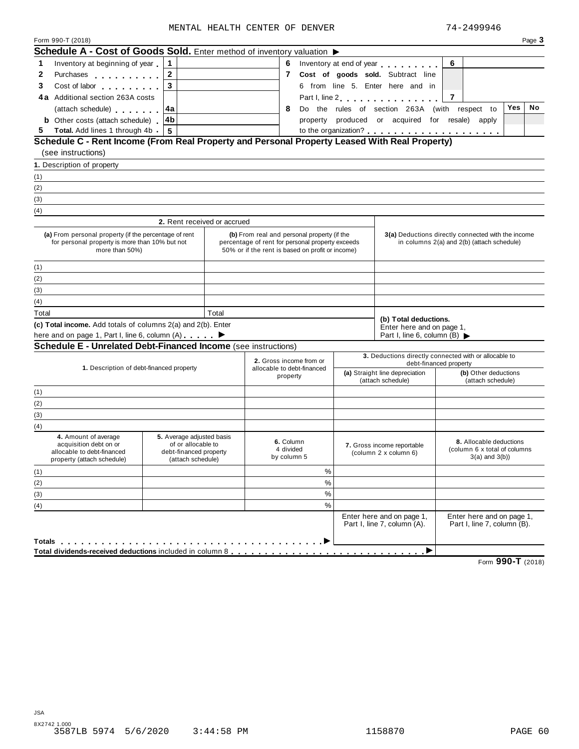MENTAL HEALTH CENTER OF DENVER 74-2499946

Form 990-T (2018) Page **3**

## Schedule A - Cost of Goods Sold. Enter method of inventory valuation ▶

| | | | | | | | |
|---|---|---|---|---|---|---|---|
| **1** | Inventory at beginning of year | 1 | | **6** | Inventory at end of year | 6 | |
| **2** | Purchases | 2 | | **7** | **Cost of goods sold.** Subtract line 6 from line 5. Enter here and in Part I, line 2 | 7 | |
| **3** | Cost of labor | 3 | | | | | |
| **4a** | Additional section 263A costs (attach schedule) | 4a | | **8** | Do the rules of section 263A (with respect to property produced or acquired for resale) apply to the organization? | **Yes** | **No** |
| **b** | Other costs (attach schedule) | 4b | | | | | |
| **5** | **Total.** Add lines 1 through 4b | 5 | | | | | |

## Schedule C - Rent Income (From Real Property and Personal Property Leased With Real Property)

(see instructions)

**1.** Description of property

(1)
(2)
(3)
(4)

| | 2. Rent received or accrued | | |
|---|---|---|---|
| | **(a)** From personal property (if the percentage of rent for personal property is more than 10% but not more than 50%) | **(b)** From real and personal property (if the percentage of rent for personal property exceeds 50% or if the rent is based on profit or income) | **3(a)** Deductions directly connected with the income in columns 2(a) and 2(b) (attach schedule) |
| (1) | | | |
| (2) | | | |
| (3) | | | |
| (4) | | | |
| Total | | Total | |
| **(c) Total income.** Add totals of columns 2(a) and 2(b). Enter here and on page 1, Part I, line 6, column (A) ▶ | | | **(b) Total deductions.** Enter here and on page 1, Part I, line 6, column (B) ▶ |

## Schedule E - Unrelated Debt-Financed Income (see instructions)

| | **1.** Description of debt-financed property | **2.** Gross income from or allocable to debt-financed property | **3.** Deductions directly connected with or allocable to debt-financed property | |
|---|---|---|---|---|
| | | | **(a)** Straight line depreciation (attach schedule) | **(b)** Other deductions (attach schedule) |
| (1) | | | | |
| (2) | | | | |
| (3) | | | | |
| (4) | | | | |

| | **4.** Amount of average acquisition debt on or allocable to debt-financed property (attach schedule) | **5.** Average adjusted basis of or allocable to debt-financed property (attach schedule) | **6.** Column 4 divided by column 5 | **7.** Gross income reportable (column 2 x column 6) | **8.** Allocable deductions (column 6 x total of columns 3(a) and 3(b)) |
|---|---|---|---|---|---|
| (1) | | | % | | |
| (2) | | | % | | |
| (3) | | | % | | |
| (4) | | | % | | |
| | | | | Enter here and on page 1, Part I, line 7, column (A). | Enter here and on page 1, Part I, line 7, column (B). |
| **Totals** ▶ | | | | | |
| **Total dividends-received deductions** included in column 8 ▶ | | | | | |

Form **990-T** (2018)

JSA
8X2742 1.000
3587LB 5974 5/6/2020 3:44:58 PM 1158870 PAGE 60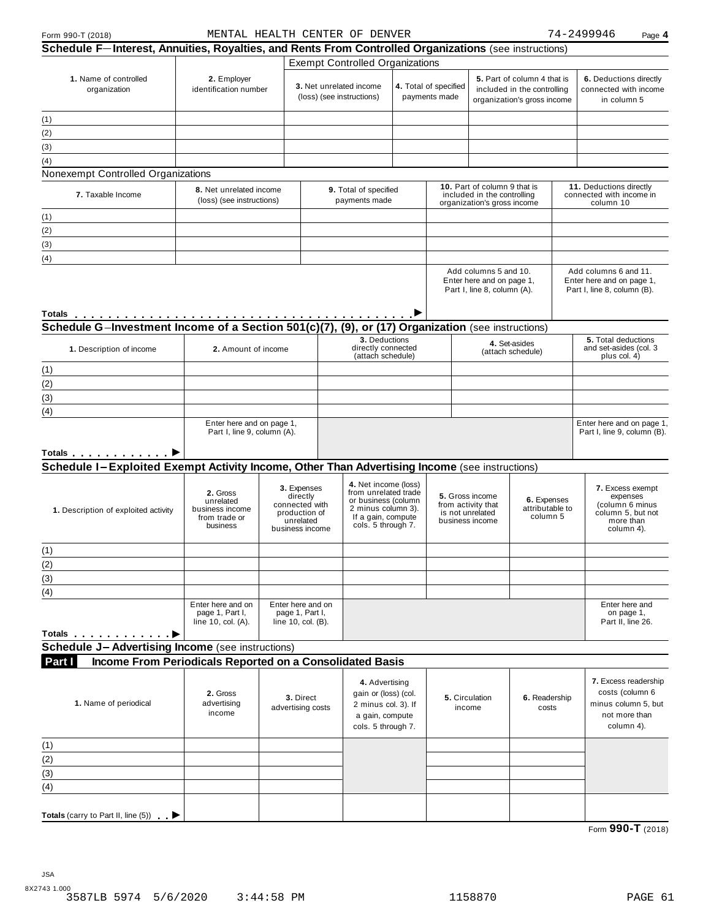Form 990-T (2018) MENTAL HEALTH CENTER OF DENVER 74-2499946 Page 4

## Schedule F–Interest, Annuities, Royalties, and Rents From Controlled Organizations (see instructions)

| | | Exempt Controlled Organizations | | | |
|---|---|---|---|---|---|
| **1.** Name of controlled organization | **2.** Employer identification number | **3.** Net unrelated income (loss) (see instructions) | **4.** Total of specified payments made | **5.** Part of column 4 that is included in the controlling organization's gross income | **6.** Deductions directly connected with income in column 5 |
| (1) | | | | | |
| (2) | | | | | |
| (3) | | | | | |
| (4) | | | | | |

Nonexempt Controlled Organizations

| **7.** Taxable Income | **8.** Net unrelated income (loss) (see instructions) | **9.** Total of specified payments made | **10.** Part of column 9 that is included in the controlling organization's gross income | **11.** Deductions directly connected with income in column 10 |
|---|---|---|---|---|
| (1) | | | | |
| (2) | | | | |
| (3) | | | | |
| (4) | | | | |
| | | | Add columns 5 and 10. Enter here and on page 1, Part I, line 8, column (A). | Add columns 6 and 11. Enter here and on page 1, Part I, line 8, column (B). |
| **Totals** ▶ | | | | |

## Schedule G–Investment Income of a Section 501(c)(7), (9), or (17) Organization (see instructions)

| **1.** Description of income | **2.** Amount of income | **3.** Deductions directly connected (attach schedule) | **4.** Set-asides (attach schedule) | **5.** Total deductions and set-asides (col. 3 plus col. 4) |
|---|---|---|---|---|
| (1) | | | | |
| (2) | | | | |
| (3) | | | | |
| (4) | | | | |
| | Enter here and on page 1, Part I, line 9, column (A). | | | Enter here and on page 1, Part I, line 9, column (B). |
| **Totals** ▶ | | | | |

## Schedule I–Exploited Exempt Activity Income, Other Than Advertising Income (see instructions)

| **1.** Description of exploited activity | **2.** Gross unrelated business income from trade or business | **3.** Expenses directly connected with production of unrelated business income | **4.** Net income (loss) from unrelated trade or business (column 2 minus column 3). If a gain, compute cols. 5 through 7. | **5.** Gross income from activity that is not unrelated business income | **6.** Expenses attributable to column 5 | **7.** Excess exempt expenses (column 6 minus column 5, but not more than column 4). |
|---|---|---|---|---|---|---|
| (1) | | | | | | |
| (2) | | | | | | |
| (3) | | | | | | |
| (4) | | | | | | |
| | Enter here and on page 1, Part I, line 10, col. (A). | Enter here and on page 1, Part I, line 10, col. (B). | | | | Enter here and on page 1, Part II, line 26. |
| **Totals** ▶ | | | | | | |

## Schedule J–Advertising Income (see instructions)

### Part I Income From Periodicals Reported on a Consolidated Basis

| **1.** Name of periodical | **2.** Gross advertising income | **3.** Direct advertising costs | **4.** Advertising gain or (loss) (col. 2 minus col. 3). If a gain, compute cols. 5 through 7. | **5.** Circulation income | **6.** Readership costs | **7.** Excess readership costs (column 6 minus column 5, but not more than column 4). |
|---|---|---|---|---|---|---|
| (1) | | | | | | |
| (2) | | | | | | |
| (3) | | | | | | |
| (4) | | | | | | |
| **Totals** (carry to Part II, line (5)) ▶ | | | | | | |

Form **990-T** (2018)

JSA
8X2743 1.000
3587LB 5974 5/6/2020 3:44:58 PM 1158870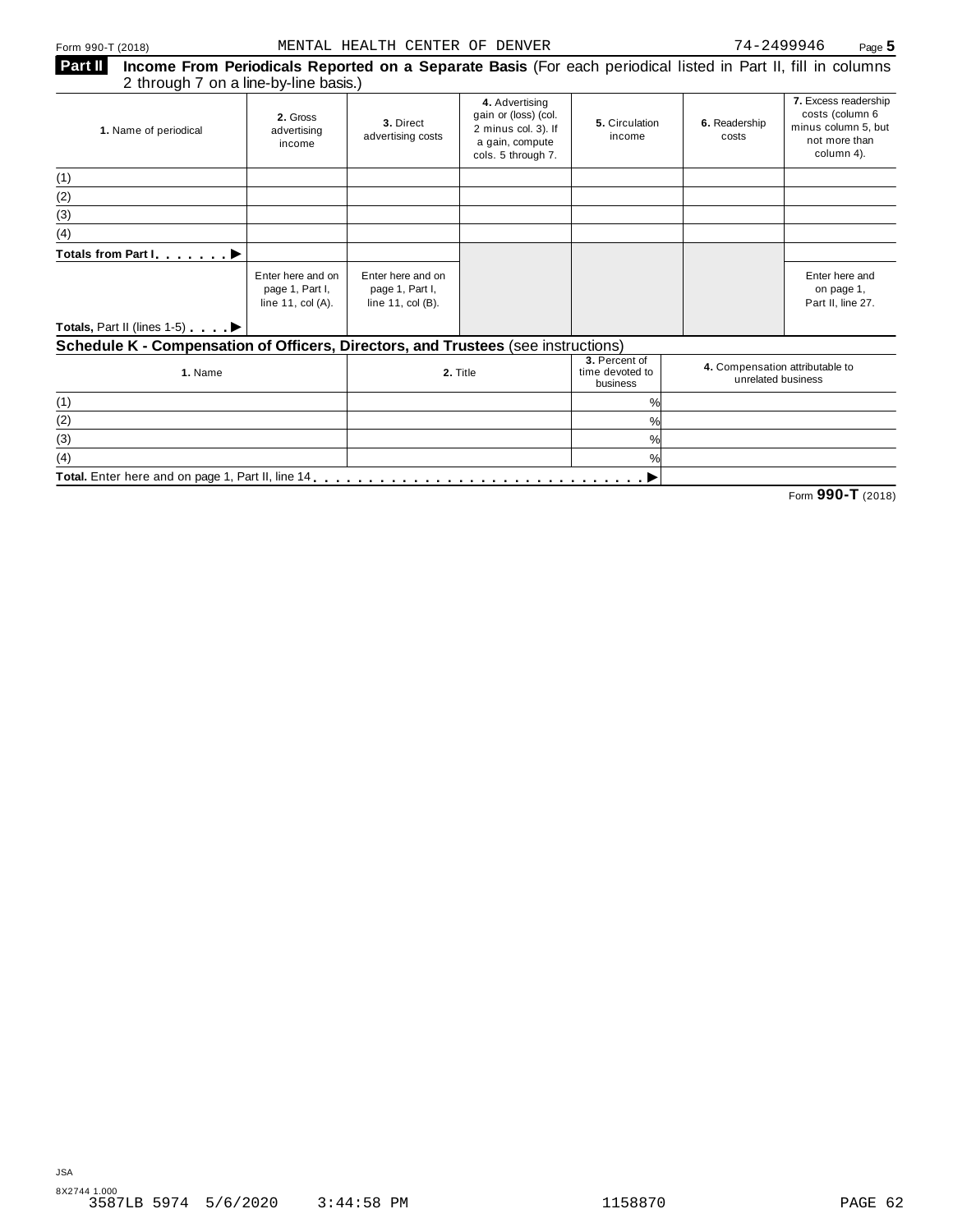Form 990-T (2018) MENTAL HEALTH CENTER OF DENVER 74-2499946

## Part II Income From Periodicals Reported on a Separate Basis (For each periodical listed in Part II, fill in columns 2 through 7 on a line-by-line basis.)

| 1. Name of periodical | 2. Gross advertising income | 3. Direct advertising costs | 4. Advertising gain or (loss) (col. 2 minus col. 3). If a gain, compute cols. 5 through 7. | 5. Circulation income | 6. Readership costs | 7. Excess readership costs (column 6 minus column 5, but not more than column 4). |
|---|---|---|---|---|---|---|
| (1) | | | | | | |
| (2) | | | | | | |
| (3) | | | | | | |
| (4) | | | | | | |
| Totals from Part I | | | | | | |
| Totals, Part II (lines 1-5) | Enter here and on page 1, Part I, line 11, col (A). | Enter here and on page 1, Part I, line 11, col (B). | | | | Enter here and on page 1, Part II, line 27. |

## Schedule K - Compensation of Officers, Directors, and Trustees (see instructions)

| 1. Name | 2. Title | 3. Percent of time devoted to business | 4. Compensation attributable to unrelated business |
|---|---|---|---|
| (1) | | % | |
| (2) | | % | |
| (3) | | % | |
| (4) | | % | |
| **Total.** Enter here and on page 1, Part II, line 14 | | | |

Form **990-T** (2018)

JSA
8X2744 1.000
3587LB 5974 5/6/2020 3:44:58 PM 1158870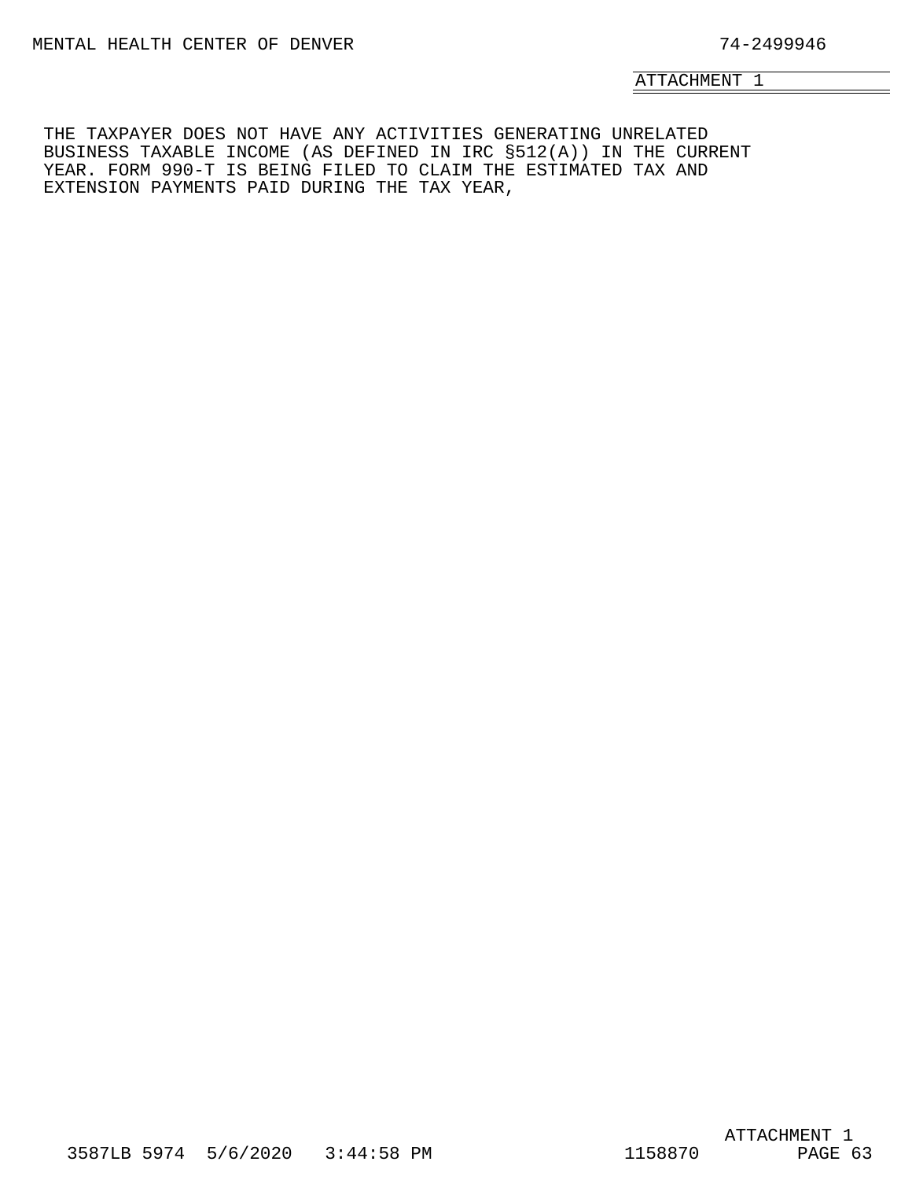ATTACHMENT 1

THE TAXPAYER DOES NOT HAVE ANY ACTIVITIES GENERATING UNRELATED BUSINESS TAXABLE INCOME (AS DEFINED IN IRC §512(A)) IN THE CURRENT YEAR. FORM 990-T IS BEING FILED TO CLAIM THE ESTIMATED TAX AND EXTENSION PAYMENTS PAID DURING THE TAX YEAR,